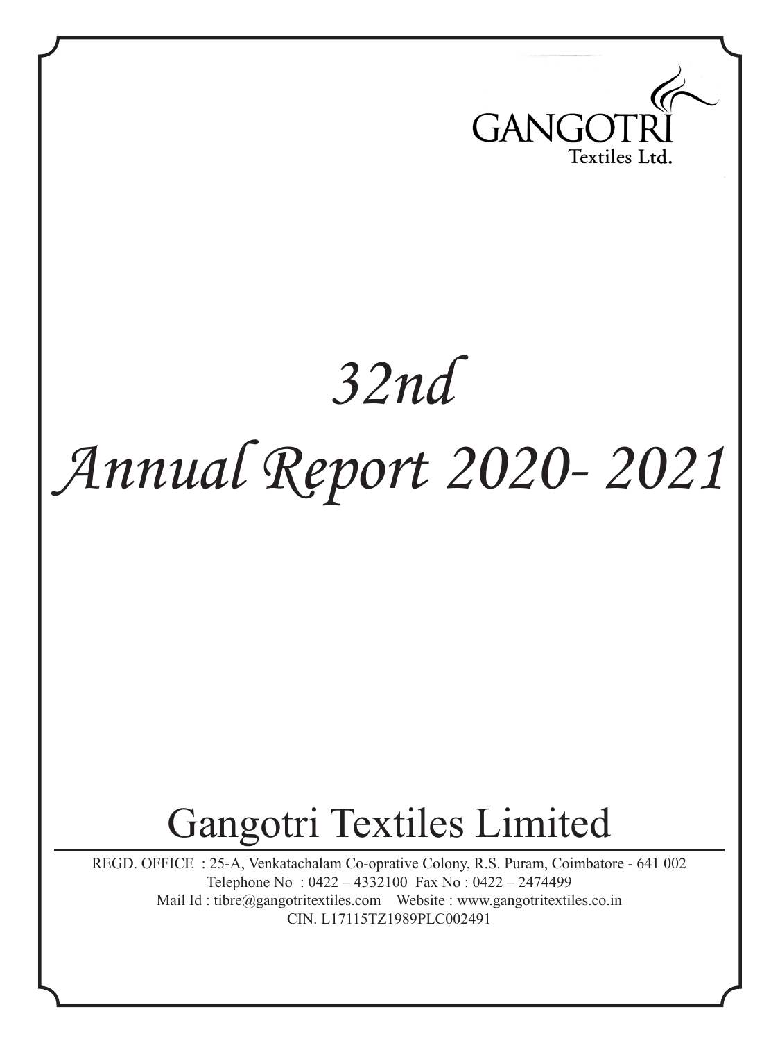GANGOTRI
Textiles Ltd.

# 32nd

# Annual Report 2020- 2021

## Gangotri Textiles Limited

REGD. OFFICE : 25-A, Venkatachalam Co-oprative Colony, R.S. Puram, Coimbatore - 641 002
Telephone No : 0422 – 4332100 Fax No : 0422 – 2474499
Mail Id : tibre@gangotritextiles.com Website : www.gangotritextiles.co.in
CIN. L17115TZ1989PLC002491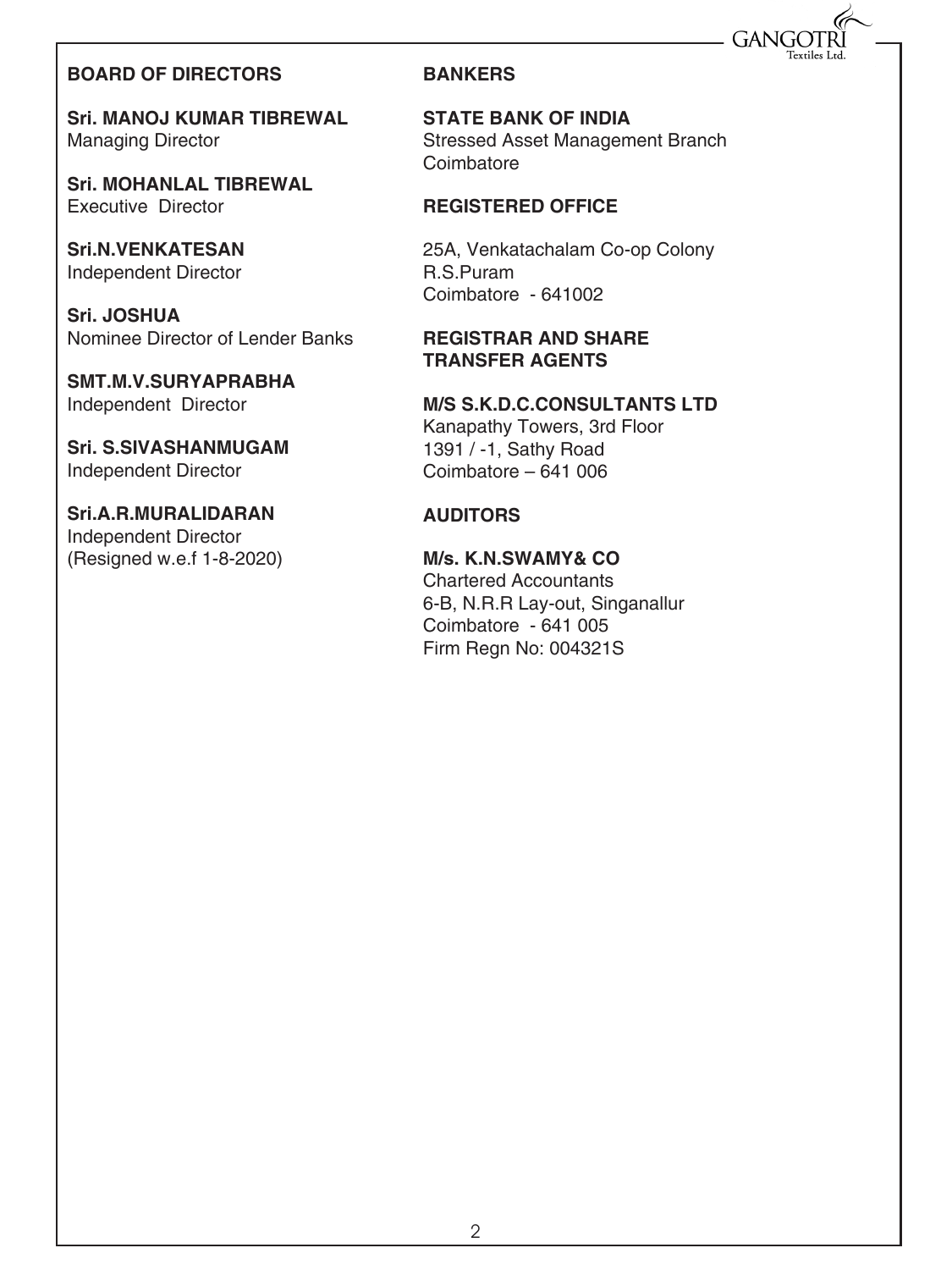## BOARD OF DIRECTORS

**Sri. MANOJ KUMAR TIBREWAL**
Managing Director

**Sri. MOHANLAL TIBREWAL**
Executive Director

**Sri.N.VENKATESAN**
Independent Director

**Sri. JOSHUA**
Nominee Director of Lender Banks

**SMT.M.V.SURYAPRABHA**
Independent Director

**Sri. S.SIVASHANMUGAM**
Independent Director

**Sri.A.R.MURALIDARAN**
Independent Director
(Resigned w.e.f 1-8-2020)

## BANKERS

**STATE BANK OF INDIA**
Stressed Asset Management Branch
Coimbatore

## REGISTERED OFFICE

25A, Venkatachalam Co-op Colony
R.S.Puram
Coimbatore - 641002

## REGISTRAR AND SHARE TRANSFER AGENTS

**M/S S.K.D.C.CONSULTANTS LTD**
Kanapathy Towers, 3rd Floor
1391 / -1, Sathy Road
Coimbatore – 641 006

## AUDITORS

**M/s. K.N.SWAMY& CO**
Chartered Accountants
6-B, N.R.R Lay-out, Singanallur
Coimbatore - 641 005
Firm Regn No: 004321S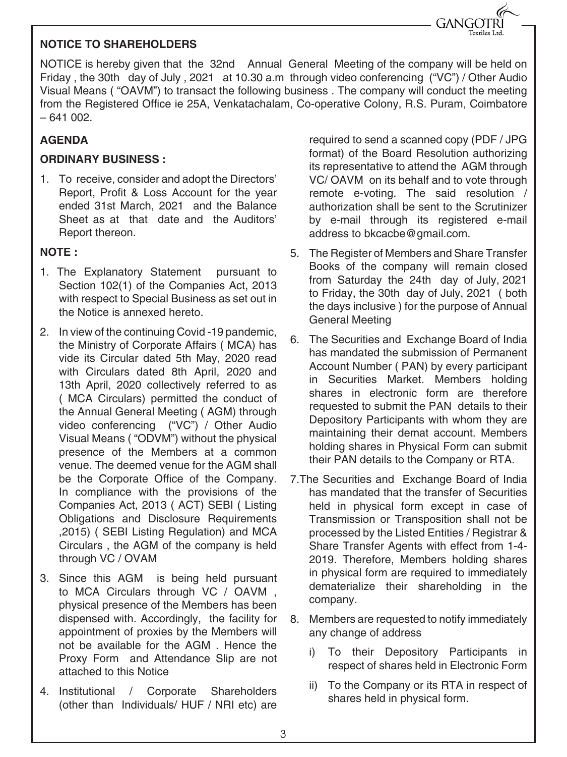## NOTICE TO SHAREHOLDERS

NOTICE is hereby given that the 32nd Annual General Meeting of the company will be held on Friday , the 30th day of July , 2021 at 10.30 a.m through video conferencing ("VC") / Other Audio Visual Means ( "OAVM") to transact the following business . The company will conduct the meeting from the Registered Office ie 25A, Venkatachalam, Co-operative Colony, R.S. Puram, Coimbatore – 641 002.

### AGENDA

### ORDINARY BUSINESS :

1. To receive, consider and adopt the Directors' Report, Profit & Loss Account for the year ended 31st March, 2021 and the Balance Sheet as at that date and the Auditors' Report thereon.

### NOTE :

1. The Explanatory Statement pursuant to Section 102(1) of the Companies Act, 2013 with respect to Special Business as set out in the Notice is annexed hereto.
2. In view of the continuing Covid -19 pandemic, the Ministry of Corporate Affairs ( MCA) has vide its Circular dated 5th May, 2020 read with Circulars dated 8th April, 2020 and 13th April, 2020 collectively referred to as ( MCA Circulars) permitted the conduct of the Annual General Meeting ( AGM) through video conferencing ("VC") / Other Audio Visual Means ( "ODVM") without the physical presence of the Members at a common venue. The deemed venue for the AGM shall be the Corporate Office of the Company. In compliance with the provisions of the Companies Act, 2013 ( ACT) SEBI ( Listing Obligations and Disclosure Requirements ,2015) ( SEBI Listing Regulation) and MCA Circulars , the AGM of the company is held through VC / OVAM
3. Since this AGM is being held pursuant to MCA Circulars through VC / OAVM , physical presence of the Members has been dispensed with. Accordingly, the facility for appointment of proxies by the Members will not be available for the AGM . Hence the Proxy Form and Attendance Slip are not attached to this Notice
4. Institutional / Corporate Shareholders (other than Individuals/ HUF / NRI etc) are required to send a scanned copy (PDF / JPG format) of the Board Resolution authorizing its representative to attend the AGM through VC/ OAVM on its behalf and to vote through remote e-voting. The said resolution / authorization shall be sent to the Scrutinizer by e-mail through its registered e-mail address to bkcacbe@gmail.com.
5. The Register of Members and Share Transfer Books of the company will remain closed from Saturday the 24th day of July, 2021 to Friday, the 30th day of July, 2021 ( both the days inclusive ) for the purpose of Annual General Meeting
6. The Securities and Exchange Board of India has mandated the submission of Permanent Account Number ( PAN) by every participant in Securities Market. Members holding shares in electronic form are therefore requested to submit the PAN details to their Depository Participants with whom they are maintaining their demat account. Members holding shares in Physical Form can submit their PAN details to the Company or RTA.
7. The Securities and Exchange Board of India has mandated that the transfer of Securities held in physical form except in case of Transmission or Transposition shall not be processed by the Listed Entities / Registrar & Share Transfer Agents with effect from 1-4-2019. Therefore, Members holding shares in physical form are required to immediately dematerialize their shareholding in the company.
8. Members are requested to notify immediately any change of address
   i) To their Depository Participants in respect of shares held in Electronic Form
   ii) To the Company or its RTA in respect of shares held in physical form.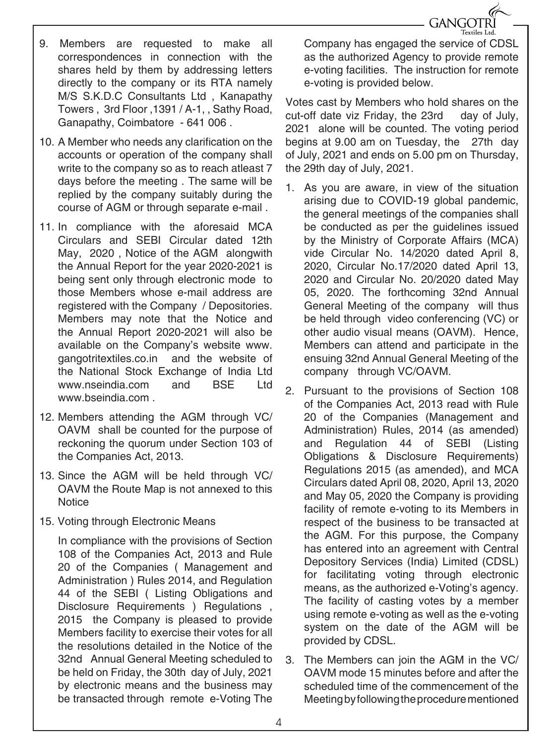9. Members are requested to make all correspondences in connection with the shares held by them by addressing letters directly to the company or its RTA namely M/S S.K.D.C Consultants Ltd , Kanapathy Towers , 3rd Floor ,1391 / A-1, , Sathy Road, Ganapathy, Coimbatore - 641 006 .

10. A Member who needs any clarification on the accounts or operation of the company shall write to the company so as to reach atleast 7 days before the meeting . The same will be replied by the company suitably during the course of AGM or through separate e-mail .

11. In compliance with the aforesaid MCA Circulars and SEBI Circular dated 12th May, 2020 , Notice of the AGM alongwith the Annual Report for the year 2020-2021 is being sent only through electronic mode to those Members whose e-mail address are registered with the Company / Depositories. Members may note that the Notice and the Annual Report 2020-2021 will also be available on the Company's website www.gangotritextiles.co.in and the website of the National Stock Exchange of India Ltd www.nseindia.com and BSE Ltd www.bseindia.com .

12. Members attending the AGM through VC/ OAVM shall be counted for the purpose of reckoning the quorum under Section 103 of the Companies Act, 2013.

13. Since the AGM will be held through VC/ OAVM the Route Map is not annexed to this Notice

15. Voting through Electronic Means

    In compliance with the provisions of Section 108 of the Companies Act, 2013 and Rule 20 of the Companies ( Management and Administration ) Rules 2014, and Regulation 44 of the SEBI ( Listing Obligations and Disclosure Requirements ) Regulations , 2015 the Company is pleased to provide Members facility to exercise their votes for all the resolutions detailed in the Notice of the 32nd Annual General Meeting scheduled to be held on Friday, the 30th day of July, 2021 by electronic means and the business may be transacted through remote e-Voting The Company has engaged the service of CDSL as the authorized Agency to provide remote e-voting facilities. The instruction for remote e-voting is provided below.

Votes cast by Members who hold shares on the cut-off date viz Friday, the 23rd day of July, 2021 alone will be counted. The voting period begins at 9.00 am on Tuesday, the 27th day of July, 2021 and ends on 5.00 pm on Thursday, the 29th day of July, 2021.

1. As you are aware, in view of the situation arising due to COVID-19 global pandemic, the general meetings of the companies shall be conducted as per the guidelines issued by the Ministry of Corporate Affairs (MCA) vide Circular No. 14/2020 dated April 8, 2020, Circular No.17/2020 dated April 13, 2020 and Circular No. 20/2020 dated May 05, 2020. The forthcoming 32nd Annual General Meeting of the company will thus be held through video conferencing (VC) or other audio visual means (OAVM). Hence, Members can attend and participate in the ensuing 32nd Annual General Meeting of the company through VC/OAVM.

2. Pursuant to the provisions of Section 108 of the Companies Act, 2013 read with Rule 20 of the Companies (Management and Administration) Rules, 2014 (as amended) and Regulation 44 of SEBI (Listing Obligations & Disclosure Requirements) Regulations 2015 (as amended), and MCA Circulars dated April 08, 2020, April 13, 2020 and May 05, 2020 the Company is providing facility of remote e-voting to its Members in respect of the business to be transacted at the AGM. For this purpose, the Company has entered into an agreement with Central Depository Services (India) Limited (CDSL) for facilitating voting through electronic means, as the authorized e-Voting's agency. The facility of casting votes by a member using remote e-voting as well as the e-voting system on the date of the AGM will be provided by CDSL.

3. The Members can join the AGM in the VC/ OAVM mode 15 minutes before and after the scheduled time of the commencement of the Meeting by following the procedure mentioned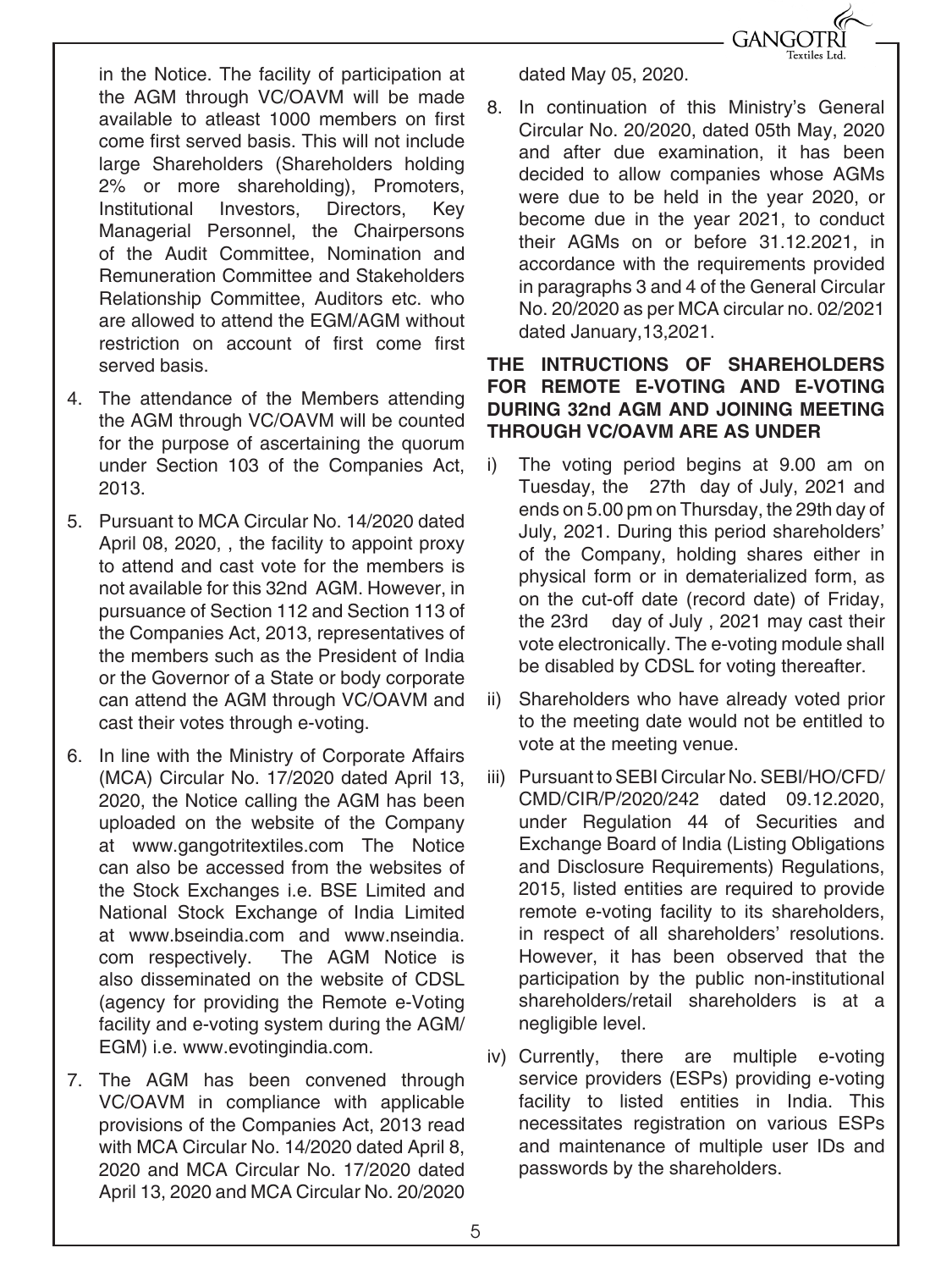in the Notice. The facility of participation at the AGM through VC/OAVM will be made available to atleast 1000 members on first come first served basis. This will not include large Shareholders (Shareholders holding 2% or more shareholding), Promoters, Institutional Investors, Directors, Key Managerial Personnel, the Chairpersons of the Audit Committee, Nomination and Remuneration Committee and Stakeholders Relationship Committee, Auditors etc. who are allowed to attend the EGM/AGM without restriction on account of first come first served basis.

4. The attendance of the Members attending the AGM through VC/OAVM will be counted for the purpose of ascertaining the quorum under Section 103 of the Companies Act, 2013.

5. Pursuant to MCA Circular No. 14/2020 dated April 08, 2020, , the facility to appoint proxy to attend and cast vote for the members is not available for this 32nd AGM. However, in pursuance of Section 112 and Section 113 of the Companies Act, 2013, representatives of the members such as the President of India or the Governor of a State or body corporate can attend the AGM through VC/OAVM and cast their votes through e-voting.

6. In line with the Ministry of Corporate Affairs (MCA) Circular No. 17/2020 dated April 13, 2020, the Notice calling the AGM has been uploaded on the website of the Company at www.gangotritextiles.com The Notice can also be accessed from the websites of the Stock Exchanges i.e. BSE Limited and National Stock Exchange of India Limited at www.bseindia.com and www.nseindia.com respectively. The AGM Notice is also disseminated on the website of CDSL (agency for providing the Remote e-Voting facility and e-voting system during the AGM/EGM) i.e. www.evotingindia.com.

7. The AGM has been convened through VC/OAVM in compliance with applicable provisions of the Companies Act, 2013 read with MCA Circular No. 14/2020 dated April 8, 2020 and MCA Circular No. 17/2020 dated April 13, 2020 and MCA Circular No. 20/2020 dated May 05, 2020.

8. In continuation of this Ministry's General Circular No. 20/2020, dated 05th May, 2020 and after due examination, it has been decided to allow companies whose AGMs were due to be held in the year 2020, or become due in the year 2021, to conduct their AGMs on or before 31.12.2021, in accordance with the requirements provided in paragraphs 3 and 4 of the General Circular No. 20/2020 as per MCA circular no. 02/2021 dated January,13,2021.

**THE INTRUCTIONS OF SHAREHOLDERS FOR REMOTE E-VOTING AND E-VOTING DURING 32nd AGM AND JOINING MEETING THROUGH VC/OAVM ARE AS UNDER**

i) The voting period begins at 9.00 am on Tuesday, the 27th day of July, 2021 and ends on 5.00 pm on Thursday, the 29th day of July, 2021. During this period shareholders' of the Company, holding shares either in physical form or in dematerialized form, as on the cut-off date (record date) of Friday, the 23rd day of July , 2021 may cast their vote electronically. The e-voting module shall be disabled by CDSL for voting thereafter.

ii) Shareholders who have already voted prior to the meeting date would not be entitled to vote at the meeting venue.

iii) Pursuant to SEBI Circular No. SEBI/HO/CFD/CMD/CIR/P/2020/242 dated 09.12.2020, under Regulation 44 of Securities and Exchange Board of India (Listing Obligations and Disclosure Requirements) Regulations, 2015, listed entities are required to provide remote e-voting facility to its shareholders, in respect of all shareholders' resolutions. However, it has been observed that the participation by the public non-institutional shareholders/retail shareholders is at a negligible level.

iv) Currently, there are multiple e-voting service providers (ESPs) providing e-voting facility to listed entities in India. This necessitates registration on various ESPs and maintenance of multiple user IDs and passwords by the shareholders.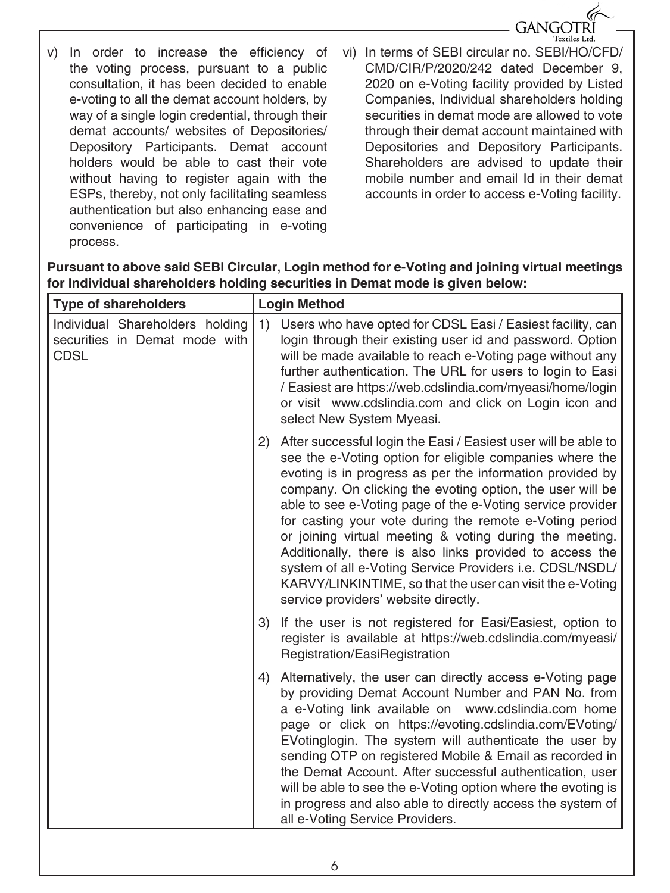v) In order to increase the efficiency of the voting process, pursuant to a public consultation, it has been decided to enable e-voting to all the demat account holders, by way of a single login credential, through their demat accounts/ websites of Depositories/ Depository Participants. Demat account holders would be able to cast their vote without having to register again with the ESPs, thereby, not only facilitating seamless authentication but also enhancing ease and convenience of participating in e-voting process.

vi) In terms of SEBI circular no. SEBI/HO/CFD/CMD/CIR/P/2020/242 dated December 9, 2020 on e-Voting facility provided by Listed Companies, Individual shareholders holding securities in demat mode are allowed to vote through their demat account maintained with Depositories and Depository Participants. Shareholders are advised to update their mobile number and email Id in their demat accounts in order to access e-Voting facility.

**Pursuant to above said SEBI Circular, Login method for e-Voting and joining virtual meetings for Individual shareholders holding securities in Demat mode is given below:**

| Type of shareholders | Login Method |
|---|---|
| Individual Shareholders holding securities in Demat mode with CDSL | 1) Users who have opted for CDSL Easi / Easiest facility, can login through their existing user id and password. Option will be made available to reach e-Voting page without any further authentication. The URL for users to login to Easi / Easiest are https://web.cdslindia.com/myeasi/home/login or visit www.cdslindia.com and click on Login icon and select New System Myeasi. |
| | 2) After successful login the Easi / Easiest user will be able to see the e-Voting option for eligible companies where the evoting is in progress as per the information provided by company. On clicking the evoting option, the user will be able to see e-Voting page of the e-Voting service provider for casting your vote during the remote e-Voting period or joining virtual meeting & voting during the meeting. Additionally, there is also links provided to access the system of all e-Voting Service Providers i.e. CDSL/NSDL/KARVY/LINKINTIME, so that the user can visit the e-Voting service providers' website directly. |
| | 3) If the user is not registered for Easi/Easiest, option to register is available at https://web.cdslindia.com/myeasi/Registration/EasiRegistration |
| | 4) Alternatively, the user can directly access e-Voting page by providing Demat Account Number and PAN No. from a e-Voting link available on www.cdslindia.com home page or click on https://evoting.cdslindia.com/EVoting/EVotinglogin. The system will authenticate the user by sending OTP on registered Mobile & Email as recorded in the Demat Account. After successful authentication, user will be able to see the e-Voting option where the evoting is in progress and also able to directly access the system of all e-Voting Service Providers. |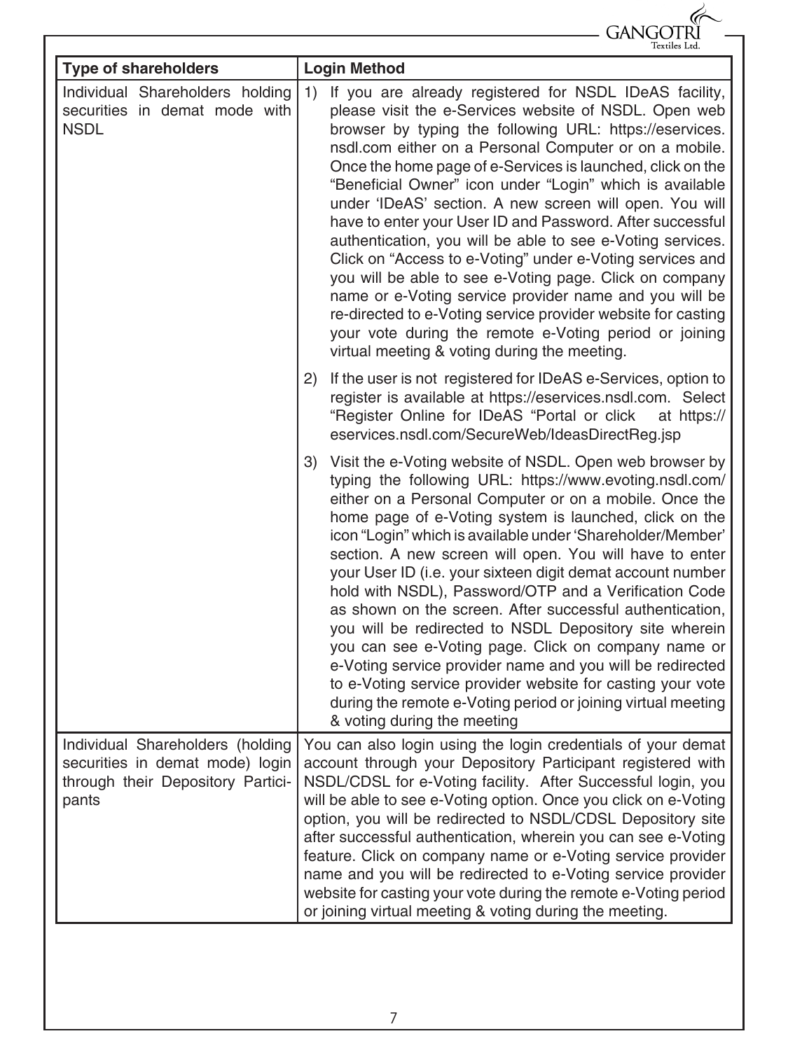| Type of shareholders | Login Method |
|---|---|
| Individual Shareholders holding securities in demat mode with NSDL | 1) If you are already registered for NSDL IDeAS facility, please visit the e-Services website of NSDL. Open web browser by typing the following URL: https://eservices.nsdl.com either on a Personal Computer or on a mobile. Once the home page of e-Services is launched, click on the "Beneficial Owner" icon under "Login" which is available under 'IDeAS' section. A new screen will open. You will have to enter your User ID and Password. After successful authentication, you will be able to see e-Voting services. Click on "Access to e-Voting" under e-Voting services and you will be able to see e-Voting page. Click on company name or e-Voting service provider name and you will be re-directed to e-Voting service provider website for casting your vote during the remote e-Voting period or joining virtual meeting & voting during the meeting.<br><br>2) If the user is not registered for IDeAS e-Services, option to register is available at https://eservices.nsdl.com. Select "Register Online for IDeAS "Portal or click at https://eservices.nsdl.com/SecureWeb/IdeasDirectReg.jsp<br><br>3) Visit the e-Voting website of NSDL. Open web browser by typing the following URL: https://www.evoting.nsdl.com/ either on a Personal Computer or on a mobile. Once the home page of e-Voting system is launched, click on the icon "Login" which is available under 'Shareholder/Member' section. A new screen will open. You will have to enter your User ID (i.e. your sixteen digit demat account number hold with NSDL), Password/OTP and a Verification Code as shown on the screen. After successful authentication, you will be redirected to NSDL Depository site wherein you can see e-Voting page. Click on company name or e-Voting service provider name and you will be redirected to e-Voting service provider website for casting your vote during the remote e-Voting period or joining virtual meeting & voting during the meeting |
| Individual Shareholders (holding securities in demat mode) login through their Depository Participants | You can also login using the login credentials of your demat account through your Depository Participant registered with NSDL/CDSL for e-Voting facility. After Successful login, you will be able to see e-Voting option. Once you click on e-Voting option, you will be redirected to NSDL/CDSL Depository site after successful authentication, wherein you can see e-Voting feature. Click on company name or e-Voting service provider name and you will be redirected to e-Voting service provider website for casting your vote during the remote e-Voting period or joining virtual meeting & voting during the meeting. |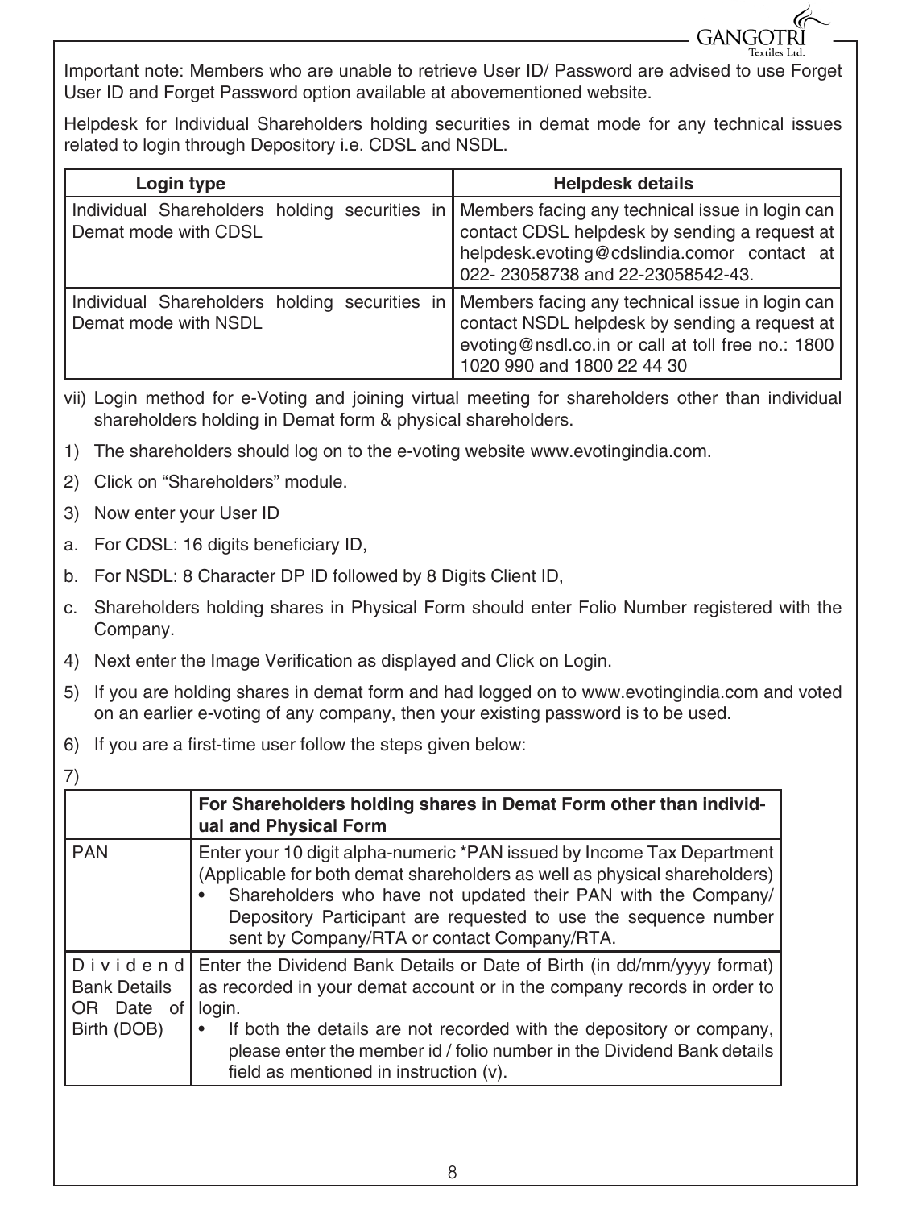Important note: Members who are unable to retrieve User ID/ Password are advised to use Forget User ID and Forget Password option available at abovementioned website.

Helpdesk for Individual Shareholders holding securities in demat mode for any technical issues related to login through Depository i.e. CDSL and NSDL.

| Login type | Helpdesk details |
|---|---|
| Individual Shareholders holding securities in Demat mode with CDSL | Members facing any technical issue in login can contact CDSL helpdesk by sending a request at helpdesk.evoting@cdslindia.comor contact at 022- 23058738 and 22-23058542-43. |
| Individual Shareholders holding securities in Demat mode with NSDL | Members facing any technical issue in login can contact NSDL helpdesk by sending a request at evoting@nsdl.co.in or call at toll free no.: 1800 1020 990 and 1800 22 44 30 |

vii) Login method for e-Voting and joining virtual meeting for shareholders other than individual shareholders holding in Demat form & physical shareholders.

1) The shareholders should log on to the e-voting website www.evotingindia.com.

2) Click on "Shareholders" module.

3) Now enter your User ID

a. For CDSL: 16 digits beneficiary ID,

b. For NSDL: 8 Character DP ID followed by 8 Digits Client ID,

c. Shareholders holding shares in Physical Form should enter Folio Number registered with the Company.

4) Next enter the Image Verification as displayed and Click on Login.

5) If you are holding shares in demat form and had logged on to www.evotingindia.com and voted on an earlier e-voting of any company, then your existing password is to be used.

6) If you are a first-time user follow the steps given below:

7)

| | For Shareholders holding shares in Demat Form other than individual and Physical Form |
|---|---|
| PAN | Enter your 10 digit alpha-numeric *PAN issued by Income Tax Department (Applicable for both demat shareholders as well as physical shareholders)<br>• Shareholders who have not updated their PAN with the Company/ Depository Participant are requested to use the sequence number sent by Company/RTA or contact Company/RTA. |
| Dividend Bank Details OR Date of Birth (DOB) | Enter the Dividend Bank Details or Date of Birth (in dd/mm/yyyy format) as recorded in your demat account or in the company records in order to login.<br>• If both the details are not recorded with the depository or company, please enter the member id / folio number in the Dividend Bank details field as mentioned in instruction (v). |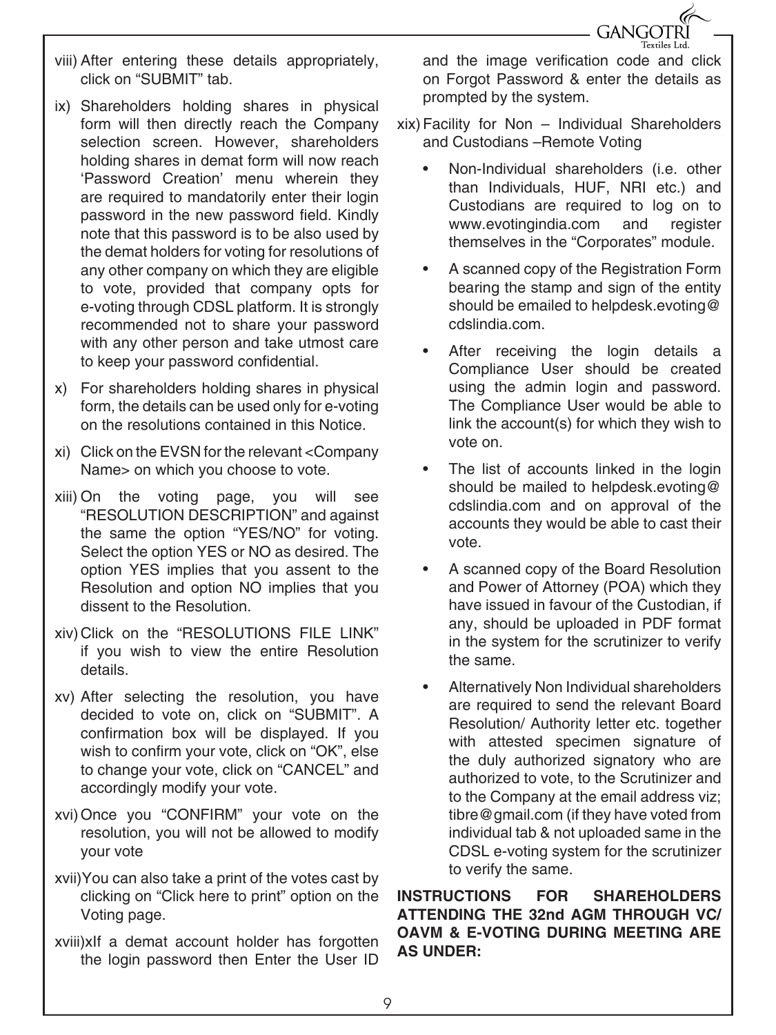viii) After entering these details appropriately, click on "SUBMIT" tab.

ix) Shareholders holding shares in physical form will then directly reach the Company selection screen. However, shareholders holding shares in demat form will now reach 'Password Creation' menu wherein they are required to mandatorily enter their login password in the new password field. Kindly note that this password is to be also used by the demat holders for voting for resolutions of any other company on which they are eligible to vote, provided that company opts for e-voting through CDSL platform. It is strongly recommended not to share your password with any other person and take utmost care to keep your password confidential.

x) For shareholders holding shares in physical form, the details can be used only for e-voting on the resolutions contained in this Notice.

xi) Click on the EVSN for the relevant <Company Name> on which you choose to vote.

xiii) On the voting page, you will see "RESOLUTION DESCRIPTION" and against the same the option "YES/NO" for voting. Select the option YES or NO as desired. The option YES implies that you assent to the Resolution and option NO implies that you dissent to the Resolution.

xiv) Click on the "RESOLUTIONS FILE LINK" if you wish to view the entire Resolution details.

xv) After selecting the resolution, you have decided to vote on, click on "SUBMIT". A confirmation box will be displayed. If you wish to confirm your vote, click on "OK", else to change your vote, click on "CANCEL" and accordingly modify your vote.

xvi) Once you "CONFIRM" your vote on the resolution, you will not be allowed to modify your vote

xvii) You can also take a print of the votes cast by clicking on "Click here to print" option on the Voting page.

xviii) xIf a demat account holder has forgotten the login password then Enter the User ID and the image verification code and click on Forgot Password & enter the details as prompted by the system.

xix) Facility for Non – Individual Shareholders and Custodians –Remote Voting

- Non-Individual shareholders (i.e. other than Individuals, HUF, NRI etc.) and Custodians are required to log on to www.evotingindia.com and register themselves in the "Corporates" module.
- A scanned copy of the Registration Form bearing the stamp and sign of the entity should be emailed to helpdesk.evoting@cdslindia.com.
- After receiving the login details a Compliance User should be created using the admin login and password. The Compliance User would be able to link the account(s) for which they wish to vote on.
- The list of accounts linked in the login should be mailed to helpdesk.evoting@cdslindia.com and on approval of the accounts they would be able to cast their vote.
- A scanned copy of the Board Resolution and Power of Attorney (POA) which they have issued in favour of the Custodian, if any, should be uploaded in PDF format in the system for the scrutinizer to verify the same.
- Alternatively Non Individual shareholders are required to send the relevant Board Resolution/ Authority letter etc. together with attested specimen signature of the duly authorized signatory who are authorized to vote, to the Scrutinizer and to the Company at the email address viz; tibre@gmail.com (if they have voted from individual tab & not uploaded same in the CDSL e-voting system for the scrutinizer to verify the same.

**INSTRUCTIONS FOR SHAREHOLDERS ATTENDING THE 32nd AGM THROUGH VC/ OAVM & E-VOTING DURING MEETING ARE AS UNDER:**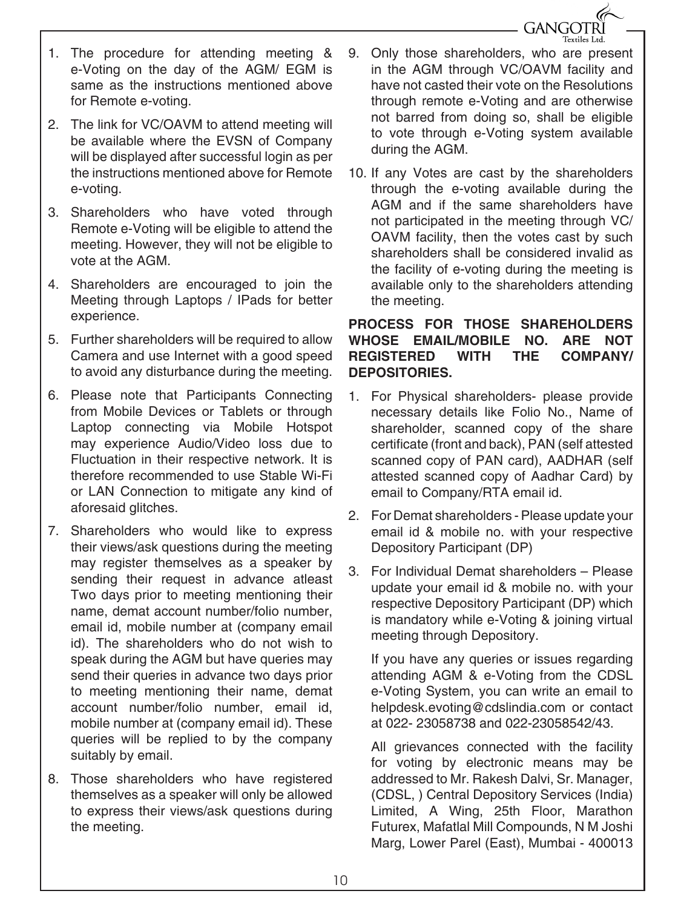1. The procedure for attending meeting & e-Voting on the day of the AGM/ EGM is same as the instructions mentioned above for Remote e-voting.

2. The link for VC/OAVM to attend meeting will be available where the EVSN of Company will be displayed after successful login as per the instructions mentioned above for Remote e-voting.

3. Shareholders who have voted through Remote e-Voting will be eligible to attend the meeting. However, they will not be eligible to vote at the AGM.

4. Shareholders are encouraged to join the Meeting through Laptops / IPads for better experience.

5. Further shareholders will be required to allow Camera and use Internet with a good speed to avoid any disturbance during the meeting.

6. Please note that Participants Connecting from Mobile Devices or Tablets or through Laptop connecting via Mobile Hotspot may experience Audio/Video loss due to Fluctuation in their respective network. It is therefore recommended to use Stable Wi-Fi or LAN Connection to mitigate any kind of aforesaid glitches.

7. Shareholders who would like to express their views/ask questions during the meeting may register themselves as a speaker by sending their request in advance atleast Two days prior to meeting mentioning their name, demat account number/folio number, email id, mobile number at (company email id). The shareholders who do not wish to speak during the AGM but have queries may send their queries in advance two days prior to meeting mentioning their name, demat account number/folio number, email id, mobile number at (company email id). These queries will be replied to by the company suitably by email.

8. Those shareholders who have registered themselves as a speaker will only be allowed to express their views/ask questions during the meeting.

9. Only those shareholders, who are present in the AGM through VC/OAVM facility and have not casted their vote on the Resolutions through remote e-Voting and are otherwise not barred from doing so, shall be eligible to vote through e-Voting system available during the AGM.

10. If any Votes are cast by the shareholders through the e-voting available during the AGM and if the same shareholders have not participated in the meeting through VC/ OAVM facility, then the votes cast by such shareholders shall be considered invalid as the facility of e-voting during the meeting is available only to the shareholders attending the meeting.

**PROCESS FOR THOSE SHAREHOLDERS WHOSE EMAIL/MOBILE NO. ARE NOT REGISTERED WITH THE COMPANY/ DEPOSITORIES.**

1. For Physical shareholders- please provide necessary details like Folio No., Name of shareholder, scanned copy of the share certificate (front and back), PAN (self attested scanned copy of PAN card), AADHAR (self attested scanned copy of Aadhar Card) by email to Company/RTA email id.

2. For Demat shareholders - Please update your email id & mobile no. with your respective Depository Participant (DP)

3. For Individual Demat shareholders – Please update your email id & mobile no. with your respective Depository Participant (DP) which is mandatory while e-Voting & joining virtual meeting through Depository.

   If you have any queries or issues regarding attending AGM & e-Voting from the CDSL e-Voting System, you can write an email to helpdesk.evoting@cdslindia.com or contact at 022- 23058738 and 022-23058542/43.

   All grievances connected with the facility for voting by electronic means may be addressed to Mr. Rakesh Dalvi, Sr. Manager, (CDSL, ) Central Depository Services (India) Limited, A Wing, 25th Floor, Marathon Futurex, Mafatlal Mill Compounds, N M Joshi Marg, Lower Parel (East), Mumbai - 400013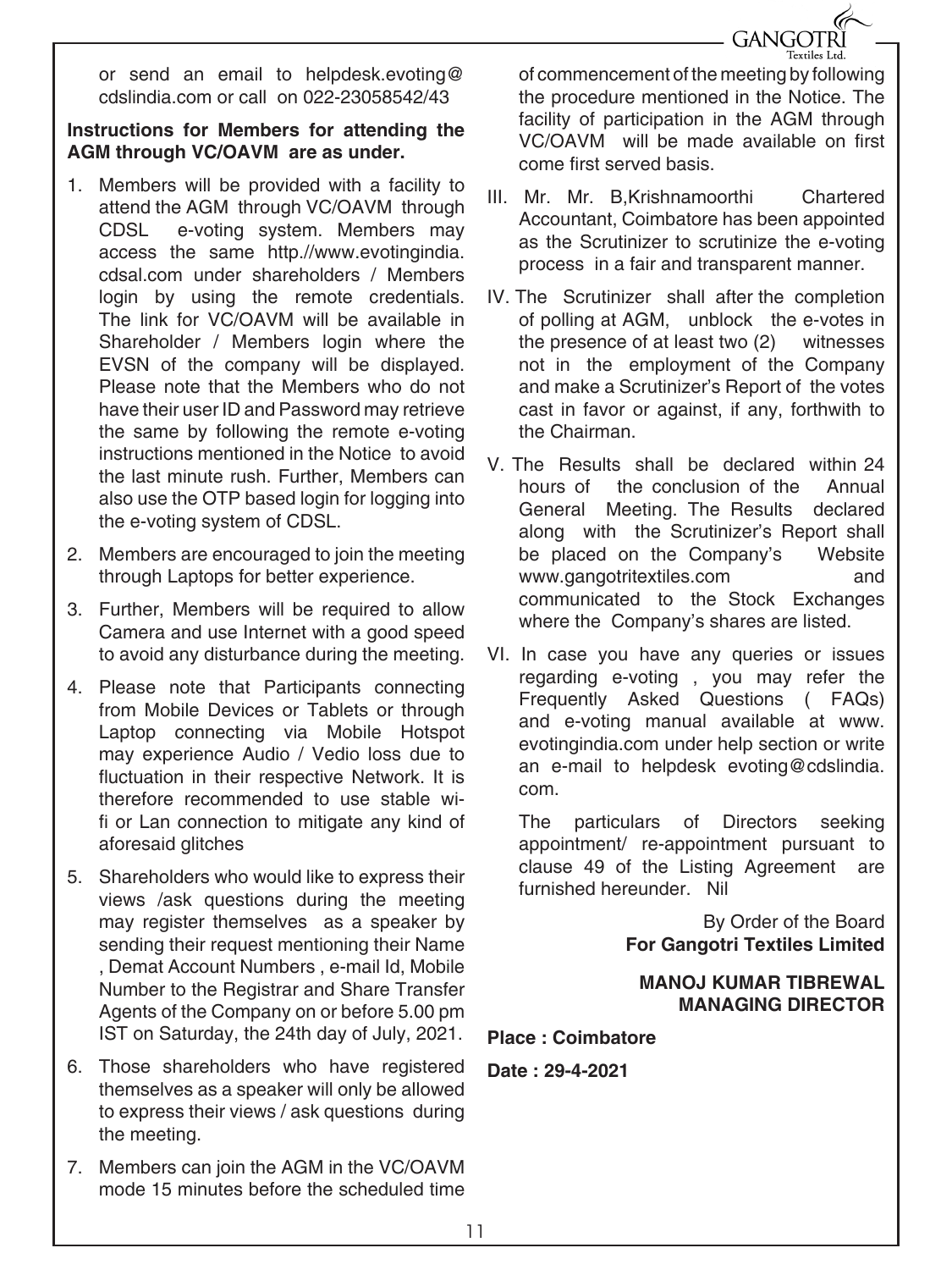or send an email to helpdesk.evoting@cdslindia.com or call on 022-23058542/43

**Instructions for Members for attending the AGM through VC/OAVM are as under.**

1. Members will be provided with a facility to attend the AGM through VC/OAVM through CDSL e-voting system. Members may access the same http.//www.evotingindia.cdsal.com under shareholders / Members login by using the remote credentials. The link for VC/OAVM will be available in Shareholder / Members login where the EVSN of the company will be displayed. Please note that the Members who do not have their user ID and Password may retrieve the same by following the remote e-voting instructions mentioned in the Notice to avoid the last minute rush. Further, Members can also use the OTP based login for logging into the e-voting system of CDSL.
2. Members are encouraged to join the meeting through Laptops for better experience.
3. Further, Members will be required to allow Camera and use Internet with a good speed to avoid any disturbance during the meeting.
4. Please note that Participants connecting from Mobile Devices or Tablets or through Laptop connecting via Mobile Hotspot may experience Audio / Vedio loss due to fluctuation in their respective Network. It is therefore recommended to use stable wi-fi or Lan connection to mitigate any kind of aforesaid glitches
5. Shareholders who would like to express their views /ask questions during the meeting may register themselves as a speaker by sending their request mentioning their Name , Demat Account Numbers , e-mail Id, Mobile Number to the Registrar and Share Transfer Agents of the Company on or before 5.00 pm IST on Saturday, the 24th day of July, 2021.
6. Those shareholders who have registered themselves as a speaker will only be allowed to express their views / ask questions during the meeting.
7. Members can join the AGM in the VC/OAVM mode 15 minutes before the scheduled time of commencement of the meeting by following the procedure mentioned in the Notice. The facility of participation in the AGM through VC/OAVM will be made available on first come first served basis.

III. Mr. Mr. B,Krishnamoorthi Chartered Accountant, Coimbatore has been appointed as the Scrutinizer to scrutinize the e-voting process in a fair and transparent manner.

IV. The Scrutinizer shall after the completion of polling at AGM, unblock the e-votes in the presence of at least two (2) witnesses not in the employment of the Company and make a Scrutinizer's Report of the votes cast in favor or against, if any, forthwith to the Chairman.

V. The Results shall be declared within 24 hours of the conclusion of the Annual General Meeting. The Results declared along with the Scrutinizer's Report shall be placed on the Company's Website www.gangotritextiles.com and communicated to the Stock Exchanges where the Company's shares are listed.

VI. In case you have any queries or issues regarding e-voting , you may refer the Frequently Asked Questions ( FAQs) and e-voting manual available at www.evotingindia.com under help section or write an e-mail to helpdesk evoting@cdslindia.com.

The particulars of Directors seeking appointment/ re-appointment pursuant to clause 49 of the Listing Agreement are furnished hereunder. Nil

By Order of the Board
**For Gangotri Textiles Limited**

**MANOJ KUMAR TIBREWAL**
**MANAGING DIRECTOR**

**Place : Coimbatore**

**Date : 29-4-2021**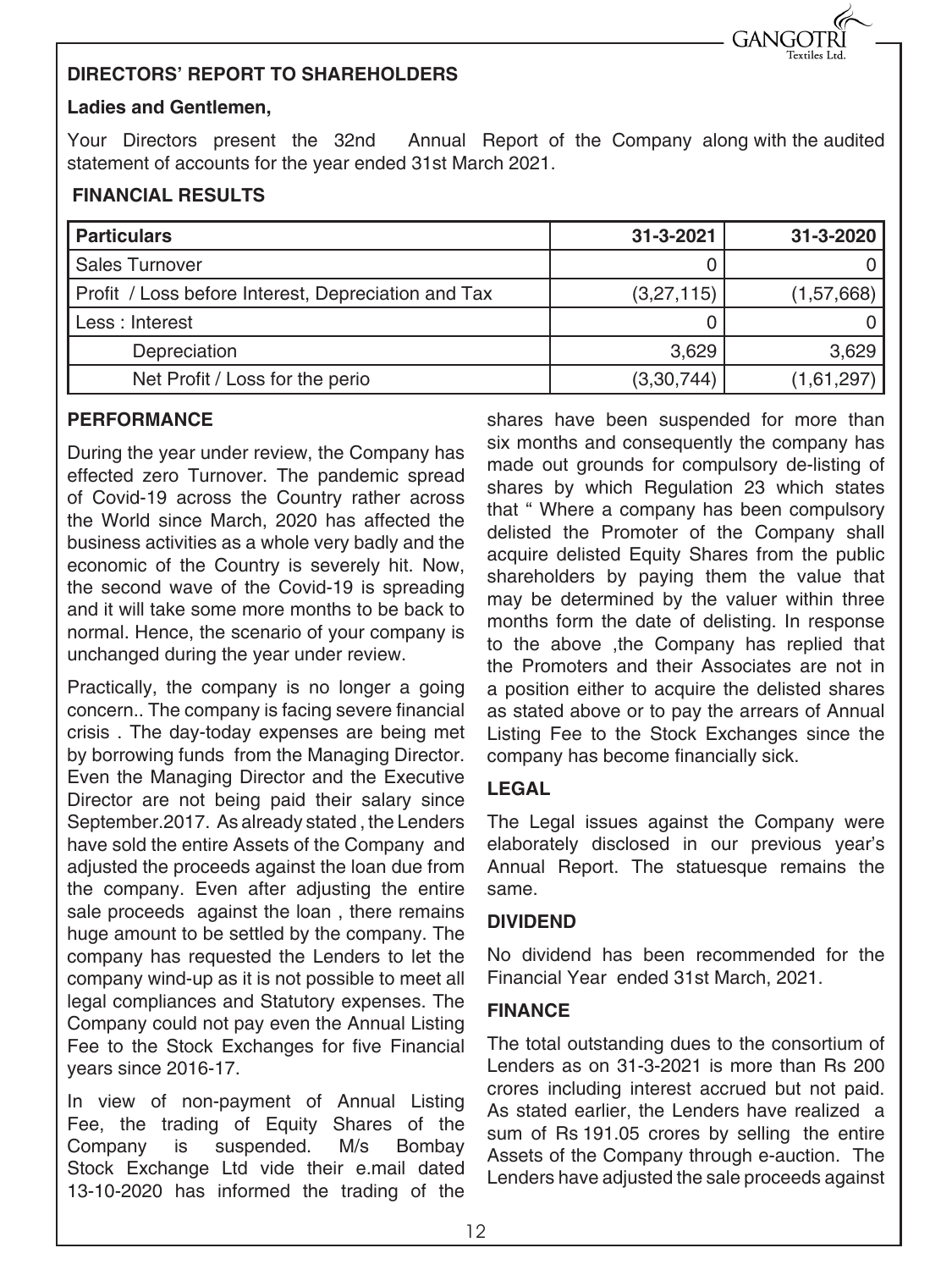## DIRECTORS' REPORT TO SHAREHOLDERS

**Ladies and Gentlemen,**

Your Directors present the 32nd Annual Report of the Company along with the audited statement of accounts for the year ended 31st March 2021.

### FINANCIAL RESULTS

| Particulars | 31-3-2021 | 31-3-2020 |
|---|---|---|
| Sales Turnover | 0 | 0 |
| Profit / Loss before Interest, Depreciation and Tax | (3,27,115) | (1,57,668) |
| Less : Interest | 0 | 0 |
| Depreciation | 3,629 | 3,629 |
| Net Profit / Loss for the perio | (3,30,744) | (1,61,297) |

### PERFORMANCE

During the year under review, the Company has effected zero Turnover. The pandemic spread of Covid-19 across the Country rather across the World since March, 2020 has affected the business activities as a whole very badly and the economic of the Country is severely hit. Now, the second wave of the Covid-19 is spreading and it will take some more months to be back to normal. Hence, the scenario of your company is unchanged during the year under review.

Practically, the company is no longer a going concern.. The company is facing severe financial crisis . The day-today expenses are being met by borrowing funds from the Managing Director. Even the Managing Director and the Executive Director are not being paid their salary since September.2017. As already stated , the Lenders have sold the entire Assets of the Company and adjusted the proceeds against the loan due from the company. Even after adjusting the entire sale proceeds against the loan , there remains huge amount to be settled by the company. The company has requested the Lenders to let the company wind-up as it is not possible to meet all legal compliances and Statutory expenses. The Company could not pay even the Annual Listing Fee to the Stock Exchanges for five Financial years since 2016-17.

In view of non-payment of Annual Listing Fee, the trading of Equity Shares of the Company is suspended. M/s Bombay Stock Exchange Ltd vide their e.mail dated 13-10-2020 has informed the trading of the shares have been suspended for more than six months and consequently the company has made out grounds for compulsory de-listing of shares by which Regulation 23 which states that " Where a company has been compulsory delisted the Promoter of the Company shall acquire delisted Equity Shares from the public shareholders by paying them the value that may be determined by the valuer within three months form the date of delisting. In response to the above ,the Company has replied that the Promoters and their Associates are not in a position either to acquire the delisted shares as stated above or to pay the arrears of Annual Listing Fee to the Stock Exchanges since the company has become financially sick.

### LEGAL

The Legal issues against the Company were elaborately disclosed in our previous year's Annual Report. The statuesque remains the same.

### DIVIDEND

No dividend has been recommended for the Financial Year ended 31st March, 2021.

### FINANCE

The total outstanding dues to the consortium of Lenders as on 31-3-2021 is more than Rs 200 crores including interest accrued but not paid. As stated earlier, the Lenders have realized a sum of Rs 191.05 crores by selling the entire Assets of the Company through e-auction. The Lenders have adjusted the sale proceeds against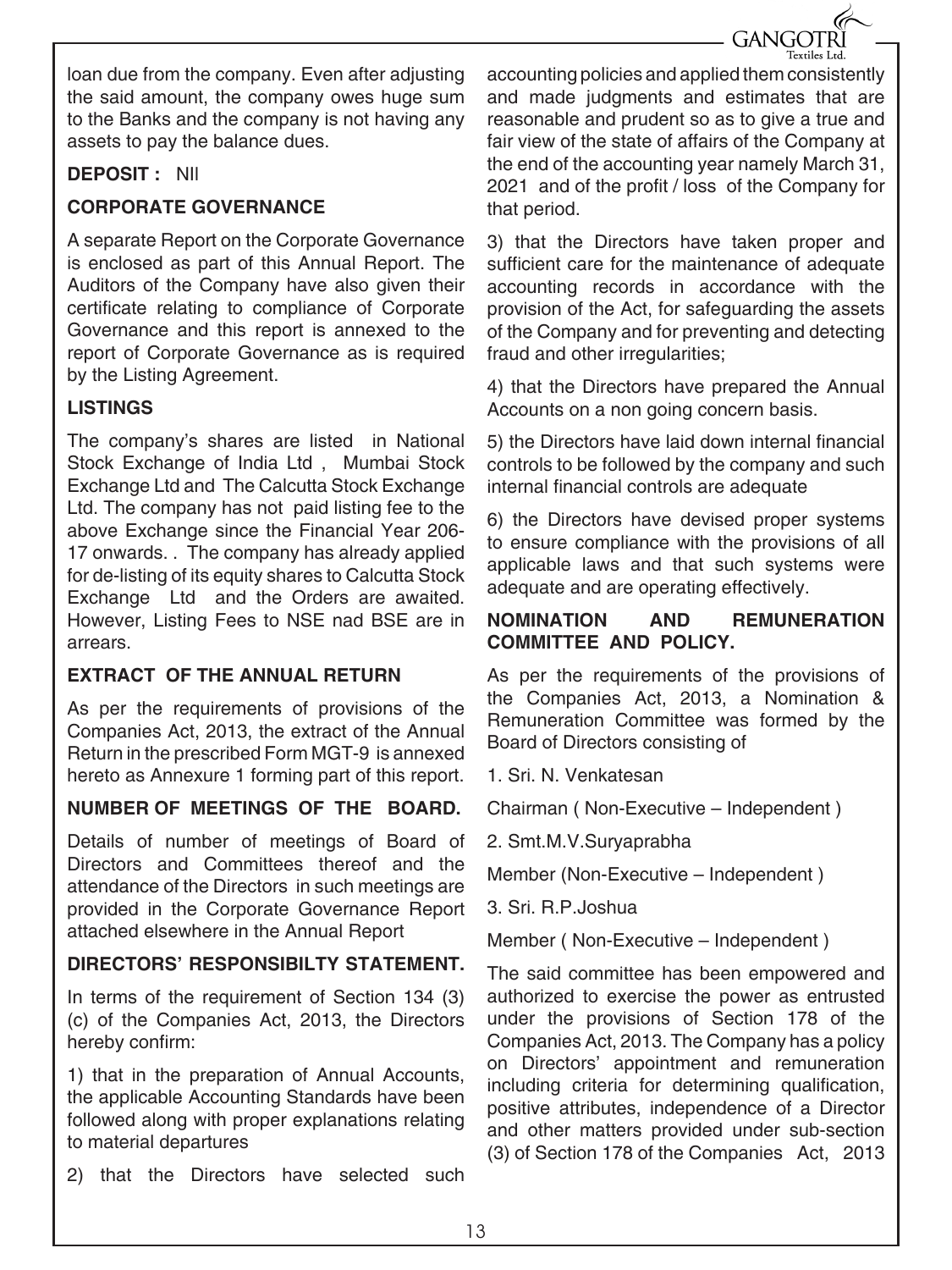loan due from the company. Even after adjusting the said amount, the company owes huge sum to the Banks and the company is not having any assets to pay the balance dues.

**DEPOSIT :** NIl

**CORPORATE GOVERNANCE**

A separate Report on the Corporate Governance is enclosed as part of this Annual Report. The Auditors of the Company have also given their certificate relating to compliance of Corporate Governance and this report is annexed to the report of Corporate Governance as is required by the Listing Agreement.

**LISTINGS**

The company's shares are listed in National Stock Exchange of India Ltd , Mumbai Stock Exchange Ltd and The Calcutta Stock Exchange Ltd. The company has not paid listing fee to the above Exchange since the Financial Year 206-17 onwards. . The company has already applied for de-listing of its equity shares to Calcutta Stock Exchange Ltd and the Orders are awaited. However, Listing Fees to NSE nad BSE are in arrears.

**EXTRACT OF THE ANNUAL RETURN**

As per the requirements of provisions of the Companies Act, 2013, the extract of the Annual Return in the prescribed Form MGT-9 is annexed hereto as Annexure 1 forming part of this report.

**NUMBER OF MEETINGS OF THE BOARD.**

Details of number of meetings of Board of Directors and Committees thereof and the attendance of the Directors in such meetings are provided in the Corporate Governance Report attached elsewhere in the Annual Report

**DIRECTORS' RESPONSIBILTY STATEMENT.**

In terms of the requirement of Section 134 (3) (c) of the Companies Act, 2013, the Directors hereby confirm:

1) that in the preparation of Annual Accounts, the applicable Accounting Standards have been followed along with proper explanations relating to material departures

2) that the Directors have selected such accounting policies and applied them consistently and made judgments and estimates that are reasonable and prudent so as to give a true and fair view of the state of affairs of the Company at the end of the accounting year namely March 31, 2021 and of the profit / loss of the Company for that period.

3) that the Directors have taken proper and sufficient care for the maintenance of adequate accounting records in accordance with the provision of the Act, for safeguarding the assets of the Company and for preventing and detecting fraud and other irregularities;

4) that the Directors have prepared the Annual Accounts on a non going concern basis.

5) the Directors have laid down internal financial controls to be followed by the company and such internal financial controls are adequate

6) the Directors have devised proper systems to ensure compliance with the provisions of all applicable laws and that such systems were adequate and are operating effectively.

**NOMINATION AND REMUNERATION COMMITTEE AND POLICY.**

As per the requirements of the provisions of the Companies Act, 2013, a Nomination & Remuneration Committee was formed by the Board of Directors consisting of

1. Sri. N. Venkatesan

Chairman ( Non-Executive – Independent )

2. Smt.M.V.Suryaprabha

Member (Non-Executive – Independent )

3. Sri. R.P.Joshua

Member ( Non-Executive – Independent )

The said committee has been empowered and authorized to exercise the power as entrusted under the provisions of Section 178 of the Companies Act, 2013. The Company has a policy on Directors' appointment and remuneration including criteria for determining qualification, positive attributes, independence of a Director and other matters provided under sub-section (3) of Section 178 of the Companies Act, 2013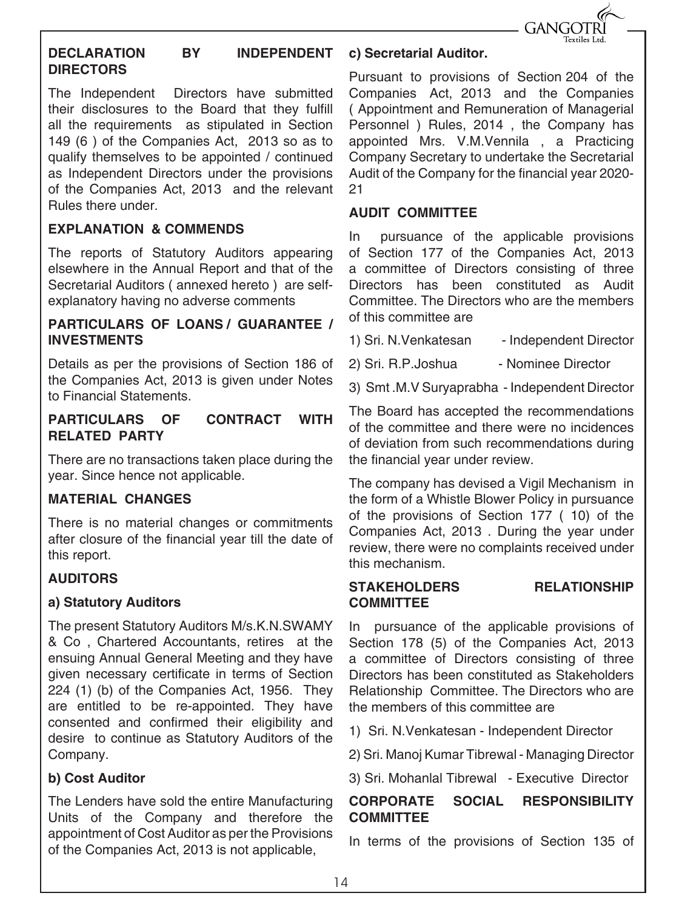## DECLARATION BY INDEPENDENT DIRECTORS

The Independent Directors have submitted their disclosures to the Board that they fulfill all the requirements as stipulated in Section 149 (6 ) of the Companies Act, 2013 so as to qualify themselves to be appointed / continued as Independent Directors under the provisions of the Companies Act, 2013 and the relevant Rules there under.

## EXPLANATION & COMMENDS

The reports of Statutory Auditors appearing elsewhere in the Annual Report and that of the Secretarial Auditors ( annexed hereto ) are self-explanatory having no adverse comments

## PARTICULARS OF LOANS / GUARANTEE / INVESTMENTS

Details as per the provisions of Section 186 of the Companies Act, 2013 is given under Notes to Financial Statements.

## PARTICULARS OF CONTRACT WITH RELATED PARTY

There are no transactions taken place during the year. Since hence not applicable.

## MATERIAL CHANGES

There is no material changes or commitments after closure of the financial year till the date of this report.

## AUDITORS

### a) Statutory Auditors

The present Statutory Auditors M/s.K.N.SWAMY & Co , Chartered Accountants, retires at the ensuing Annual General Meeting and they have given necessary certificate in terms of Section 224 (1) (b) of the Companies Act, 1956. They are entitled to be re-appointed. They have consented and confirmed their eligibility and desire to continue as Statutory Auditors of the Company.

### b) Cost Auditor

The Lenders have sold the entire Manufacturing Units of the Company and therefore the appointment of Cost Auditor as per the Provisions of the Companies Act, 2013 is not applicable,

### c) Secretarial Auditor.

Pursuant to provisions of Section 204 of the Companies Act, 2013 and the Companies ( Appointment and Remuneration of Managerial Personnel ) Rules, 2014 , the Company has appointed Mrs. V.M.Vennila , a Practicing Company Secretary to undertake the Secretarial Audit of the Company for the financial year 2020-21

## AUDIT COMMITTEE

In pursuance of the applicable provisions of Section 177 of the Companies Act, 2013 a committee of Directors consisting of three Directors has been constituted as Audit Committee. The Directors who are the members of this committee are

1) Sri. N.Venkatesan - Independent Director
2) Sri. R.P.Joshua - Nominee Director
3) Smt .M.V Suryaprabha - Independent Director

The Board has accepted the recommendations of the committee and there were no incidences of deviation from such recommendations during the financial year under review.

The company has devised a Vigil Mechanism in the form of a Whistle Blower Policy in pursuance of the provisions of Section 177 ( 10) of the Companies Act, 2013 . During the year under review, there were no complaints received under this mechanism.

## STAKEHOLDERS RELATIONSHIP COMMITTEE

In pursuance of the applicable provisions of Section 178 (5) of the Companies Act, 2013 a committee of Directors consisting of three Directors has been constituted as Stakeholders Relationship Committee. The Directors who are the members of this committee are

1) Sri. N.Venkatesan - Independent Director
2) Sri. Manoj Kumar Tibrewal - Managing Director
3) Sri. Mohanlal Tibrewal - Executive Director

## CORPORATE SOCIAL RESPONSIBILITY COMMITTEE

In terms of the provisions of Section 135 of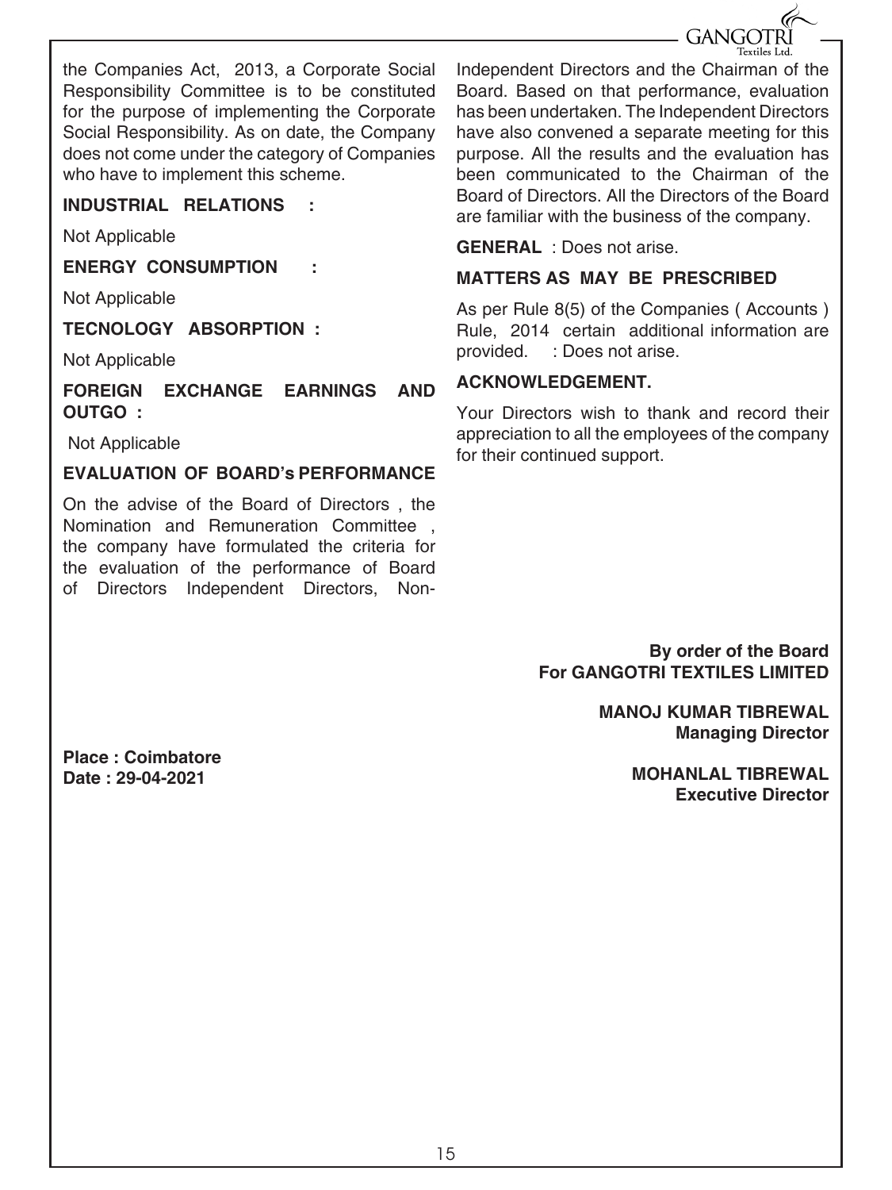the Companies Act, 2013, a Corporate Social Responsibility Committee is to be constituted for the purpose of implementing the Corporate Social Responsibility. As on date, the Company does not come under the category of Companies who have to implement this scheme.

**INDUSTRIAL RELATIONS :**

Not Applicable

**ENERGY CONSUMPTION :**

Not Applicable

**TECNOLOGY ABSORPTION :**

Not Applicable

**FOREIGN EXCHANGE EARNINGS AND OUTGO :**

Not Applicable

**EVALUATION OF BOARD's PERFORMANCE**

On the advise of the Board of Directors , the Nomination and Remuneration Committee , the company have formulated the criteria for the evaluation of the performance of Board of Directors Independent Directors, Non-Independent Directors and the Chairman of the Board. Based on that performance, evaluation has been undertaken. The Independent Directors have also convened a separate meeting for this purpose. All the results and the evaluation has been communicated to the Chairman of the Board of Directors. All the Directors of the Board are familiar with the business of the company.

**GENERAL** : Does not arise.

**MATTERS AS MAY BE PRESCRIBED**

As per Rule 8(5) of the Companies ( Accounts ) Rule, 2014 certain additional information are provided. : Does not arise.

**ACKNOWLEDGEMENT.**

Your Directors wish to thank and record their appreciation to all the employees of the company for their continued support.

**By order of the Board**
**For GANGOTRI TEXTILES LIMITED**

**MANOJ KUMAR TIBREWAL**
**Managing Director**

**Place : Coimbatore**
**Date : 29-04-2021**

**MOHANLAL TIBREWAL**
**Executive Director**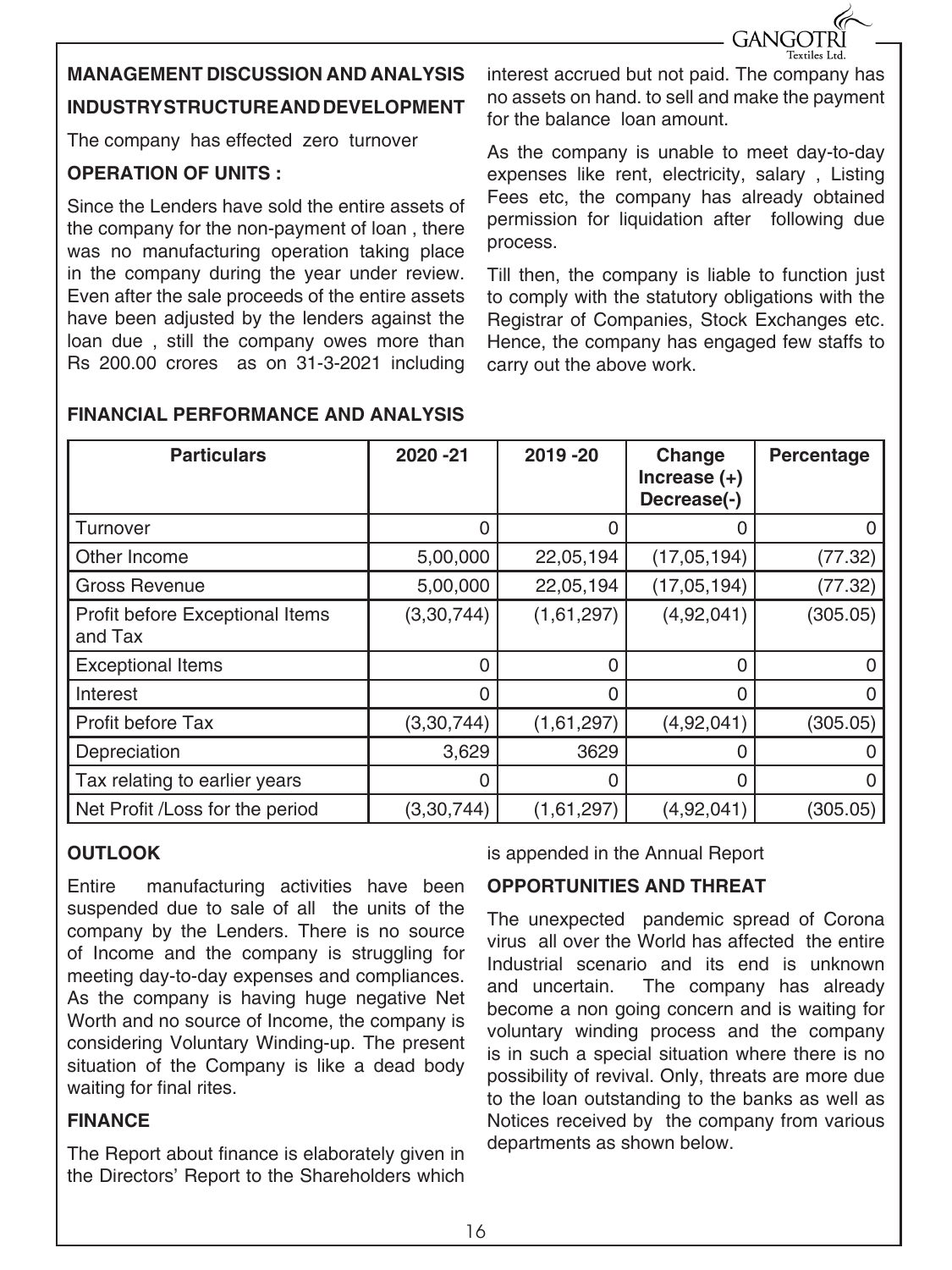## MANAGEMENT DISCUSSION AND ANALYSIS

### INDUSTRY STRUCTURE AND DEVELOPMENT

The company has effected zero turnover

### OPERATION OF UNITS :

Since the Lenders have sold the entire assets of the company for the non-payment of loan , there was no manufacturing operation taking place in the company during the year under review. Even after the sale proceeds of the entire assets have been adjusted by the lenders against the loan due , still the company owes more than Rs 200.00 crores as on 31-3-2021 including interest accrued but not paid. The company has no assets on hand. to sell and make the payment for the balance loan amount.

As the company is unable to meet day-to-day expenses like rent, electricity, salary , Listing Fees etc, the company has already obtained permission for liquidation after following due process.

Till then, the company is liable to function just to comply with the statutory obligations with the Registrar of Companies, Stock Exchanges etc. Hence, the company has engaged few staffs to carry out the above work.

### FINANCIAL PERFORMANCE AND ANALYSIS

| Particulars | 2020 -21 | 2019 -20 | Change Increase (+) Decrease(-) | Percentage |
|---|---|---|---|---|
| Turnover | 0 | 0 | 0 | 0 |
| Other Income | 5,00,000 | 22,05,194 | (17,05,194) | (77.32) |
| Gross Revenue | 5,00,000 | 22,05,194 | (17,05,194) | (77.32) |
| Profit before Exceptional Items and Tax | (3,30,744) | (1,61,297) | (4,92,041) | (305.05) |
| Exceptional Items | 0 | 0 | 0 | 0 |
| Interest | 0 | 0 | 0 | 0 |
| Profit before Tax | (3,30,744) | (1,61,297) | (4,92,041) | (305.05) |
| Depreciation | 3,629 | 3629 | 0 | 0 |
| Tax relating to earlier years | 0 | 0 | 0 | 0 |
| Net Profit /Loss for the period | (3,30,744) | (1,61,297) | (4,92,041) | (305.05) |

### OUTLOOK

Entire manufacturing activities have been suspended due to sale of all the units of the company by the Lenders. There is no source of Income and the company is struggling for meeting day-to-day expenses and compliances. As the company is having huge negative Net Worth and no source of Income, the company is considering Voluntary Winding-up. The present situation of the Company is like a dead body waiting for final rites.

### FINANCE

The Report about finance is elaborately given in the Directors' Report to the Shareholders which is appended in the Annual Report

### OPPORTUNITIES AND THREAT

The unexpected pandemic spread of Corona virus all over the World has affected the entire Industrial scenario and its end is unknown and uncertain. The company has already become a non going concern and is waiting for voluntary winding process and the company is in such a special situation where there is no possibility of revival. Only, threats are more due to the loan outstanding to the banks as well as Notices received by the company from various departments as shown below.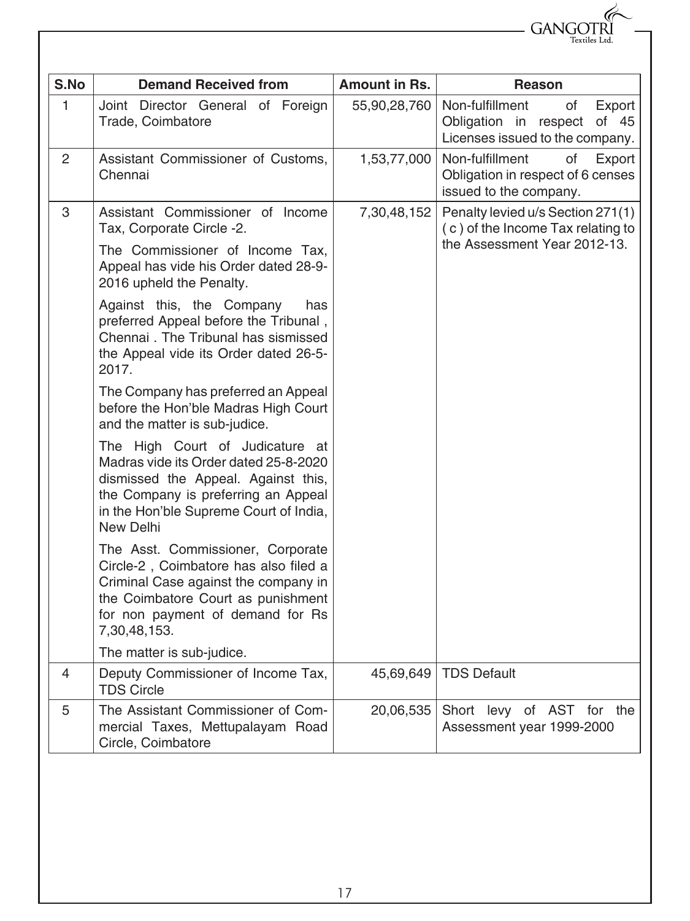| S.No | Demand Received from | Amount in Rs. | Reason |
|---|---|---|---|
| 1 | Joint Director General of Foreign Trade, Coimbatore | 55,90,28,760 | Non-fulfillment of Export Obligation in respect of 45 Licenses issued to the company. |
| 2 | Assistant Commissioner of Customs, Chennai | 1,53,77,000 | Non-fulfillment of Export Obligation in respect of 6 censes issued to the company. |
| 3 | Assistant Commissioner of Income Tax, Corporate Circle -2.<br><br>The Commissioner of Income Tax, Appeal has vide his Order dated 28-9-2016 upheld the Penalty.<br><br>Against this, the Company has preferred Appeal before the Tribunal , Chennai . The Tribunal has sismissed the Appeal vide its Order dated 26-5-2017.<br><br>The Company has preferred an Appeal before the Hon'ble Madras High Court and the matter is sub-judice.<br><br>The High Court of Judicature at Madras vide its Order dated 25-8-2020 dismissed the Appeal. Against this, the Company is preferring an Appeal in the Hon'ble Supreme Court of India, New Delhi<br><br>The Asst. Commissioner, Corporate Circle-2 , Coimbatore has also filed a Criminal Case against the company in the Coimbatore Court as punishment for non payment of demand for Rs 7,30,48,153.<br><br>The matter is sub-judice. | 7,30,48,152 | Penalty levied u/s Section 271(1) ( c ) of the Income Tax relating to the Assessment Year 2012-13. |
| 4 | Deputy Commissioner of Income Tax, TDS Circle | 45,69,649 | TDS Default |
| 5 | The Assistant Commissioner of Commercial Taxes, Mettupalayam Road Circle, Coimbatore | 20,06,535 | Short levy of AST for the Assessment year 1999-2000 |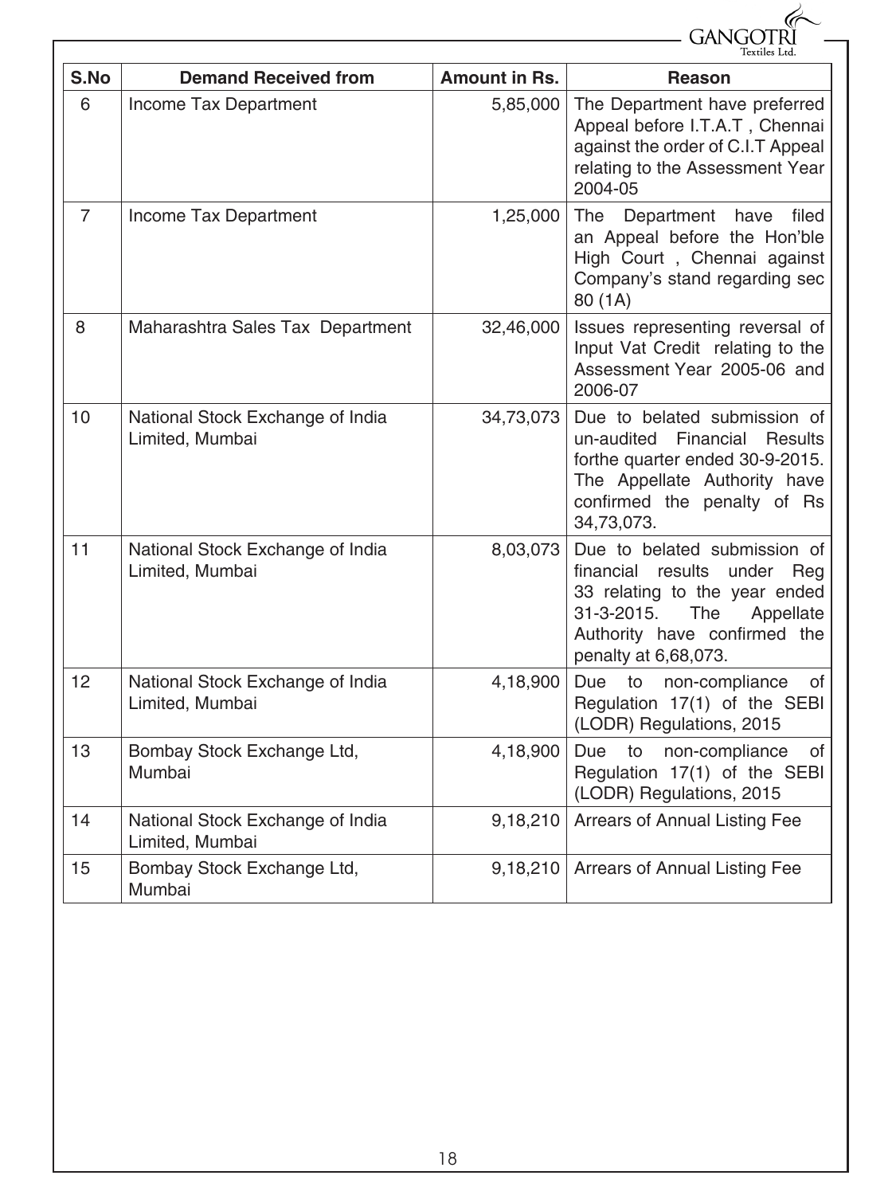| S.No | Demand Received from | Amount in Rs. | Reason |
|---|---|---|---|
| 6 | Income Tax Department | 5,85,000 | The Department have preferred Appeal before I.T.A.T , Chennai against the order of C.I.T Appeal relating to the Assessment Year 2004-05 |
| 7 | Income Tax Department | 1,25,000 | The Department have filed an Appeal before the Hon'ble High Court , Chennai against Company's stand regarding sec 80 (1A) |
| 8 | Maharashtra Sales Tax Department | 32,46,000 | Issues representing reversal of Input Vat Credit relating to the Assessment Year 2005-06 and 2006-07 |
| 10 | National Stock Exchange of India Limited, Mumbai | 34,73,073 | Due to belated submission of un-audited Financial Results forthe quarter ended 30-9-2015. The Appellate Authority have confirmed the penalty of Rs 34,73,073. |
| 11 | National Stock Exchange of India Limited, Mumbai | 8,03,073 | Due to belated submission of financial results under Reg 33 relating to the year ended 31-3-2015. The Appellate Authority have confirmed the penalty at 6,68,073. |
| 12 | National Stock Exchange of India Limited, Mumbai | 4,18,900 | Due to non-compliance of Regulation 17(1) of the SEBI (LODR) Regulations, 2015 |
| 13 | Bombay Stock Exchange Ltd, Mumbai | 4,18,900 | Due to non-compliance of Regulation 17(1) of the SEBI (LODR) Regulations, 2015 |
| 14 | National Stock Exchange of India Limited, Mumbai | 9,18,210 | Arrears of Annual Listing Fee |
| 15 | Bombay Stock Exchange Ltd, Mumbai | 9,18,210 | Arrears of Annual Listing Fee |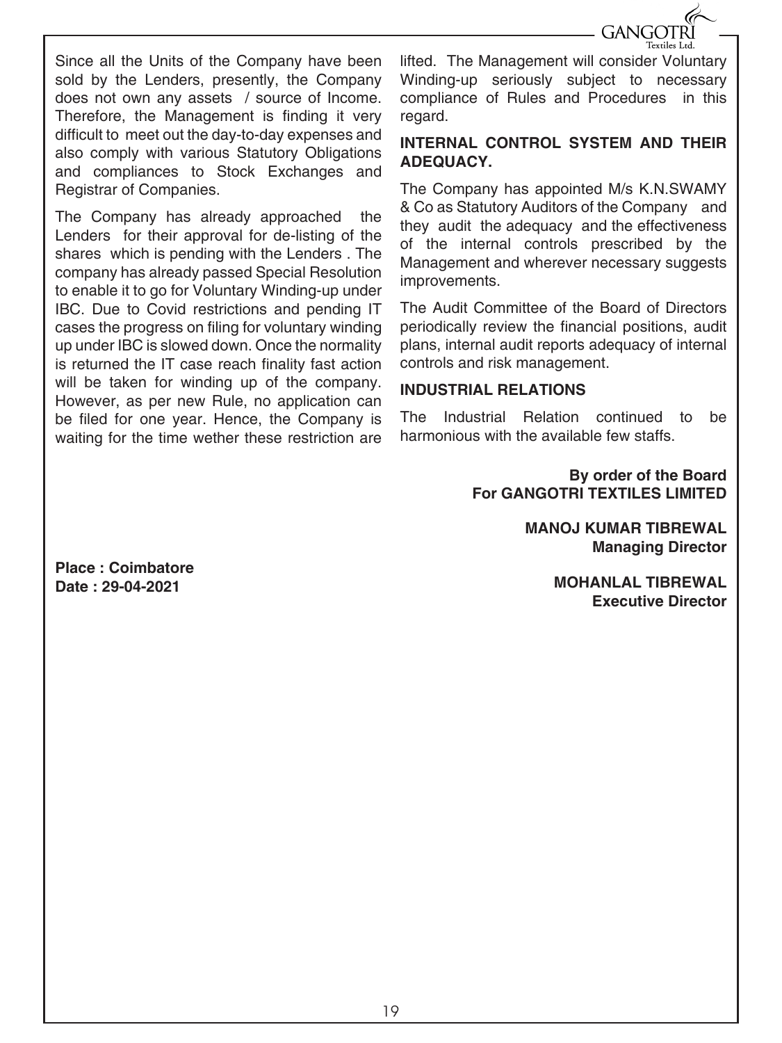Since all the Units of the Company have been sold by the Lenders, presently, the Company does not own any assets / source of Income. Therefore, the Management is finding it very difficult to meet out the day-to-day expenses and also comply with various Statutory Obligations and compliances to Stock Exchanges and Registrar of Companies.

The Company has already approached the Lenders for their approval for de-listing of the shares which is pending with the Lenders . The company has already passed Special Resolution to enable it to go for Voluntary Winding-up under IBC. Due to Covid restrictions and pending IT cases the progress on filing for voluntary winding up under IBC is slowed down. Once the normality is returned the IT case reach finality fast action will be taken for winding up of the company. However, as per new Rule, no application can be filed for one year. Hence, the Company is waiting for the time wether these restriction are lifted. The Management will consider Voluntary Winding-up seriously subject to necessary compliance of Rules and Procedures in this regard.

**INTERNAL CONTROL SYSTEM AND THEIR ADEQUACY.**

The Company has appointed M/s K.N.SWAMY & Co as Statutory Auditors of the Company and they audit the adequacy and the effectiveness of the internal controls prescribed by the Management and wherever necessary suggests improvements.

The Audit Committee of the Board of Directors periodically review the financial positions, audit plans, internal audit reports adequacy of internal controls and risk management.

**INDUSTRIAL RELATIONS**

The Industrial Relation continued to be harmonious with the available few staffs.

**By order of the Board**
**For GANGOTRI TEXTILES LIMITED**

**MANOJ KUMAR TIBREWAL**
**Managing Director**

**MOHANLAL TIBREWAL**
**Executive Director**

**Place : Coimbatore**
**Date : 29-04-2021**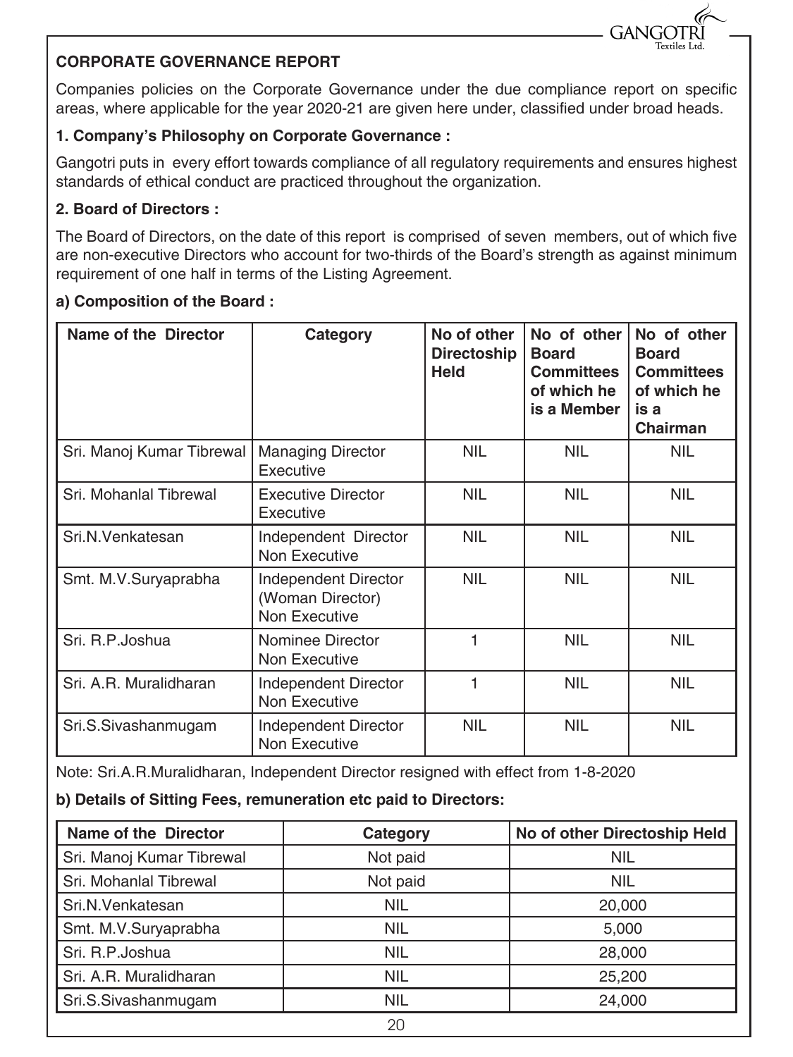**CORPORATE GOVERNANCE REPORT**

Companies policies on the Corporate Governance under the due compliance report on specific areas, where applicable for the year 2020-21 are given here under, classified under broad heads.

**1. Company's Philosophy on Corporate Governance :**

Gangotri puts in every effort towards compliance of all regulatory requirements and ensures highest standards of ethical conduct are practiced throughout the organization.

**2. Board of Directors :**

The Board of Directors, on the date of this report is comprised of seven members, out of which five are non-executive Directors who account for two-thirds of the Board's strength as against minimum requirement of one half in terms of the Listing Agreement.

**a) Composition of the Board :**

| Name of the Director | Category | No of other Directoship Held | No of other Board Committees of which he is a Member | No of other Board Committees of which he is a Chairman |
|---|---|---|---|---|
| Sri. Manoj Kumar Tibrewal | Managing Director Executive | NIL | NIL | NIL |
| Sri. Mohanlal Tibrewal | Executive Director Executive | NIL | NIL | NIL |
| Sri.N.Venkatesan | Independent Director Non Executive | NIL | NIL | NIL |
| Smt. M.V.Suryaprabha | Independent Director (Woman Director) Non Executive | NIL | NIL | NIL |
| Sri. R.P.Joshua | Nominee Director Non Executive | 1 | NIL | NIL |
| Sri. A.R. Muralidharan | Independent Director Non Executive | 1 | NIL | NIL |
| Sri.S.Sivashanmugam | Independent Director Non Executive | NIL | NIL | NIL |

Note: Sri.A.R.Muralidharan, Independent Director resigned with effect from 1-8-2020

**b) Details of Sitting Fees, remuneration etc paid to Directors:**

| Name of the Director | Category | No of other Directoship Held |
|---|---|---|
| Sri. Manoj Kumar Tibrewal | Not paid | NIL |
| Sri. Mohanlal Tibrewal | Not paid | NIL |
| Sri.N.Venkatesan | NIL | 20,000 |
| Smt. M.V.Suryaprabha | NIL | 5,000 |
| Sri. R.P.Joshua | NIL | 28,000 |
| Sri. A.R. Muralidharan | NIL | 25,200 |
| Sri.S.Sivashanmugam | NIL | 24,000 |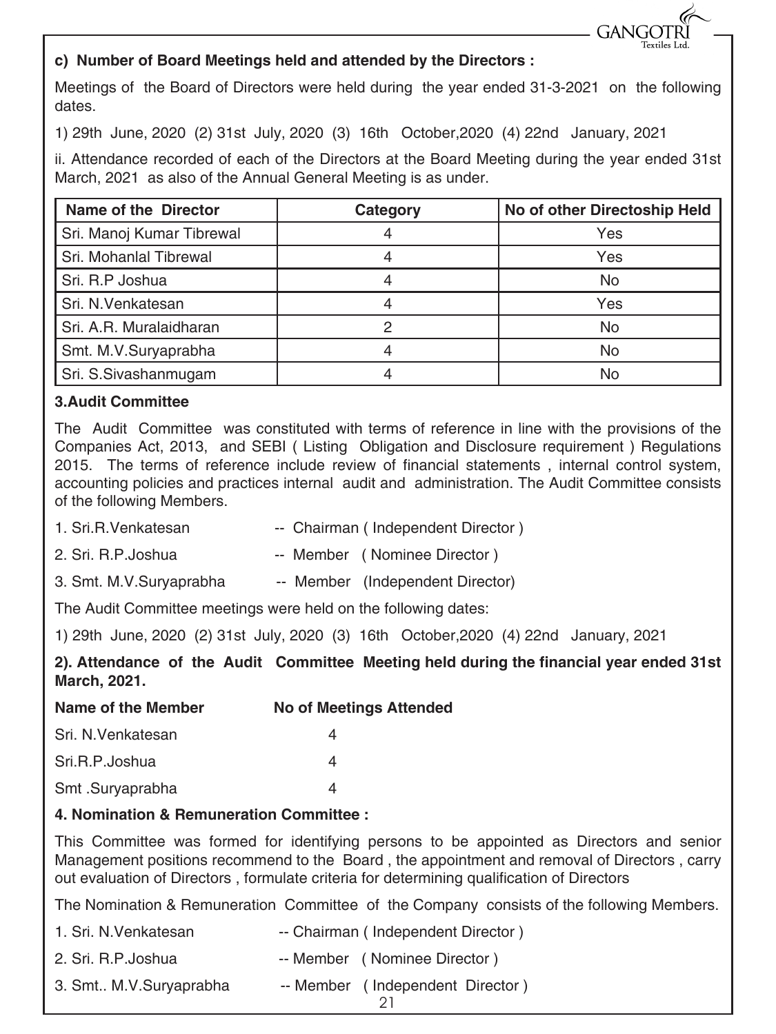**c) Number of Board Meetings held and attended by the Directors :**

Meetings of the Board of Directors were held during the year ended 31-3-2021 on the following dates.

1) 29th June, 2020 (2) 31st July, 2020 (3) 16th October,2020 (4) 22nd January, 2021

ii. Attendance recorded of each of the Directors at the Board Meeting during the year ended 31st March, 2021 as also of the Annual General Meeting is as under.

| Name of the Director | Category | No of other Directoship Held |
|---|---|---|
| Sri. Manoj Kumar Tibrewal | 4 | Yes |
| Sri. Mohanlal Tibrewal | 4 | Yes |
| Sri. R.P Joshua | 4 | No |
| Sri. N.Venkatesan | 4 | Yes |
| Sri. A.R. Muralaidharan | 2 | No |
| Smt. M.V.Suryaprabha | 4 | No |
| Sri. S.Sivashanmugam | 4 | No |

**3.Audit Committee**

The Audit Committee was constituted with terms of reference in line with the provisions of the Companies Act, 2013, and SEBI ( Listing Obligation and Disclosure requirement ) Regulations 2015. The terms of reference include review of financial statements , internal control system, accounting policies and practices internal audit and administration. The Audit Committee consists of the following Members.

1. Sri.R.Venkatesan -- Chairman ( Independent Director )
2. Sri. R.P.Joshua -- Member ( Nominee Director )
3. Smt. M.V.Suryaprabha -- Member (Independent Director)

The Audit Committee meetings were held on the following dates:

1) 29th June, 2020 (2) 31st July, 2020 (3) 16th October,2020 (4) 22nd January, 2021

**2). Attendance of the Audit Committee Meeting held during the financial year ended 31st March, 2021.**

| Name of the Member | No of Meetings Attended |
|---|---|
| Sri. N.Venkatesan | 4 |
| Sri.R.P.Joshua | 4 |
| Smt .Suryaprabha | 4 |

**4. Nomination & Remuneration Committee :**

This Committee was formed for identifying persons to be appointed as Directors and senior Management positions recommend to the Board , the appointment and removal of Directors , carry out evaluation of Directors , formulate criteria for determining qualification of Directors

The Nomination & Remuneration Committee of the Company consists of the following Members.

1. Sri. N.Venkatesan -- Chairman ( Independent Director )
2. Sri. R.P.Joshua -- Member ( Nominee Director )
3. Smt.. M.V.Suryaprabha -- Member ( Independent Director )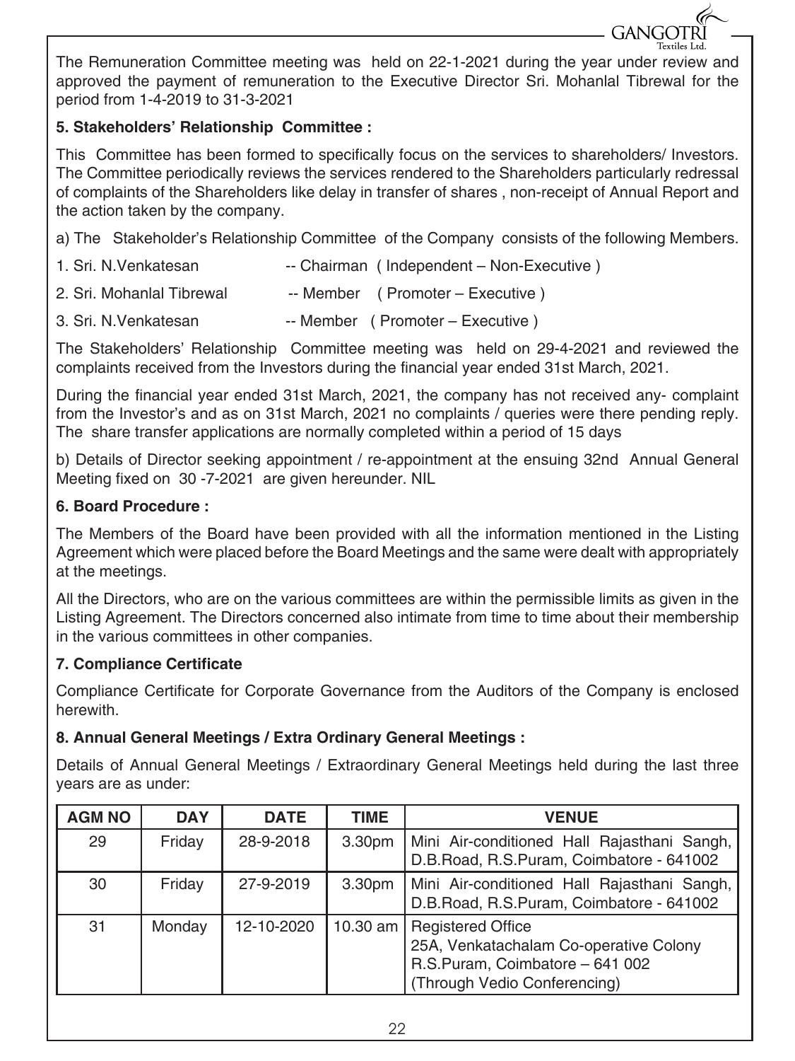The Remuneration Committee meeting was held on 22-1-2021 during the year under review and approved the payment of remuneration to the Executive Director Sri. Mohanlal Tibrewal for the period from 1-4-2019 to 31-3-2021

**5. Stakeholders' Relationship Committee :**

This Committee has been formed to specifically focus on the services to shareholders/ Investors. The Committee periodically reviews the services rendered to the Shareholders particularly redressal of complaints of the Shareholders like delay in transfer of shares , non-receipt of Annual Report and the action taken by the company.

a) The Stakeholder's Relationship Committee of the Company consists of the following Members.

1. Sri. N.Venkatesan -- Chairman ( Independent – Non-Executive )
2. Sri. Mohanlal Tibrewal -- Member ( Promoter – Executive )
3. Sri. N.Venkatesan -- Member ( Promoter – Executive )

The Stakeholders' Relationship Committee meeting was held on 29-4-2021 and reviewed the complaints received from the Investors during the financial year ended 31st March, 2021.

During the financial year ended 31st March, 2021, the company has not received any- complaint from the Investor's and as on 31st March, 2021 no complaints / queries were there pending reply. The share transfer applications are normally completed within a period of 15 days

b) Details of Director seeking appointment / re-appointment at the ensuing 32nd Annual General Meeting fixed on 30 -7-2021 are given hereunder. NIL

**6. Board Procedure :**

The Members of the Board have been provided with all the information mentioned in the Listing Agreement which were placed before the Board Meetings and the same were dealt with appropriately at the meetings.

All the Directors, who are on the various committees are within the permissible limits as given in the Listing Agreement. The Directors concerned also intimate from time to time about their membership in the various committees in other companies.

**7. Compliance Certificate**

Compliance Certificate for Corporate Governance from the Auditors of the Company is enclosed herewith.

**8. Annual General Meetings / Extra Ordinary General Meetings :**

Details of Annual General Meetings / Extraordinary General Meetings held during the last three years are as under:

| AGM NO | DAY | DATE | TIME | VENUE |
|---|---|---|---|---|
| 29 | Friday | 28-9-2018 | 3.30pm | Mini Air-conditioned Hall Rajasthani Sangh, D.B.Road, R.S.Puram, Coimbatore - 641002 |
| 30 | Friday | 27-9-2019 | 3.30pm | Mini Air-conditioned Hall Rajasthani Sangh, D.B.Road, R.S.Puram, Coimbatore - 641002 |
| 31 | Monday | 12-10-2020 | 10.30 am | Registered Office 25A, Venkatachalam Co-operative Colony R.S.Puram, Coimbatore – 641 002 (Through Vedio Conferencing) |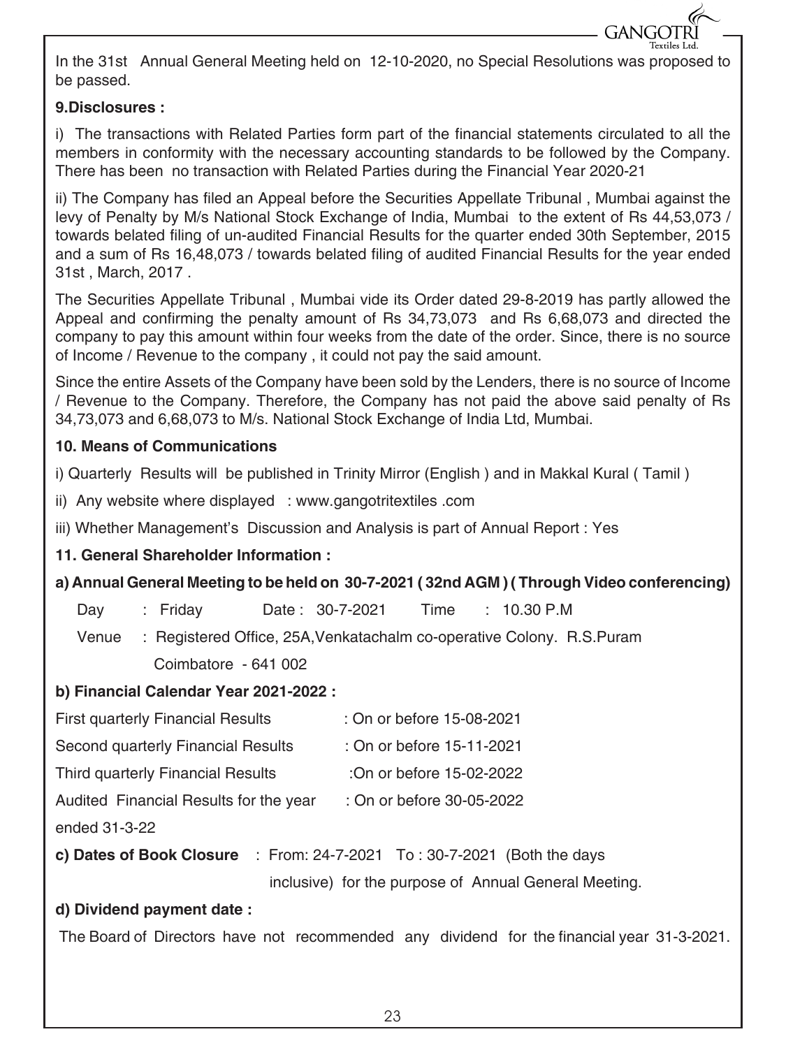In the 31st Annual General Meeting held on 12-10-2020, no Special Resolutions was proposed to be passed.

**9.Disclosures :**

i) The transactions with Related Parties form part of the financial statements circulated to all the members in conformity with the necessary accounting standards to be followed by the Company. There has been no transaction with Related Parties during the Financial Year 2020-21

ii) The Company has filed an Appeal before the Securities Appellate Tribunal , Mumbai against the levy of Penalty by M/s National Stock Exchange of India, Mumbai to the extent of Rs 44,53,073 / towards belated filing of un-audited Financial Results for the quarter ended 30th September, 2015 and a sum of Rs 16,48,073 / towards belated filing of audited Financial Results for the year ended 31st , March, 2017 .

The Securities Appellate Tribunal , Mumbai vide its Order dated 29-8-2019 has partly allowed the Appeal and confirming the penalty amount of Rs 34,73,073 and Rs 6,68,073 and directed the company to pay this amount within four weeks from the date of the order. Since, there is no source of Income / Revenue to the company , it could not pay the said amount.

Since the entire Assets of the Company have been sold by the Lenders, there is no source of Income / Revenue to the Company. Therefore, the Company has not paid the above said penalty of Rs 34,73,073 and 6,68,073 to M/s. National Stock Exchange of India Ltd, Mumbai.

**10. Means of Communications**

i) Quarterly Results will be published in Trinity Mirror (English ) and in Makkal Kural ( Tamil )

ii) Any website where displayed : www.gangotritextiles .com

iii) Whether Management's Discussion and Analysis is part of Annual Report : Yes

**11. General Shareholder Information :**

**a) Annual General Meeting to be held on 30-7-2021 ( 32nd AGM ) ( Through Video conferencing)**

Day : Friday Date : 30-7-2021 Time : 10.30 P.M

Venue : Registered Office, 25A,Venkatachalm co-operative Colony. R.S.Puram Coimbatore - 641 002

**b) Financial Calendar Year 2021-2022 :**

| | |
|---|---|
| First quarterly Financial Results | : On or before 15-08-2021 |
| Second quarterly Financial Results | : On or before 15-11-2021 |
| Third quarterly Financial Results | :On or before 15-02-2022 |
| Audited Financial Results for the year ended 31-3-22 | : On or before 30-05-2022 |

**c) Dates of Book Closure** : From: 24-7-2021 To : 30-7-2021 (Both the days inclusive) for the purpose of Annual General Meeting.

**d) Dividend payment date :**

The Board of Directors have not recommended any dividend for the financial year 31-3-2021.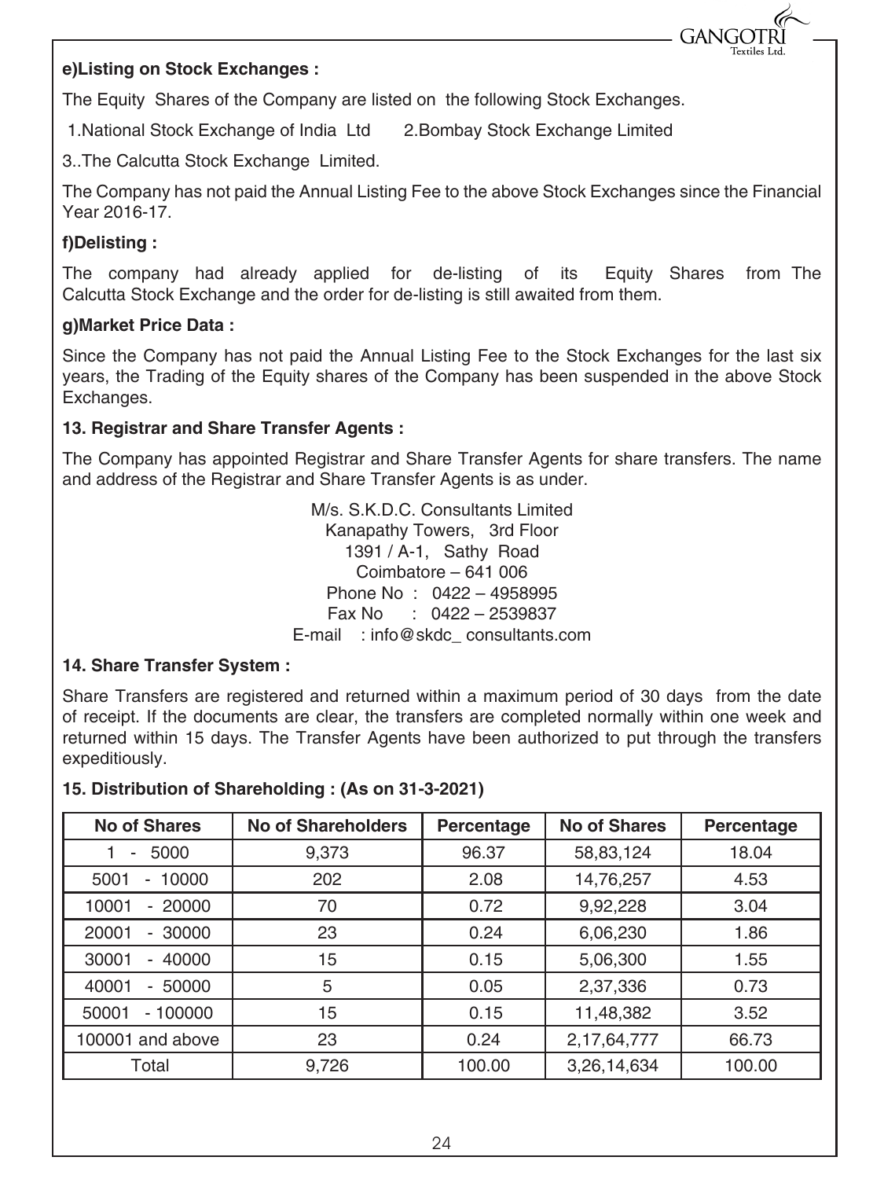**e)Listing on Stock Exchanges :**

The Equity Shares of the Company are listed on the following Stock Exchanges.

1.National Stock Exchange of India Ltd 2.Bombay Stock Exchange Limited

3..The Calcutta Stock Exchange Limited.

The Company has not paid the Annual Listing Fee to the above Stock Exchanges since the Financial Year 2016-17.

**f)Delisting :**

The company had already applied for de-listing of its Equity Shares from The Calcutta Stock Exchange and the order for de-listing is still awaited from them.

**g)Market Price Data :**

Since the Company has not paid the Annual Listing Fee to the Stock Exchanges for the last six years, the Trading of the Equity shares of the Company has been suspended in the above Stock Exchanges.

**13. Registrar and Share Transfer Agents :**

The Company has appointed Registrar and Share Transfer Agents for share transfers. The name and address of the Registrar and Share Transfer Agents is as under.

M/s. S.K.D.C. Consultants Limited
Kanapathy Towers, 3rd Floor
1391 / A-1, Sathy Road
Coimbatore – 641 006
Phone No : 0422 – 4958995
Fax No : 0422 – 2539837
E-mail : info@skdc_ consultants.com

**14. Share Transfer System :**

Share Transfers are registered and returned within a maximum period of 30 days from the date of receipt. If the documents are clear, the transfers are completed normally within one week and returned within 15 days. The Transfer Agents have been authorized to put through the transfers expeditiously.

**15. Distribution of Shareholding : (As on 31-3-2021)**

| No of Shares | No of Shareholders | Percentage | No of Shares | Percentage |
|---|---|---|---|---|
| 1 - 5000 | 9,373 | 96.37 | 58,83,124 | 18.04 |
| 5001 - 10000 | 202 | 2.08 | 14,76,257 | 4.53 |
| 10001 - 20000 | 70 | 0.72 | 9,92,228 | 3.04 |
| 20001 - 30000 | 23 | 0.24 | 6,06,230 | 1.86 |
| 30001 - 40000 | 15 | 0.15 | 5,06,300 | 1.55 |
| 40001 - 50000 | 5 | 0.05 | 2,37,336 | 0.73 |
| 50001 - 100000 | 15 | 0.15 | 11,48,382 | 3.52 |
| 100001 and above | 23 | 0.24 | 2,17,64,777 | 66.73 |
| Total | 9,726 | 100.00 | 3,26,14,634 | 100.00 |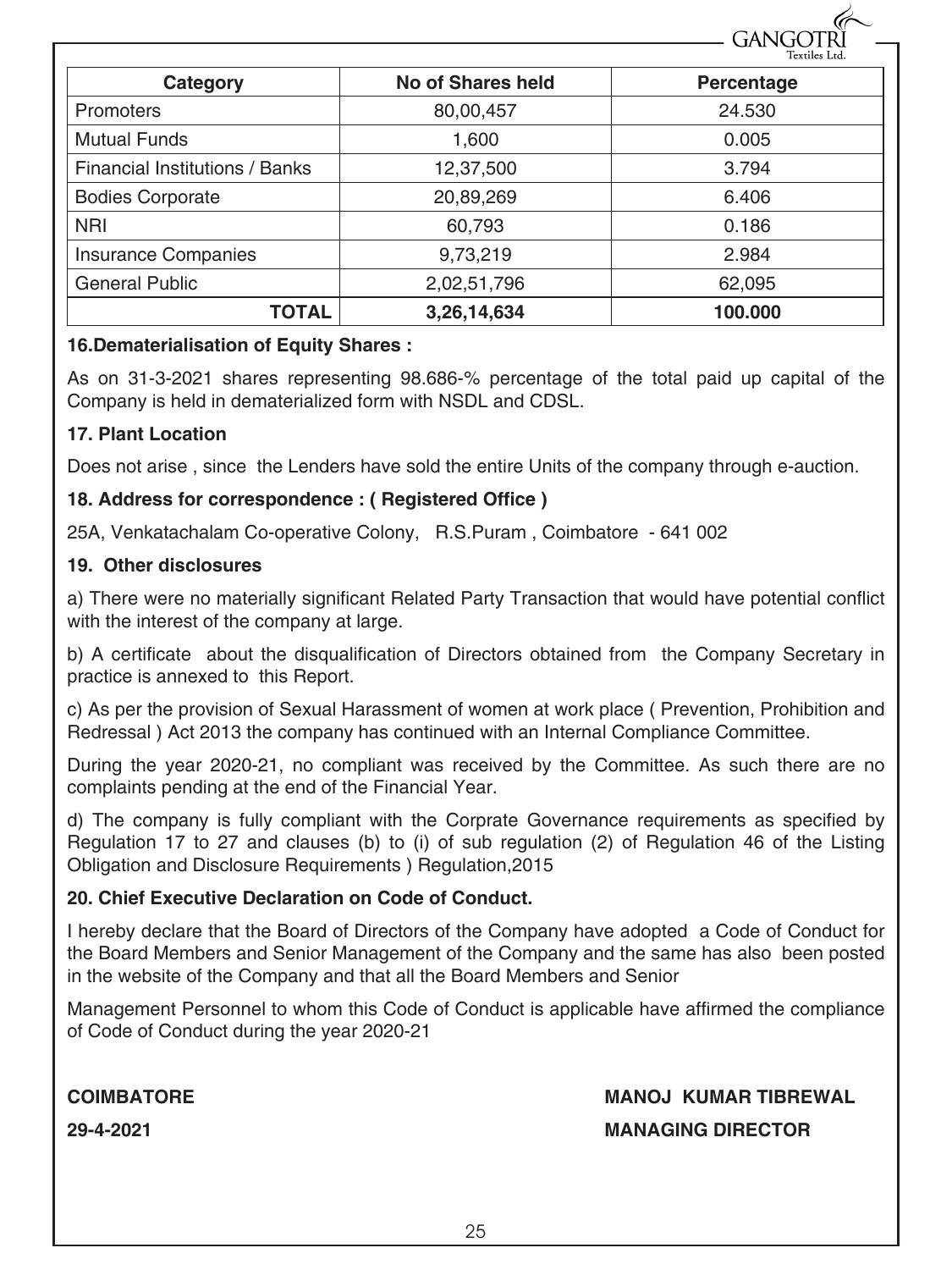| Category | No of Shares held | Percentage |
|---|---|---|
| Promoters | 80,00,457 | 24.530 |
| Mutual Funds | 1,600 | 0.005 |
| Financial Institutions / Banks | 12,37,500 | 3.794 |
| Bodies Corporate | 20,89,269 | 6.406 |
| NRI | 60,793 | 0.186 |
| Insurance Companies | 9,73,219 | 2.984 |
| General Public | 2,02,51,796 | 62,095 |
| **TOTAL** | **3,26,14,634** | **100.000** |

**16.Dematerialisation of Equity Shares :**

As on 31-3-2021 shares representing 98.686-% percentage of the total paid up capital of the Company is held in dematerialized form with NSDL and CDSL.

**17. Plant Location**

Does not arise , since the Lenders have sold the entire Units of the company through e-auction.

**18. Address for correspondence : ( Registered Office )**

25A, Venkatachalam Co-operative Colony, R.S.Puram , Coimbatore - 641 002

**19. Other disclosures**

a) There were no materially significant Related Party Transaction that would have potential conflict with the interest of the company at large.

b) A certificate about the disqualification of Directors obtained from the Company Secretary in practice is annexed to this Report.

c) As per the provision of Sexual Harassment of women at work place ( Prevention, Prohibition and Redressal ) Act 2013 the company has continued with an Internal Compliance Committee.

During the year 2020-21, no compliant was received by the Committee. As such there are no complaints pending at the end of the Financial Year.

d) The company is fully compliant with the Corprate Governance requirements as specified by Regulation 17 to 27 and clauses (b) to (i) of sub regulation (2) of Regulation 46 of the Listing Obligation and Disclosure Requirements ) Regulation,2015

**20. Chief Executive Declaration on Code of Conduct.**

I hereby declare that the Board of Directors of the Company have adopted a Code of Conduct for the Board Members and Senior Management of the Company and the same has also been posted in the website of the Company and that all the Board Members and Senior

Management Personnel to whom this Code of Conduct is applicable have affirmed the compliance of Code of Conduct during the year 2020-21

**COIMBATORE** **MANOJ KUMAR TIBREWAL**

**29-4-2021** **MANAGING DIRECTOR**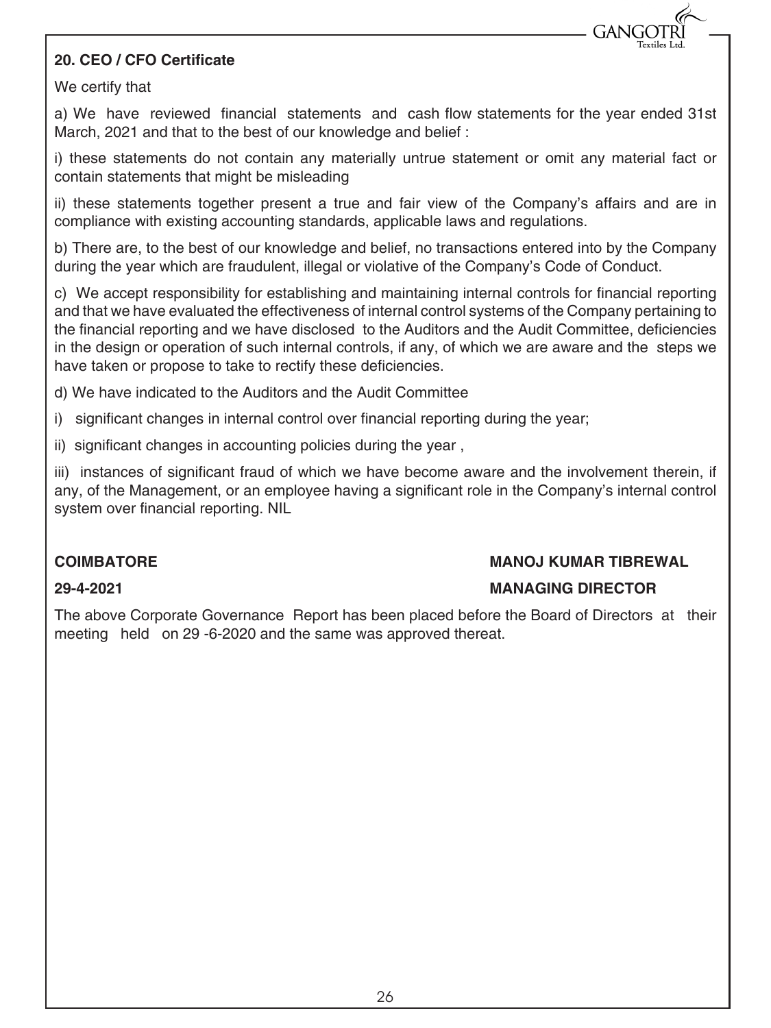## 20. CEO / CFO Certificate

We certify that

a) We have reviewed financial statements and cash flow statements for the year ended 31st March, 2021 and that to the best of our knowledge and belief :

i) these statements do not contain any materially untrue statement or omit any material fact or contain statements that might be misleading

ii) these statements together present a true and fair view of the Company's affairs and are in compliance with existing accounting standards, applicable laws and regulations.

b) There are, to the best of our knowledge and belief, no transactions entered into by the Company during the year which are fraudulent, illegal or violative of the Company's Code of Conduct.

c) We accept responsibility for establishing and maintaining internal controls for financial reporting and that we have evaluated the effectiveness of internal control systems of the Company pertaining to the financial reporting and we have disclosed to the Auditors and the Audit Committee, deficiencies in the design or operation of such internal controls, if any, of which we are aware and the steps we have taken or propose to take to rectify these deficiencies.

d) We have indicated to the Auditors and the Audit Committee

i) significant changes in internal control over financial reporting during the year;

ii) significant changes in accounting policies during the year ,

iii) instances of significant fraud of which we have become aware and the involvement therein, if any, of the Management, or an employee having a significant role in the Company's internal control system over financial reporting. NIL

**COIMBATORE** **MANOJ KUMAR TIBREWAL**

**29-4-2021** **MANAGING DIRECTOR**

The above Corporate Governance Report has been placed before the Board of Directors at their meeting held on 29 -6-2020 and the same was approved thereat.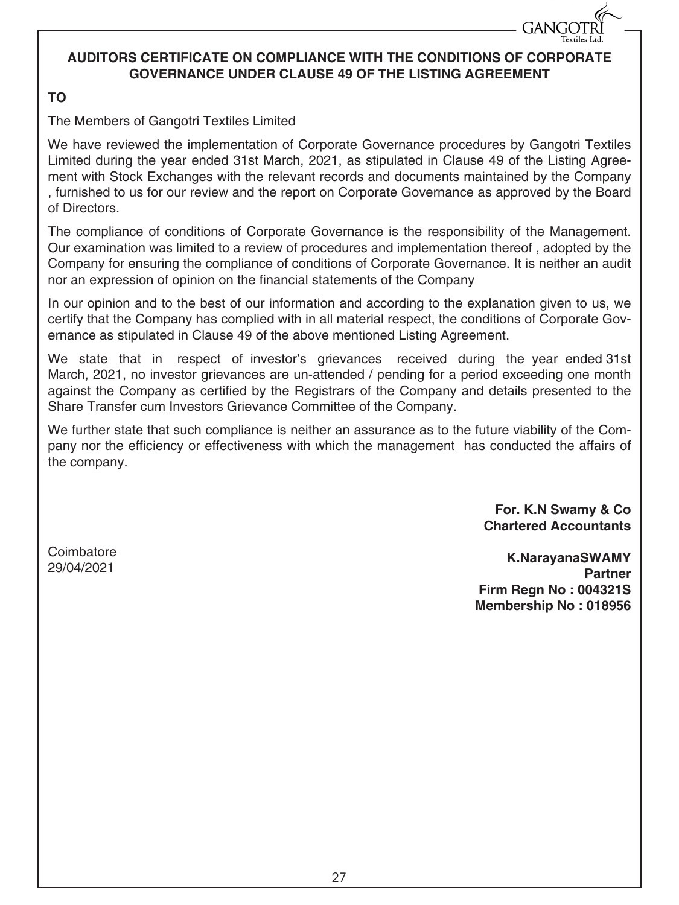## AUDITORS CERTIFICATE ON COMPLIANCE WITH THE CONDITIONS OF CORPORATE GOVERNANCE UNDER CLAUSE 49 OF THE LISTING AGREEMENT

**TO**

The Members of Gangotri Textiles Limited

We have reviewed the implementation of Corporate Governance procedures by Gangotri Textiles Limited during the year ended 31st March, 2021, as stipulated in Clause 49 of the Listing Agreement with Stock Exchanges with the relevant records and documents maintained by the Company , furnished to us for our review and the report on Corporate Governance as approved by the Board of Directors.

The compliance of conditions of Corporate Governance is the responsibility of the Management. Our examination was limited to a review of procedures and implementation thereof , adopted by the Company for ensuring the compliance of conditions of Corporate Governance. It is neither an audit nor an expression of opinion on the financial statements of the Company

In our opinion and to the best of our information and according to the explanation given to us, we certify that the Company has complied with in all material respect, the conditions of Corporate Governance as stipulated in Clause 49 of the above mentioned Listing Agreement.

We state that in respect of investor's grievances received during the year ended 31st March, 2021, no investor grievances are un-attended / pending for a period exceeding one month against the Company as certified by the Registrars of the Company and details presented to the Share Transfer cum Investors Grievance Committee of the Company.

We further state that such compliance is neither an assurance as to the future viability of the Company nor the efficiency or effectiveness with which the management has conducted the affairs of the company.

**For. K.N Swamy & Co**
**Chartered Accountants**

Coimbatore
29/04/2021

**K.NarayanaSWAMY**
**Partner**
**Firm Regn No : 004321S**
**Membership No : 018956**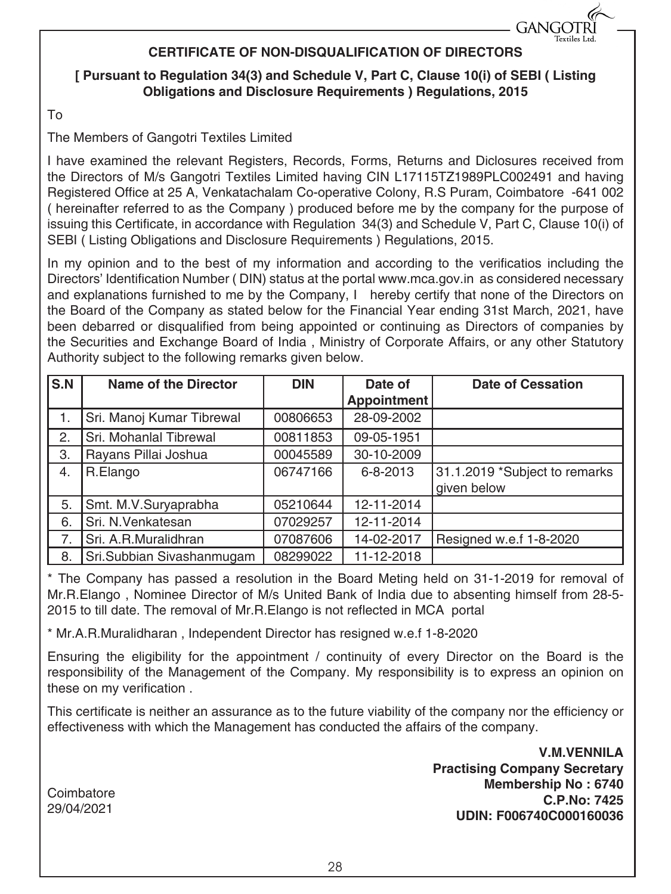## CERTIFICATE OF NON-DISQUALIFICATION OF DIRECTORS

**[ Pursuant to Regulation 34(3) and Schedule V, Part C, Clause 10(i) of SEBI ( Listing Obligations and Disclosure Requirements ) Regulations, 2015**

To

The Members of Gangotri Textiles Limited

I have examined the relevant Registers, Records, Forms, Returns and Diclosures received from the Directors of M/s Gangotri Textiles Limited having CIN L17115TZ1989PLC002491 and having Registered Office at 25 A, Venkatachalam Co-operative Colony, R.S Puram, Coimbatore -641 002 ( hereinafter referred to as the Company ) produced before me by the company for the purpose of issuing this Certificate, in accordance with Regulation 34(3) and Schedule V, Part C, Clause 10(i) of SEBI ( Listing Obligations and Disclosure Requirements ) Regulations, 2015.

In my opinion and to the best of my information and according to the verificatios including the Directors' Identification Number ( DIN) status at the portal www.mca.gov.in as considered necessary and explanations furnished to me by the Company, I hereby certify that none of the Directors on the Board of the Company as stated below for the Financial Year ending 31st March, 2021, have been debarred or disqualified from being appointed or continuing as Directors of companies by the Securities and Exchange Board of India , Ministry of Corporate Affairs, or any other Statutory Authority subject to the following remarks given below.

| S.N | Name of the Director | DIN | Date of Appointment | Date of Cessation |
|---|---|---|---|---|
| 1. | Sri. Manoj Kumar Tibrewal | 00806653 | 28-09-2002 | |
| 2. | Sri. Mohanlal Tibrewal | 00811853 | 09-05-1951 | |
| 3. | Rayans Pillai Joshua | 00045589 | 30-10-2009 | |
| 4. | R.Elango | 06747166 | 6-8-2013 | 31.1.2019 *Subject to remarks given below |
| 5. | Smt. M.V.Suryaprabha | 05210644 | 12-11-2014 | |
| 6. | Sri. N.Venkatesan | 07029257 | 12-11-2014 | |
| 7. | Sri. A.R.Muralidhran | 07087606 | 14-02-2017 | Resigned w.e.f 1-8-2020 |
| 8. | Sri.Subbian Sivashanmugam | 08299022 | 11-12-2018 | |

* The Company has passed a resolution in the Board Meting held on 31-1-2019 for removal of Mr.R.Elango , Nominee Director of M/s United Bank of India due to absenting himself from 28-5-2015 to till date. The removal of Mr.R.Elango is not reflected in MCA portal

* Mr.A.R.Muralidharan , Independent Director has resigned w.e.f 1-8-2020

Ensuring the eligibility for the appointment / continuity of every Director on the Board is the responsibility of the Management of the Company. My responsibility is to express an opinion on these on my verification .

This certificate is neither an assurance as to the future viability of the company nor the efficiency or effectiveness with which the Management has conducted the affairs of the company.

**V.M.VENNILA**
**Practising Company Secretary**
**Membership No : 6740**
**C.P.No: 7425**
**UDIN: F006740C000160036**

Coimbatore
29/04/2021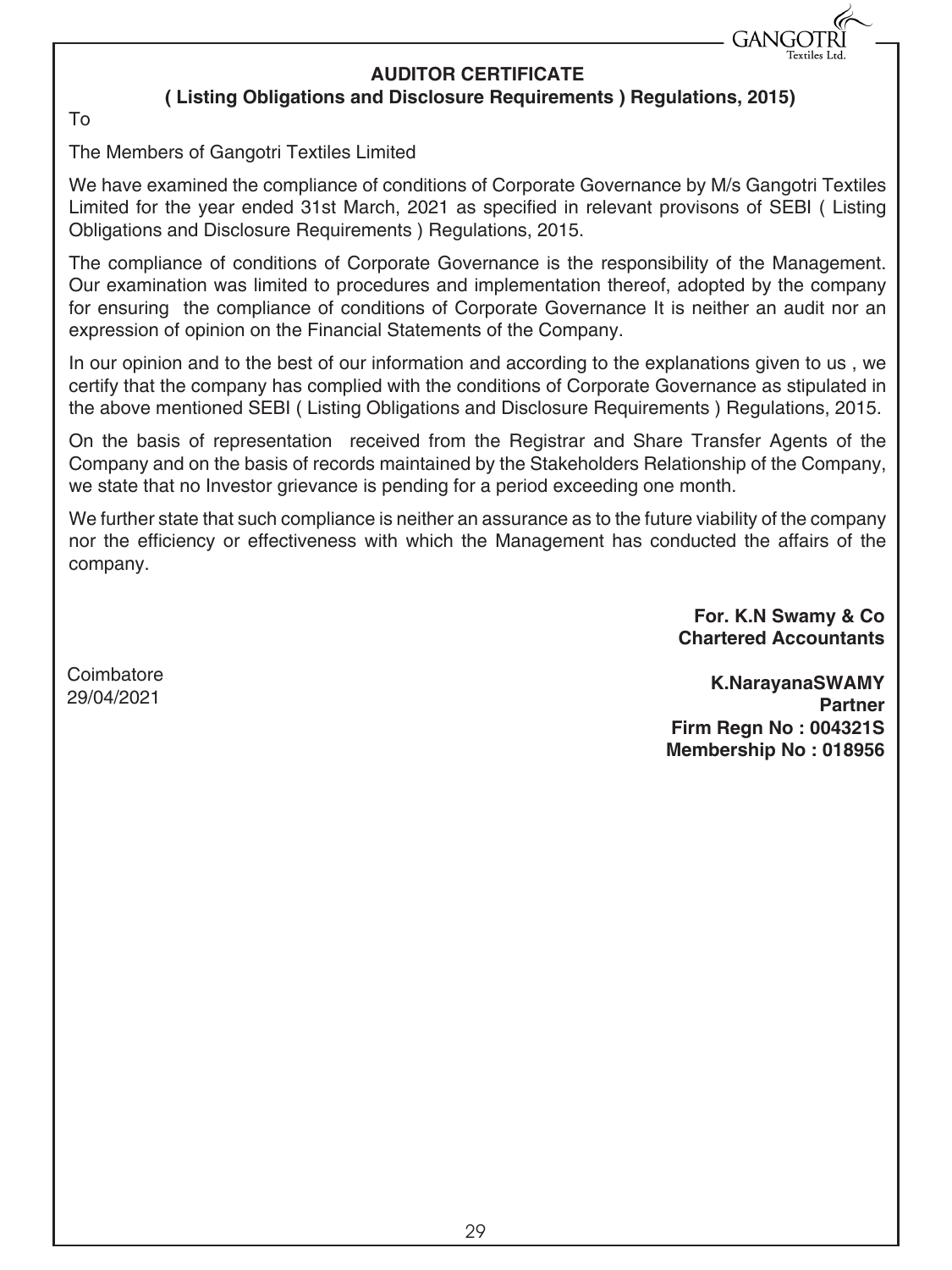## AUDITOR CERTIFICATE

### ( Listing Obligations and Disclosure Requirements ) Regulations, 2015)

To

The Members of Gangotri Textiles Limited

We have examined the compliance of conditions of Corporate Governance by M/s Gangotri Textiles Limited for the year ended 31st March, 2021 as specified in relevant provisons of SEBI ( Listing Obligations and Disclosure Requirements ) Regulations, 2015.

The compliance of conditions of Corporate Governance is the responsibility of the Management. Our examination was limited to procedures and implementation thereof, adopted by the company for ensuring the compliance of conditions of Corporate Governance It is neither an audit nor an expression of opinion on the Financial Statements of the Company.

In our opinion and to the best of our information and according to the explanations given to us , we certify that the company has complied with the conditions of Corporate Governance as stipulated in the above mentioned SEBI ( Listing Obligations and Disclosure Requirements ) Regulations, 2015.

On the basis of representation received from the Registrar and Share Transfer Agents of the Company and on the basis of records maintained by the Stakeholders Relationship of the Company, we state that no Investor grievance is pending for a period exceeding one month.

We further state that such compliance is neither an assurance as to the future viability of the company nor the efficiency or effectiveness with which the Management has conducted the affairs of the company.

**For. K.N Swamy & Co**
**Chartered Accountants**

Coimbatore
29/04/2021

**K.NarayanaSWAMY**
**Partner**
**Firm Regn No : 004321S**
**Membership No : 018956**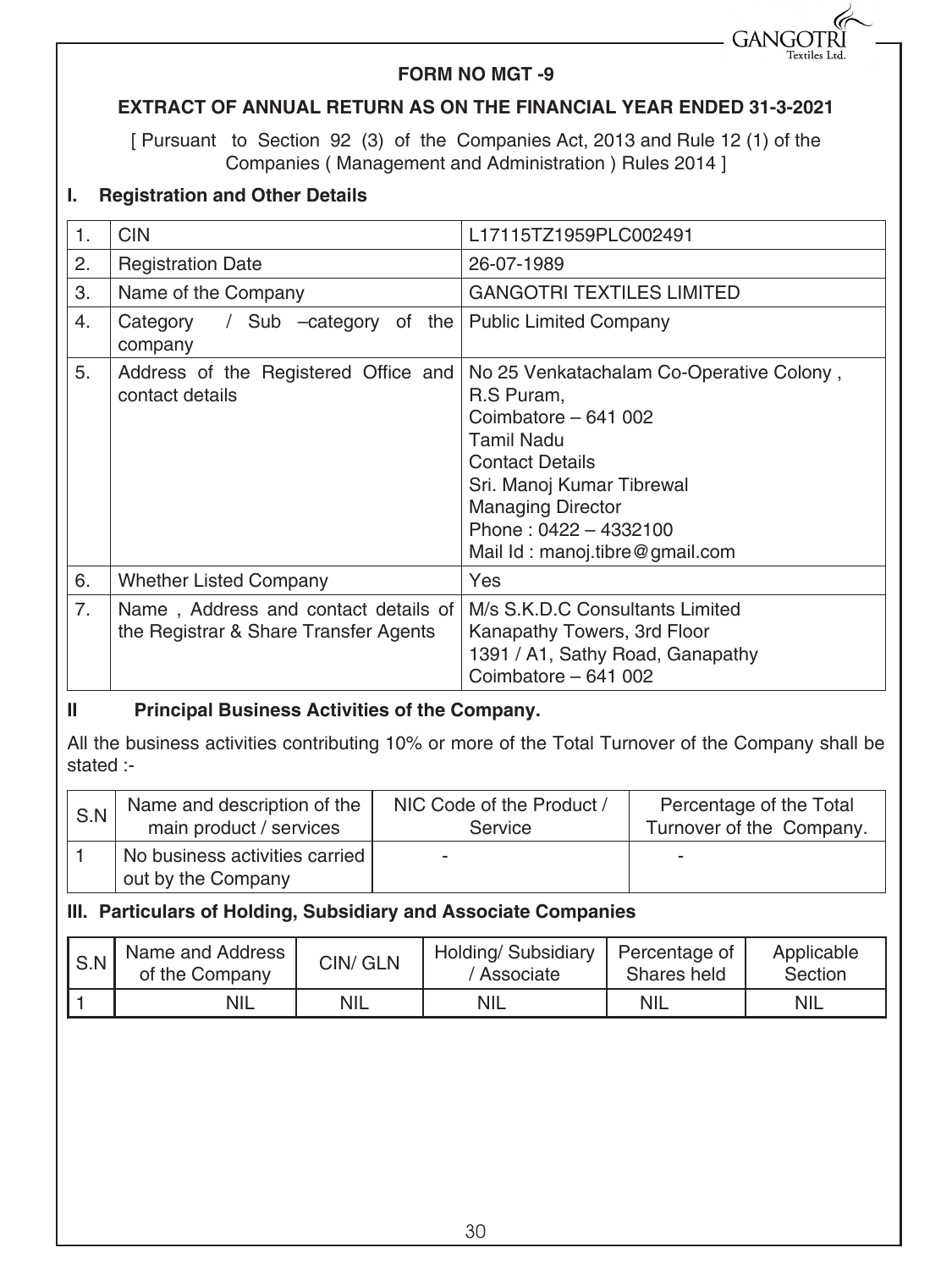# FORM NO MGT -9

## EXTRACT OF ANNUAL RETURN AS ON THE FINANCIAL YEAR ENDED 31-3-2021

[ Pursuant to Section 92 (3) of the Companies Act, 2013 and Rule 12 (1) of the Companies ( Management and Administration ) Rules 2014 ]

### I. Registration and Other Details

| | | |
|---|---|---|
| 1. | CIN | L17115TZ1959PLC002491 |
| 2. | Registration Date | 26-07-1989 |
| 3. | Name of the Company | GANGOTRI TEXTILES LIMITED |
| 4. | Category / Sub –category of the company | Public Limited Company |
| 5. | Address of the Registered Office and contact details | No 25 Venkatachalam Co-Operative Colony , R.S Puram, Coimbatore – 641 002 Tamil Nadu Contact Details Sri. Manoj Kumar Tibrewal Managing Director Phone : 0422 – 4332100 Mail Id : manoj.tibre@gmail.com |
| 6. | Whether Listed Company | Yes |
| 7. | Name , Address and contact details of the Registrar & Share Transfer Agents | M/s S.K.D.C Consultants Limited Kanapathy Towers, 3rd Floor 1391 / A1, Sathy Road, Ganapathy Coimbatore – 641 002 |

### II Principal Business Activities of the Company.

All the business activities contributing 10% or more of the Total Turnover of the Company shall be stated :-

| S.N | Name and description of the main product / services | NIC Code of the Product / Service | Percentage of the Total Turnover of the Company. |
|---|---|---|---|
| 1 | No business activities carried out by the Company | - | - |

### III. Particulars of Holding, Subsidiary and Associate Companies

| S.N | Name and Address of the Company | CIN/ GLN | Holding/ Subsidiary / Associate | Percentage of Shares held | Applicable Section |
|---|---|---|---|---|---|
| 1 | NIL | NIL | NIL | NIL | NIL |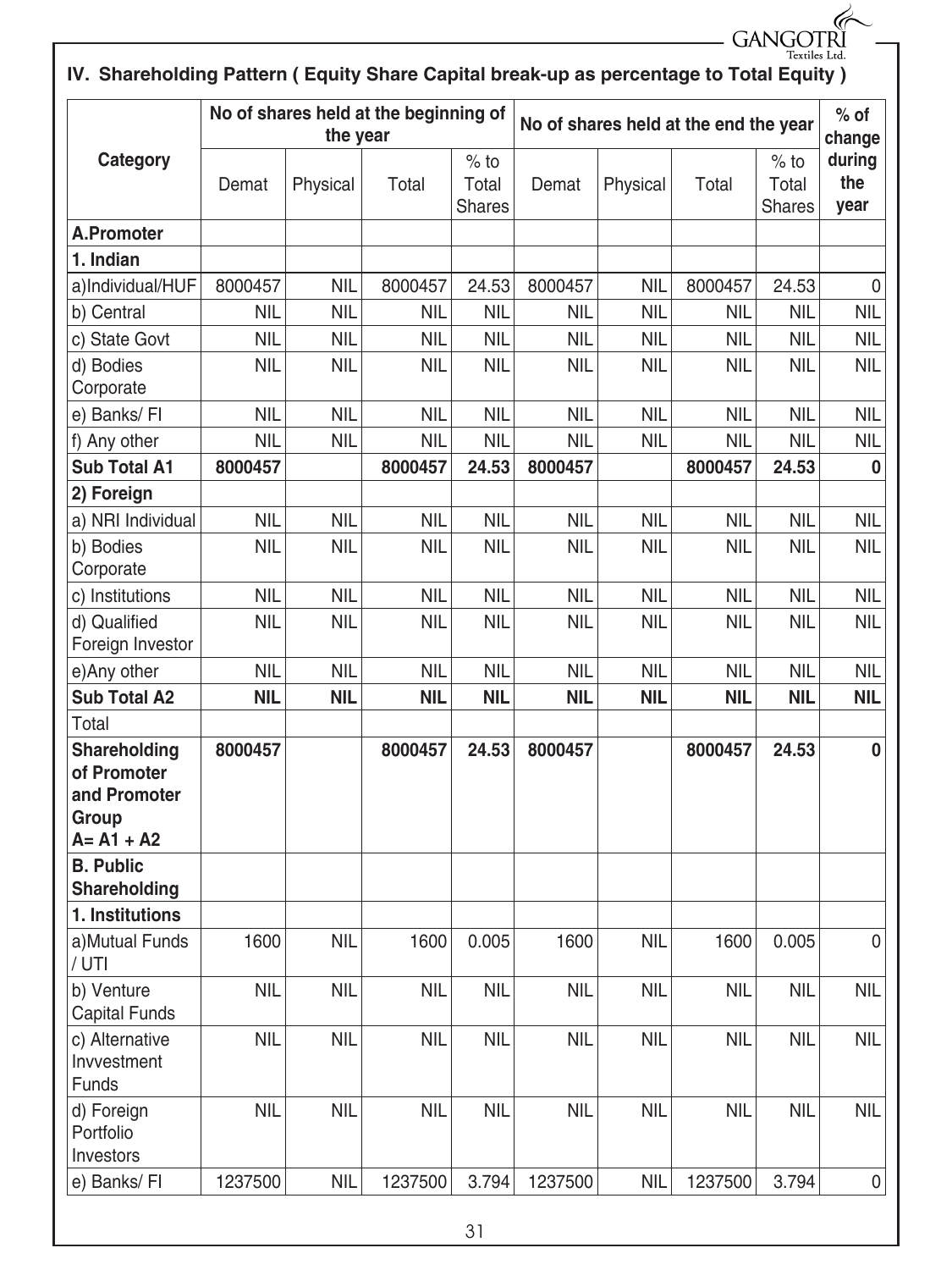## IV. Shareholding Pattern ( Equity Share Capital break-up as percentage to Total Equity )

| Category | No of shares held at the beginning of the year | | | | No of shares held at the end the year | | | | % of change during the year |
|---|---|---|---|---|---|---|---|---|---|
| | Demat | Physical | Total | % to Total Shares | Demat | Physical | Total | % to Total Shares | |
| **A.Promoter** | | | | | | | | | |
| **1. Indian** | | | | | | | | | |
| a)Individual/HUF | 8000457 | NIL | 8000457 | 24.53 | 8000457 | NIL | 8000457 | 24.53 | 0 |
| b) Central | NIL | NIL | NIL | NIL | NIL | NIL | NIL | NIL | NIL |
| c) State Govt | NIL | NIL | NIL | NIL | NIL | NIL | NIL | NIL | NIL |
| d) Bodies Corporate | NIL | NIL | NIL | NIL | NIL | NIL | NIL | NIL | NIL |
| e) Banks/ FI | NIL | NIL | NIL | NIL | NIL | NIL | NIL | NIL | NIL |
| f) Any other | NIL | NIL | NIL | NIL | NIL | NIL | NIL | NIL | NIL |
| **Sub Total A1** | **8000457** | | **8000457** | **24.53** | **8000457** | | **8000457** | **24.53** | **0** |
| **2) Foreign** | | | | | | | | | |
| a) NRI Individual | NIL | NIL | NIL | NIL | NIL | NIL | NIL | NIL | NIL |
| b) Bodies Corporate | NIL | NIL | NIL | NIL | NIL | NIL | NIL | NIL | NIL |
| c) Institutions | NIL | NIL | NIL | NIL | NIL | NIL | NIL | NIL | NIL |
| d) Qualified Foreign Investor | NIL | NIL | NIL | NIL | NIL | NIL | NIL | NIL | NIL |
| e)Any other | NIL | NIL | NIL | NIL | NIL | NIL | NIL | NIL | NIL |
| **Sub Total A2** | **NIL** | **NIL** | **NIL** | **NIL** | **NIL** | **NIL** | **NIL** | **NIL** | **NIL** |
| Total | | | | | | | | | |
| **Shareholding of Promoter and Promoter Group A= A1 + A2** | **8000457** | | **8000457** | **24.53** | **8000457** | | **8000457** | **24.53** | **0** |
| **B. Public Shareholding** | | | | | | | | | |
| **1. Institutions** | | | | | | | | | |
| a)Mutual Funds / UTI | 1600 | NIL | 1600 | 0.005 | 1600 | NIL | 1600 | 0.005 | 0 |
| b) Venture Capital Funds | NIL | NIL | NIL | NIL | NIL | NIL | NIL | NIL | NIL |
| c) Alternative Invvestment Funds | NIL | NIL | NIL | NIL | NIL | NIL | NIL | NIL | NIL |
| d) Foreign Portfolio Investors | NIL | NIL | NIL | NIL | NIL | NIL | NIL | NIL | NIL |
| e) Banks/ FI | 1237500 | NIL | 1237500 | 3.794 | 1237500 | NIL | 1237500 | 3.794 | 0 |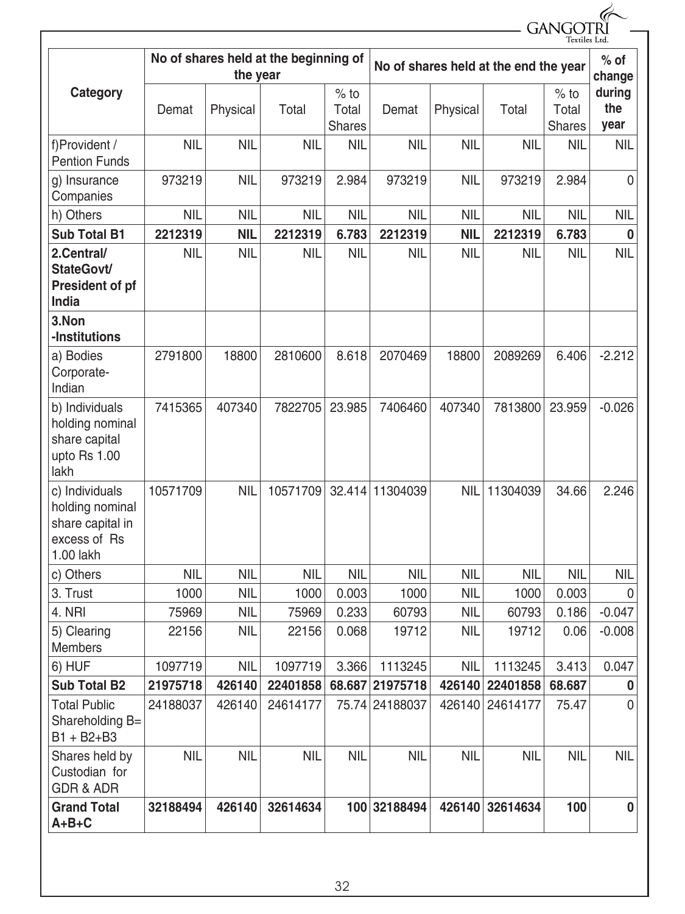| Category | No of shares held at the beginning of the year | | | | No of shares held at the end the year | | | | % of change during the year |
|---|---|---|---|---|---|---|---|---|---|
| | Demat | Physical | Total | % to Total Shares | Demat | Physical | Total | % to Total Shares | |
| f)Provident / Pention Funds | NIL | NIL | NIL | NIL | NIL | NIL | NIL | NIL | NIL |
| g) Insurance Companies | 973219 | NIL | 973219 | 2.984 | 973219 | NIL | 973219 | 2.984 | 0 |
| h) Others | NIL | NIL | NIL | NIL | NIL | NIL | NIL | NIL | NIL |
| **Sub Total B1** | **2212319** | **NIL** | **2212319** | **6.783** | **2212319** | **NIL** | **2212319** | **6.783** | **0** |
| **2.Central/ StateGovt/ President of pf India** | NIL | NIL | NIL | NIL | NIL | NIL | NIL | NIL | NIL |
| **3.Non -Institutions** | | | | | | | | | |
| a) Bodies Corporate-Indian | 2791800 | 18800 | 2810600 | 8.618 | 2070469 | 18800 | 2089269 | 6.406 | -2.212 |
| b) Individuals holding nominal share capital upto Rs 1.00 lakh | 7415365 | 407340 | 7822705 | 23.985 | 7406460 | 407340 | 7813800 | 23.959 | -0.026 |
| c) Individuals holding nominal share capital in excess of Rs 1.00 lakh | 10571709 | NIL | 10571709 | 32.414 | 11304039 | NIL | 11304039 | 34.66 | 2.246 |
| c) Others | NIL | NIL | NIL | NIL | NIL | NIL | NIL | NIL | NIL |
| 3. Trust | 1000 | NIL | 1000 | 0.003 | 1000 | NIL | 1000 | 0.003 | 0 |
| 4. NRI | 75969 | NIL | 75969 | 0.233 | 60793 | NIL | 60793 | 0.186 | -0.047 |
| 5) Clearing Members | 22156 | NIL | 22156 | 0.068 | 19712 | NIL | 19712 | 0.06 | -0.008 |
| 6) HUF | 1097719 | NIL | 1097719 | 3.366 | 1113245 | NIL | 1113245 | 3.413 | 0.047 |
| **Sub Total B2** | **21975718** | **426140** | **22401858** | **68.687** | **21975718** | **426140** | **22401858** | **68.687** | **0** |
| Total Public Shareholding B= B1 + B2+B3 | 24188037 | 426140 | 24614177 | 75.74 | 24188037 | 426140 | 24614177 | 75.47 | 0 |
| Shares held by Custodian for GDR & ADR | NIL | NIL | NIL | NIL | NIL | NIL | NIL | NIL | NIL |
| **Grand Total A+B+C** | **32188494** | **426140** | **32614634** | **100** | **32188494** | **426140** | **32614634** | **100** | **0** |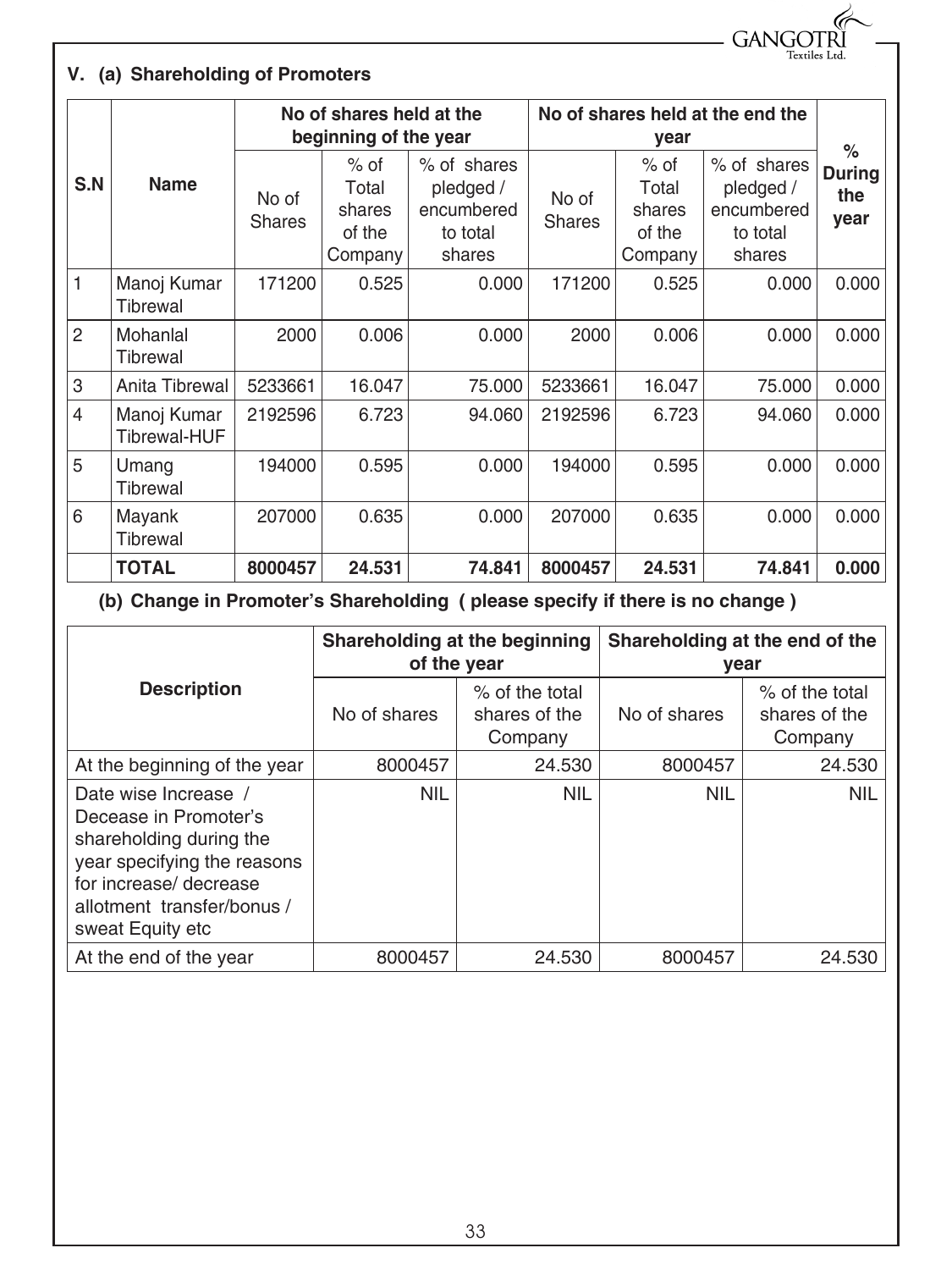## V. (a) Shareholding of Promoters

| S.N | Name | No of shares held at the beginning of the year | | | No of shares held at the end the year | | | % During the year |
|---|---|---|---|---|---|---|---|---|
| | | No of Shares | % of Total shares of the Company | % of shares pledged / encumbered to total shares | No of Shares | % of Total shares of the Company | % of shares pledged / encumbered to total shares | |
| 1 | Manoj Kumar Tibrewal | 171200 | 0.525 | 0.000 | 171200 | 0.525 | 0.000 | 0.000 |
| 2 | Mohanlal Tibrewal | 2000 | 0.006 | 0.000 | 2000 | 0.006 | 0.000 | 0.000 |
| 3 | Anita Tibrewal | 5233661 | 16.047 | 75.000 | 5233661 | 16.047 | 75.000 | 0.000 |
| 4 | Manoj Kumar Tibrewal-HUF | 2192596 | 6.723 | 94.060 | 2192596 | 6.723 | 94.060 | 0.000 |
| 5 | Umang Tibrewal | 194000 | 0.595 | 0.000 | 194000 | 0.595 | 0.000 | 0.000 |
| 6 | Mayank Tibrewal | 207000 | 0.635 | 0.000 | 207000 | 0.635 | 0.000 | 0.000 |
| | **TOTAL** | **8000457** | **24.531** | **74.841** | **8000457** | **24.531** | **74.841** | **0.000** |

### (b) Change in Promoter's Shareholding ( please specify if there is no change )

| Description | Shareholding at the beginning of the year | | Shareholding at the end of the year | |
|---|---|---|---|---|
| | No of shares | % of the total shares of the Company | No of shares | % of the total shares of the Company |
| At the beginning of the year | 8000457 | 24.530 | 8000457 | 24.530 |
| Date wise Increase / Decease in Promoter's shareholding during the year specifying the reasons for increase/ decrease allotment transfer/bonus / sweat Equity etc | NIL | NIL | NIL | NIL |
| At the end of the year | 8000457 | 24.530 | 8000457 | 24.530 |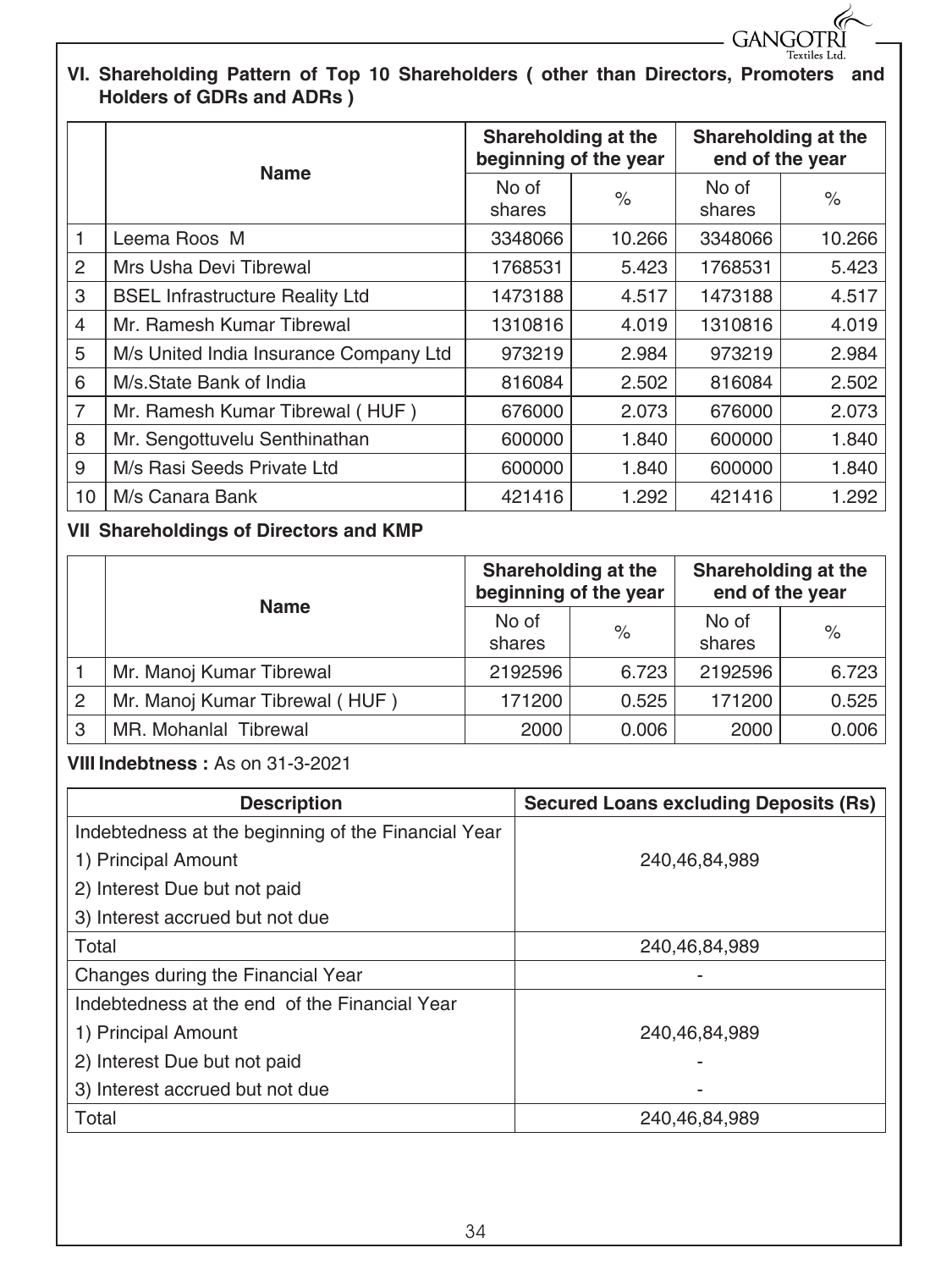### VI. Shareholding Pattern of Top 10 Shareholders ( other than Directors, Promoters and Holders of GDRs and ADRs )

| | Name | Shareholding at the beginning of the year | | Shareholding at the end of the year | |
|---|---|---|---|---|---|
| | | No of shares | % | No of shares | % |
| 1 | Leema Roos M | 3348066 | 10.266 | 3348066 | 10.266 |
| 2 | Mrs Usha Devi Tibrewal | 1768531 | 5.423 | 1768531 | 5.423 |
| 3 | BSEL Infrastructure Reality Ltd | 1473188 | 4.517 | 1473188 | 4.517 |
| 4 | Mr. Ramesh Kumar Tibrewal | 1310816 | 4.019 | 1310816 | 4.019 |
| 5 | M/s United India Insurance Company Ltd | 973219 | 2.984 | 973219 | 2.984 |
| 6 | M/s.State Bank of India | 816084 | 2.502 | 816084 | 2.502 |
| 7 | Mr. Ramesh Kumar Tibrewal ( HUF ) | 676000 | 2.073 | 676000 | 2.073 |
| 8 | Mr. Sengottuvelu Senthinathan | 600000 | 1.840 | 600000 | 1.840 |
| 9 | M/s Rasi Seeds Private Ltd | 600000 | 1.840 | 600000 | 1.840 |
| 10 | M/s Canara Bank | 421416 | 1.292 | 421416 | 1.292 |

### VII Shareholdings of Directors and KMP

| | Name | Shareholding at the beginning of the year | | Shareholding at the end of the year | |
|---|---|---|---|---|---|
| | | No of shares | % | No of shares | % |
| 1 | Mr. Manoj Kumar Tibrewal | 2192596 | 6.723 | 2192596 | 6.723 |
| 2 | Mr. Manoj Kumar Tibrewal ( HUF ) | 171200 | 0.525 | 171200 | 0.525 |
| 3 | MR. Mohanlal Tibrewal | 2000 | 0.006 | 2000 | 0.006 |

**VIII Indebtness :** As on 31-3-2021

| Description | Secured Loans excluding Deposits (Rs) |
|---|---|
| Indebtedness at the beginning of the Financial Year<br>1) Principal Amount<br>2) Interest Due but not paid<br>3) Interest accrued but not due | 240,46,84,989 |
| Total | 240,46,84,989 |
| Changes during the Financial Year | - |
| Indebtedness at the end of the Financial Year | |
| 1) Principal Amount | 240,46,84,989 |
| 2) Interest Due but not paid | - |
| 3) Interest accrued but not due | - |
| Total | 240,46,84,989 |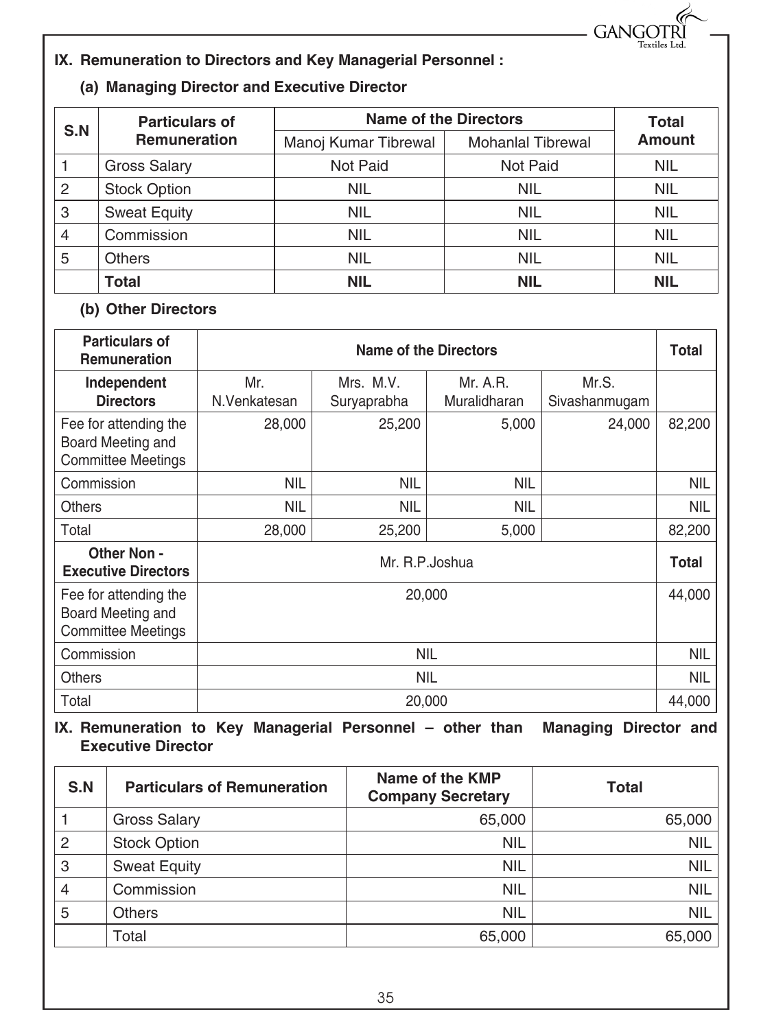## IX. Remuneration to Directors and Key Managerial Personnel :

### (a) Managing Director and Executive Director

| S.N | Particulars of Remuneration | Name of the Directors | | Total Amount |
|---|---|---|---|---|
| | | Manoj Kumar Tibrewal | Mohanlal Tibrewal | |
| 1 | Gross Salary | Not Paid | Not Paid | NIL |
| 2 | Stock Option | NIL | NIL | NIL |
| 3 | Sweat Equity | NIL | NIL | NIL |
| 4 | Commission | NIL | NIL | NIL |
| 5 | Others | NIL | NIL | NIL |
| | **Total** | **NIL** | **NIL** | **NIL** |

### (b) Other Directors

| Particulars of Remuneration | Name of the Directors | | | | Total |
|---|---|---|---|---|---|
| **Independent Directors** | Mr. N.Venkatesan | Mrs. M.V. Suryaprabha | Mr. A.R. Muralidharan | Mr.S. Sivashanmugam | |
| Fee for attending the Board Meeting and Committee Meetings | 28,000 | 25,200 | 5,000 | 24,000 | 82,200 |
| Commission | NIL | NIL | NIL | | NIL |
| Others | NIL | NIL | NIL | | NIL |
| Total | 28,000 | 25,200 | 5,000 | | 82,200 |
| **Other Non - Executive Directors** | Mr. R.P.Joshua | | | | **Total** |
| Fee for attending the Board Meeting and Committee Meetings | 20,000 | | | | 44,000 |
| Commission | NIL | | | | NIL |
| Others | NIL | | | | NIL |
| Total | 20,000 | | | | 44,000 |

## IX. Remuneration to Key Managerial Personnel – other than Managing Director and Executive Director

| S.N | Particulars of Remuneration | Name of the KMP Company Secretary | Total |
|---|---|---|---|
| 1 | Gross Salary | 65,000 | 65,000 |
| 2 | Stock Option | NIL | NIL |
| 3 | Sweat Equity | NIL | NIL |
| 4 | Commission | NIL | NIL |
| 5 | Others | NIL | NIL |
| | Total | 65,000 | 65,000 |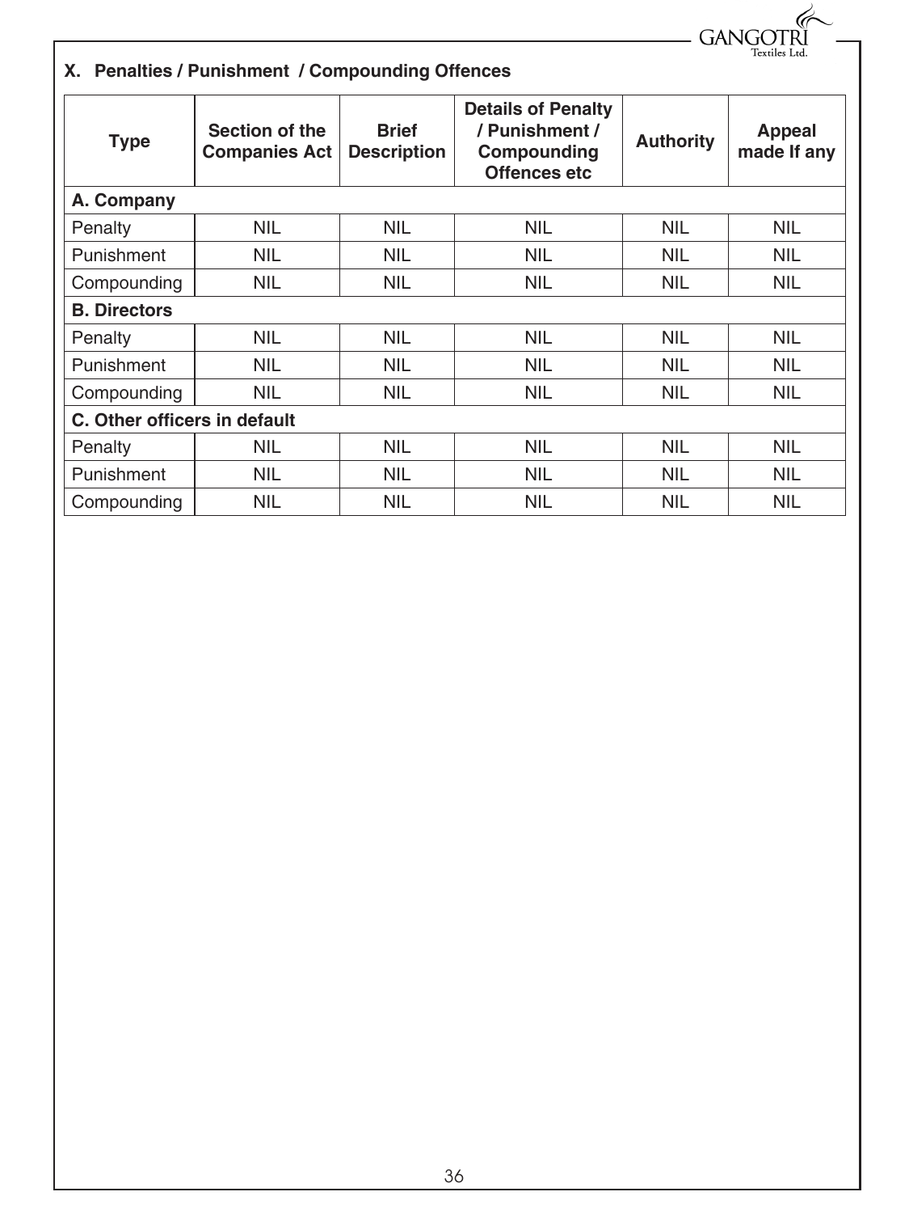### X. Penalties / Punishment / Compounding Offences

| Type | Section of the Companies Act | Brief Description | Details of Penalty / Punishment / Compounding Offences etc | Authority | Appeal made If any |
|---|---|---|---|---|---|
| **A. Company** | | | | | |
| Penalty | NIL | NIL | NIL | NIL | NIL |
| Punishment | NIL | NIL | NIL | NIL | NIL |
| Compounding | NIL | NIL | NIL | NIL | NIL |
| **B. Directors** | | | | | |
| Penalty | NIL | NIL | NIL | NIL | NIL |
| Punishment | NIL | NIL | NIL | NIL | NIL |
| Compounding | NIL | NIL | NIL | NIL | NIL |
| **C. Other officers in default** | | | | | |
| Penalty | NIL | NIL | NIL | NIL | NIL |
| Punishment | NIL | NIL | NIL | NIL | NIL |
| Compounding | NIL | NIL | NIL | NIL | NIL |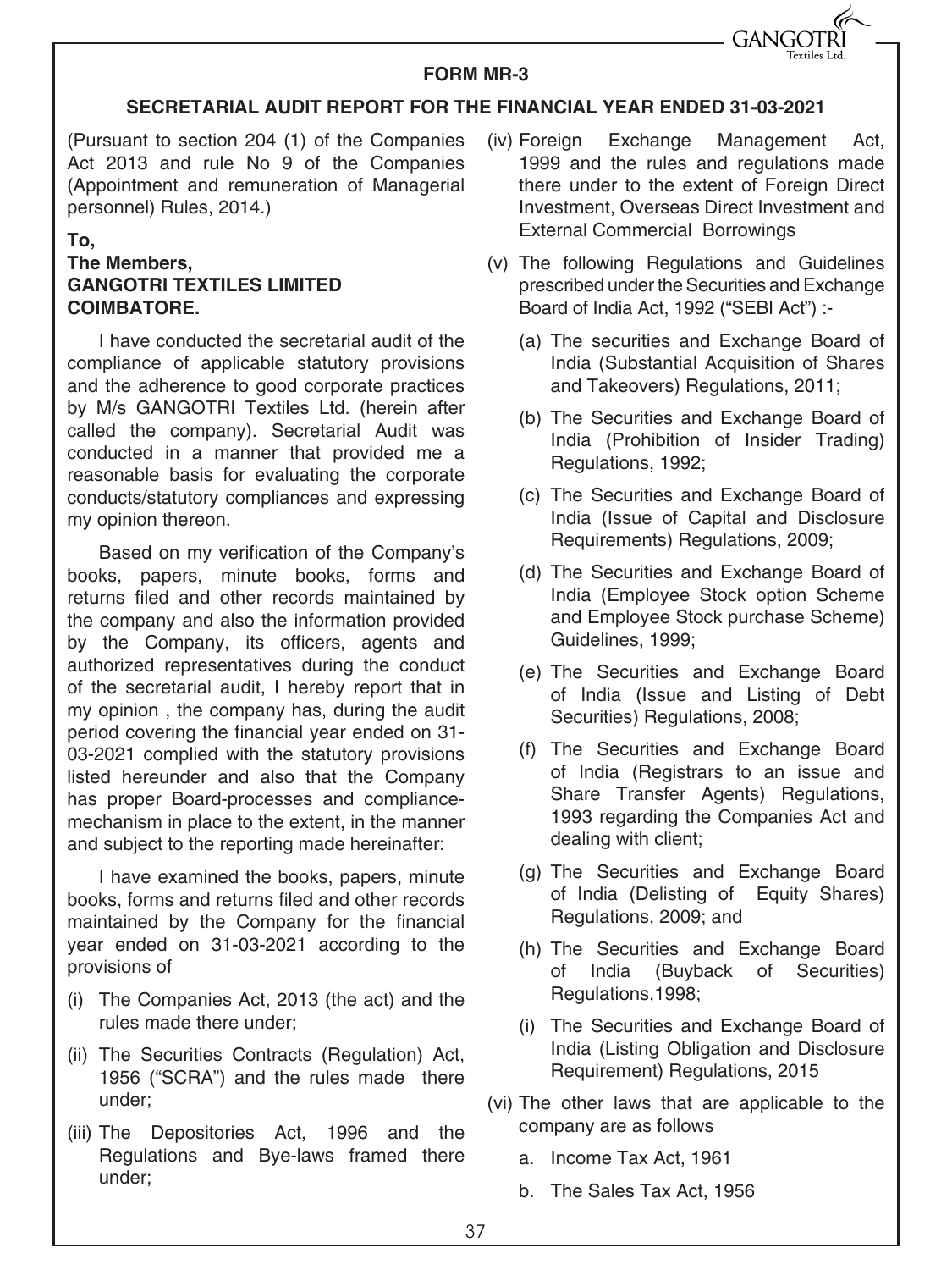## FORM MR-3

## SECRETARIAL AUDIT REPORT FOR THE FINANCIAL YEAR ENDED 31-03-2021

(Pursuant to section 204 (1) of the Companies Act 2013 and rule No 9 of the Companies (Appointment and remuneration of Managerial personnel) Rules, 2014.)

**To,**
**The Members,**
**GANGOTRI TEXTILES LIMITED**
**COIMBATORE.**

I have conducted the secretarial audit of the compliance of applicable statutory provisions and the adherence to good corporate practices by M/s GANGOTRI Textiles Ltd. (herein after called the company). Secretarial Audit was conducted in a manner that provided me a reasonable basis for evaluating the corporate conducts/statutory compliances and expressing my opinion thereon.

Based on my verification of the Company's books, papers, minute books, forms and returns filed and other records maintained by the company and also the information provided by the Company, its officers, agents and authorized representatives during the conduct of the secretarial audit, I hereby report that in my opinion , the company has, during the audit period covering the financial year ended on 31-03-2021 complied with the statutory provisions listed hereunder and also that the Company has proper Board-processes and compliance-mechanism in place to the extent, in the manner and subject to the reporting made hereinafter:

I have examined the books, papers, minute books, forms and returns filed and other records maintained by the Company for the financial year ended on 31-03-2021 according to the provisions of

(i) The Companies Act, 2013 (the act) and the rules made there under;

(ii) The Securities Contracts (Regulation) Act, 1956 ("SCRA") and the rules made there under;

(iii) The Depositories Act, 1996 and the Regulations and Bye-laws framed there under;

(iv) Foreign Exchange Management Act, 1999 and the rules and regulations made there under to the extent of Foreign Direct Investment, Overseas Direct Investment and External Commercial Borrowings

(v) The following Regulations and Guidelines prescribed under the Securities and Exchange Board of India Act, 1992 ("SEBI Act") :-

   (a) The securities and Exchange Board of India (Substantial Acquisition of Shares and Takeovers) Regulations, 2011;

   (b) The Securities and Exchange Board of India (Prohibition of Insider Trading) Regulations, 1992;

   (c) The Securities and Exchange Board of India (Issue of Capital and Disclosure Requirements) Regulations, 2009;

   (d) The Securities and Exchange Board of India (Employee Stock option Scheme and Employee Stock purchase Scheme) Guidelines, 1999;

   (e) The Securities and Exchange Board of India (Issue and Listing of Debt Securities) Regulations, 2008;

   (f) The Securities and Exchange Board of India (Registrars to an issue and Share Transfer Agents) Regulations, 1993 regarding the Companies Act and dealing with client;

   (g) The Securities and Exchange Board of India (Delisting of Equity Shares) Regulations, 2009; and

   (h) The Securities and Exchange Board of India (Buyback of Securities) Regulations,1998;

   (i) The Securities and Exchange Board of India (Listing Obligation and Disclosure Requirement) Regulations, 2015

(vi) The other laws that are applicable to the company are as follows

   a. Income Tax Act, 1961

   b. The Sales Tax Act, 1956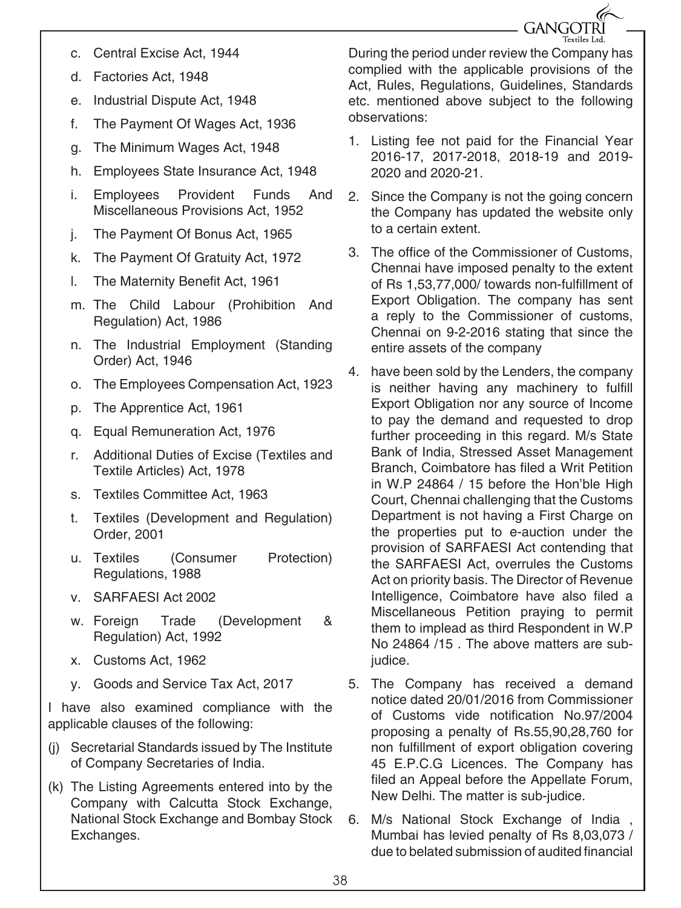c. Central Excise Act, 1944

d. Factories Act, 1948

e. Industrial Dispute Act, 1948

f. The Payment Of Wages Act, 1936

g. The Minimum Wages Act, 1948

h. Employees State Insurance Act, 1948

i. Employees Provident Funds And Miscellaneous Provisions Act, 1952

j. The Payment Of Bonus Act, 1965

k. The Payment Of Gratuity Act, 1972

l. The Maternity Benefit Act, 1961

m. The Child Labour (Prohibition And Regulation) Act, 1986

n. The Industrial Employment (Standing Order) Act, 1946

o. The Employees Compensation Act, 1923

p. The Apprentice Act, 1961

q. Equal Remuneration Act, 1976

r. Additional Duties of Excise (Textiles and Textile Articles) Act, 1978

s. Textiles Committee Act, 1963

t. Textiles (Development and Regulation) Order, 2001

u. Textiles (Consumer Protection) Regulations, 1988

v. SARFAESI Act 2002

w. Foreign Trade (Development & Regulation) Act, 1992

x. Customs Act, 1962

y. Goods and Service Tax Act, 2017

I have also examined compliance with the applicable clauses of the following:

(j) Secretarial Standards issued by The Institute of Company Secretaries of India.

(k) The Listing Agreements entered into by the Company with Calcutta Stock Exchange, National Stock Exchange and Bombay Stock Exchanges.

During the period under review the Company has complied with the applicable provisions of the Act, Rules, Regulations, Guidelines, Standards etc. mentioned above subject to the following observations:

1. Listing fee not paid for the Financial Year 2016-17, 2017-2018, 2018-19 and 2019-2020 and 2020-21.

2. Since the Company is not the going concern the Company has updated the website only to a certain extent.

3. The office of the Commissioner of Customs, Chennai have imposed penalty to the extent of Rs 1,53,77,000/ towards non-fulfillment of Export Obligation. The company has sent a reply to the Commissioner of customs, Chennai on 9-2-2016 stating that since the entire assets of the company

4. have been sold by the Lenders, the company is neither having any machinery to fulfill Export Obligation nor any source of Income to pay the demand and requested to drop further proceeding in this regard. M/s State Bank of India, Stressed Asset Management Branch, Coimbatore has filed a Writ Petition in W.P 24864 / 15 before the Hon'ble High Court, Chennai challenging that the Customs Department is not having a First Charge on the properties put to e-auction under the provision of SARFAESI Act contending that the SARFAESI Act, overrules the Customs Act on priority basis. The Director of Revenue Intelligence, Coimbatore have also filed a Miscellaneous Petition praying to permit them to implead as third Respondent in W.P No 24864 /15 . The above matters are sub-judice.

5. The Company has received a demand notice dated 20/01/2016 from Commissioner of Customs vide notification No.97/2004 proposing a penalty of Rs.55,90,28,760 for non fulfillment of export obligation covering 45 E.P.C.G Licences. The Company has filed an Appeal before the Appellate Forum, New Delhi. The matter is sub-judice.

6. M/s National Stock Exchange of India , Mumbai has levied penalty of Rs 8,03,073 / due to belated submission of audited financial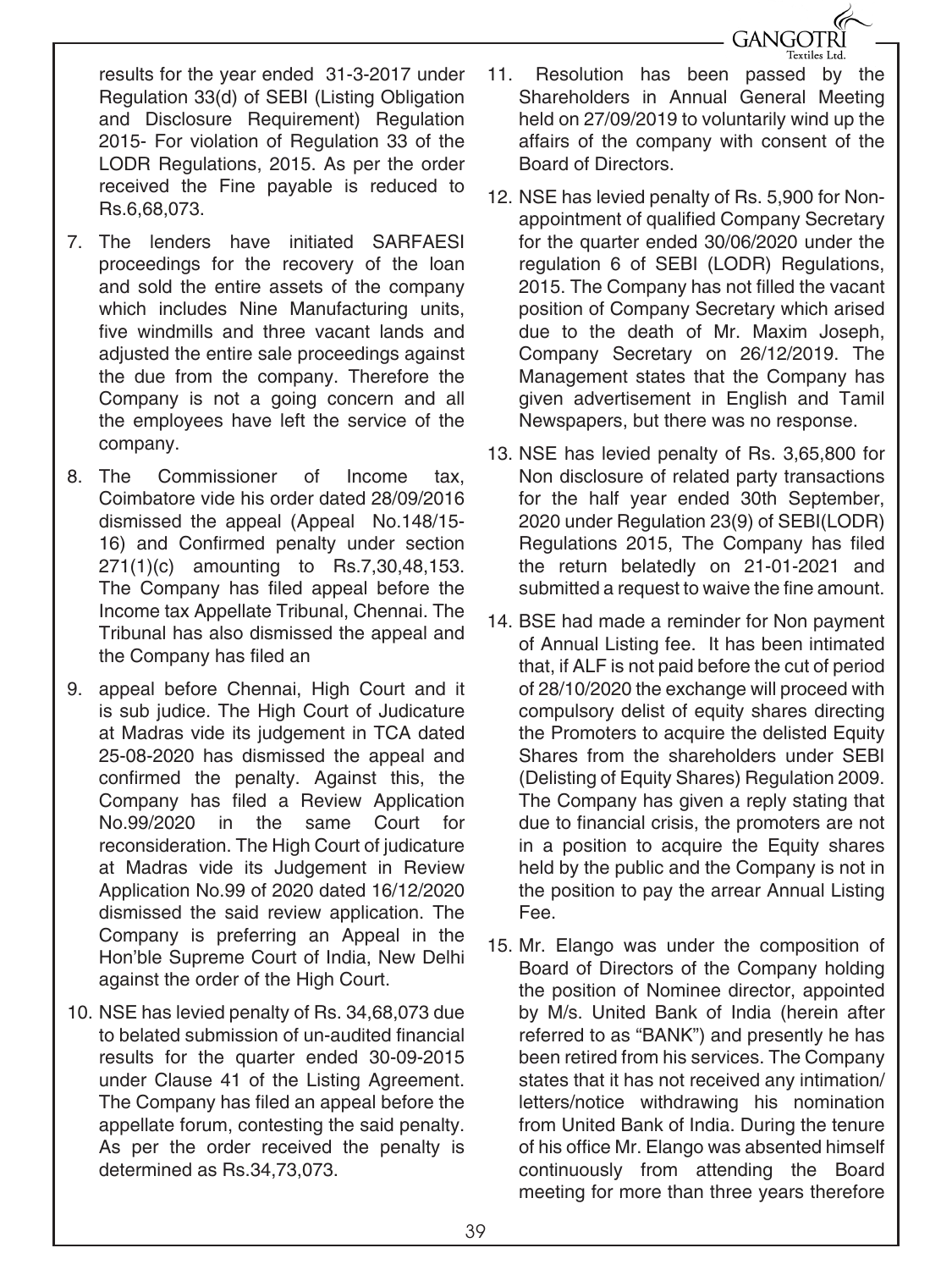results for the year ended 31-3-2017 under Regulation 33(d) of SEBI (Listing Obligation and Disclosure Requirement) Regulation 2015- For violation of Regulation 33 of the LODR Regulations, 2015. As per the order received the Fine payable is reduced to Rs.6,68,073.

7. The lenders have initiated SARFAESI proceedings for the recovery of the loan and sold the entire assets of the company which includes Nine Manufacturing units, five windmills and three vacant lands and adjusted the entire sale proceedings against the due from the company. Therefore the Company is not a going concern and all the employees have left the service of the company.

8. The Commissioner of Income tax, Coimbatore vide his order dated 28/09/2016 dismissed the appeal (Appeal No.148/15-16) and Confirmed penalty under section 271(1)(c) amounting to Rs.7,30,48,153. The Company has filed appeal before the Income tax Appellate Tribunal, Chennai. The Tribunal has also dismissed the appeal and the Company has filed an

9. appeal before Chennai, High Court and it is sub judice. The High Court of Judicature at Madras vide its judgement in TCA dated 25-08-2020 has dismissed the appeal and confirmed the penalty. Against this, the Company has filed a Review Application No.99/2020 in the same Court for reconsideration. The High Court of judicature at Madras vide its Judgement in Review Application No.99 of 2020 dated 16/12/2020 dismissed the said review application. The Company is preferring an Appeal in the Hon'ble Supreme Court of India, New Delhi against the order of the High Court.

10. NSE has levied penalty of Rs. 34,68,073 due to belated submission of un-audited financial results for the quarter ended 30-09-2015 under Clause 41 of the Listing Agreement. The Company has filed an appeal before the appellate forum, contesting the said penalty. As per the order received the penalty is determined as Rs.34,73,073.

11. Resolution has been passed by the Shareholders in Annual General Meeting held on 27/09/2019 to voluntarily wind up the affairs of the company with consent of the Board of Directors.

12. NSE has levied penalty of Rs. 5,900 for Non-appointment of qualified Company Secretary for the quarter ended 30/06/2020 under the regulation 6 of SEBI (LODR) Regulations, 2015. The Company has not filled the vacant position of Company Secretary which arised due to the death of Mr. Maxim Joseph, Company Secretary on 26/12/2019. The Management states that the Company has given advertisement in English and Tamil Newspapers, but there was no response.

13. NSE has levied penalty of Rs. 3,65,800 for Non disclosure of related party transactions for the half year ended 30th September, 2020 under Regulation 23(9) of SEBI(LODR) Regulations 2015, The Company has filed the return belatedly on 21-01-2021 and submitted a request to waive the fine amount.

14. BSE had made a reminder for Non payment of Annual Listing fee. It has been intimated that, if ALF is not paid before the cut of period of 28/10/2020 the exchange will proceed with compulsory delist of equity shares directing the Promoters to acquire the delisted Equity Shares from the shareholders under SEBI (Delisting of Equity Shares) Regulation 2009. The Company has given a reply stating that due to financial crisis, the promoters are not in a position to acquire the Equity shares held by the public and the Company is not in the position to pay the arrear Annual Listing Fee.

15. Mr. Elango was under the composition of Board of Directors of the Company holding the position of Nominee director, appointed by M/s. United Bank of India (herein after referred to as "BANK") and presently he has been retired from his services. The Company states that it has not received any intimation/ letters/notice withdrawing his nomination from United Bank of India. During the tenure of his office Mr. Elango was absented himself continuously from attending the Board meeting for more than three years therefore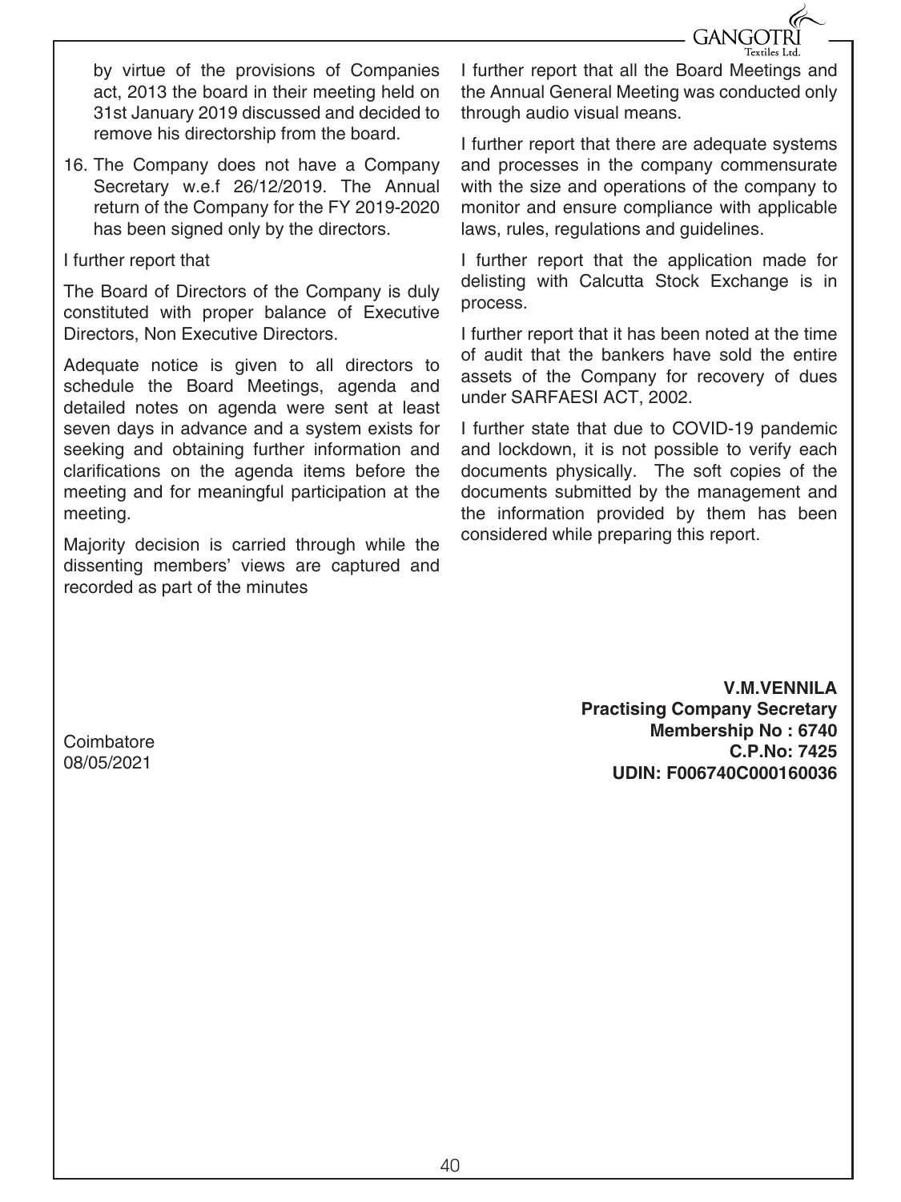by virtue of the provisions of Companies act, 2013 the board in their meeting held on 31st January 2019 discussed and decided to remove his directorship from the board.

16. The Company does not have a Company Secretary w.e.f 26/12/2019. The Annual return of the Company for the FY 2019-2020 has been signed only by the directors.

I further report that

The Board of Directors of the Company is duly constituted with proper balance of Executive Directors, Non Executive Directors.

Adequate notice is given to all directors to schedule the Board Meetings, agenda and detailed notes on agenda were sent at least seven days in advance and a system exists for seeking and obtaining further information and clarifications on the agenda items before the meeting and for meaningful participation at the meeting.

Majority decision is carried through while the dissenting members' views are captured and recorded as part of the minutes

I further report that all the Board Meetings and the Annual General Meeting was conducted only through audio visual means.

I further report that there are adequate systems and processes in the company commensurate with the size and operations of the company to monitor and ensure compliance with applicable laws, rules, regulations and guidelines.

I further report that the application made for delisting with Calcutta Stock Exchange is in process.

I further report that it has been noted at the time of audit that the bankers have sold the entire assets of the Company for recovery of dues under SARFAESI ACT, 2002.

I further state that due to COVID-19 pandemic and lockdown, it is not possible to verify each documents physically. The soft copies of the documents submitted by the management and the information provided by them has been considered while preparing this report.

Coimbatore
08/05/2021

**V.M.VENNILA**
**Practising Company Secretary**
**Membership No : 6740**
**C.P.No: 7425**
**UDIN: F006740C000160036**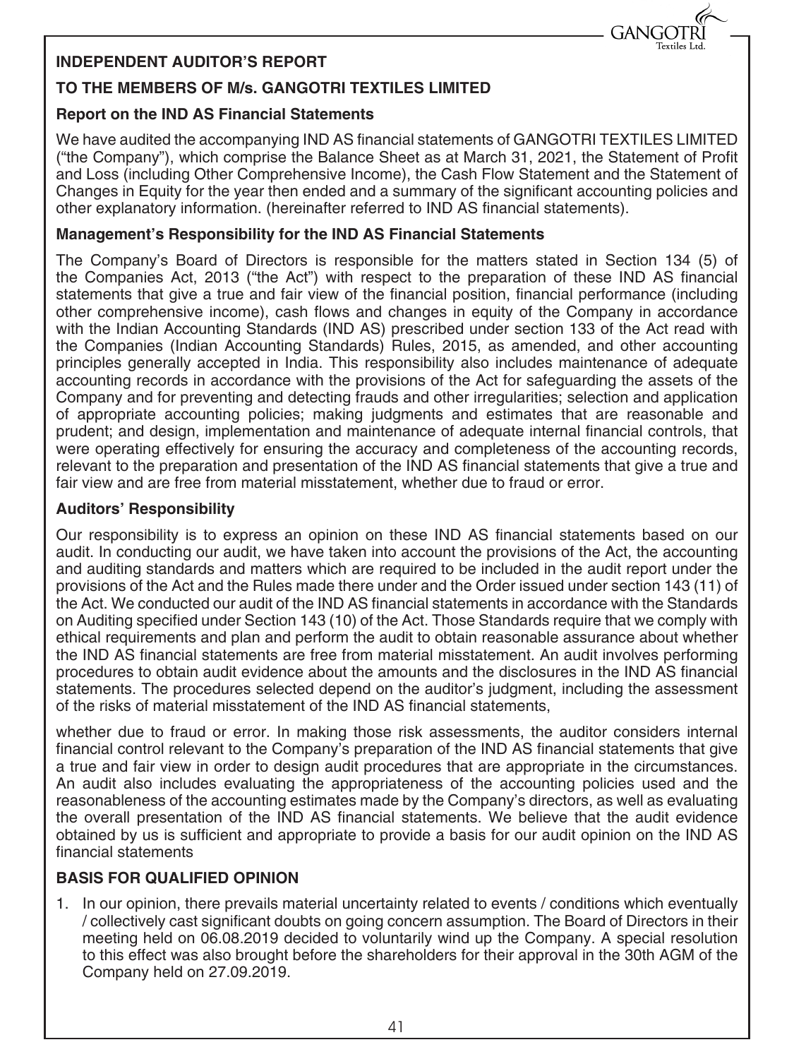## INDEPENDENT AUDITOR'S REPORT

## TO THE MEMBERS OF M/s. GANGOTRI TEXTILES LIMITED

### Report on the IND AS Financial Statements

We have audited the accompanying IND AS financial statements of GANGOTRI TEXTILES LIMITED ("the Company"), which comprise the Balance Sheet as at March 31, 2021, the Statement of Profit and Loss (including Other Comprehensive Income), the Cash Flow Statement and the Statement of Changes in Equity for the year then ended and a summary of the significant accounting policies and other explanatory information. (hereinafter referred to IND AS financial statements).

### Management's Responsibility for the IND AS Financial Statements

The Company's Board of Directors is responsible for the matters stated in Section 134 (5) of the Companies Act, 2013 ("the Act") with respect to the preparation of these IND AS financial statements that give a true and fair view of the financial position, financial performance (including other comprehensive income), cash flows and changes in equity of the Company in accordance with the Indian Accounting Standards (IND AS) prescribed under section 133 of the Act read with the Companies (Indian Accounting Standards) Rules, 2015, as amended, and other accounting principles generally accepted in India. This responsibility also includes maintenance of adequate accounting records in accordance with the provisions of the Act for safeguarding the assets of the Company and for preventing and detecting frauds and other irregularities; selection and application of appropriate accounting policies; making judgments and estimates that are reasonable and prudent; and design, implementation and maintenance of adequate internal financial controls, that were operating effectively for ensuring the accuracy and completeness of the accounting records, relevant to the preparation and presentation of the IND AS financial statements that give a true and fair view and are free from material misstatement, whether due to fraud or error.

### Auditors' Responsibility

Our responsibility is to express an opinion on these IND AS financial statements based on our audit. In conducting our audit, we have taken into account the provisions of the Act, the accounting and auditing standards and matters which are required to be included in the audit report under the provisions of the Act and the Rules made there under and the Order issued under section 143 (11) of the Act. We conducted our audit of the IND AS financial statements in accordance with the Standards on Auditing specified under Section 143 (10) of the Act. Those Standards require that we comply with ethical requirements and plan and perform the audit to obtain reasonable assurance about whether the IND AS financial statements are free from material misstatement. An audit involves performing procedures to obtain audit evidence about the amounts and the disclosures in the IND AS financial statements. The procedures selected depend on the auditor's judgment, including the assessment of the risks of material misstatement of the IND AS financial statements,

whether due to fraud or error. In making those risk assessments, the auditor considers internal financial control relevant to the Company's preparation of the IND AS financial statements that give a true and fair view in order to design audit procedures that are appropriate in the circumstances. An audit also includes evaluating the appropriateness of the accounting policies used and the reasonableness of the accounting estimates made by the Company's directors, as well as evaluating the overall presentation of the IND AS financial statements. We believe that the audit evidence obtained by us is sufficient and appropriate to provide a basis for our audit opinion on the IND AS financial statements

### BASIS FOR QUALIFIED OPINION

1. In our opinion, there prevails material uncertainty related to events / conditions which eventually / collectively cast significant doubts on going concern assumption. The Board of Directors in their meeting held on 06.08.2019 decided to voluntarily wind up the Company. A special resolution to this effect was also brought before the shareholders for their approval in the 30th AGM of the Company held on 27.09.2019.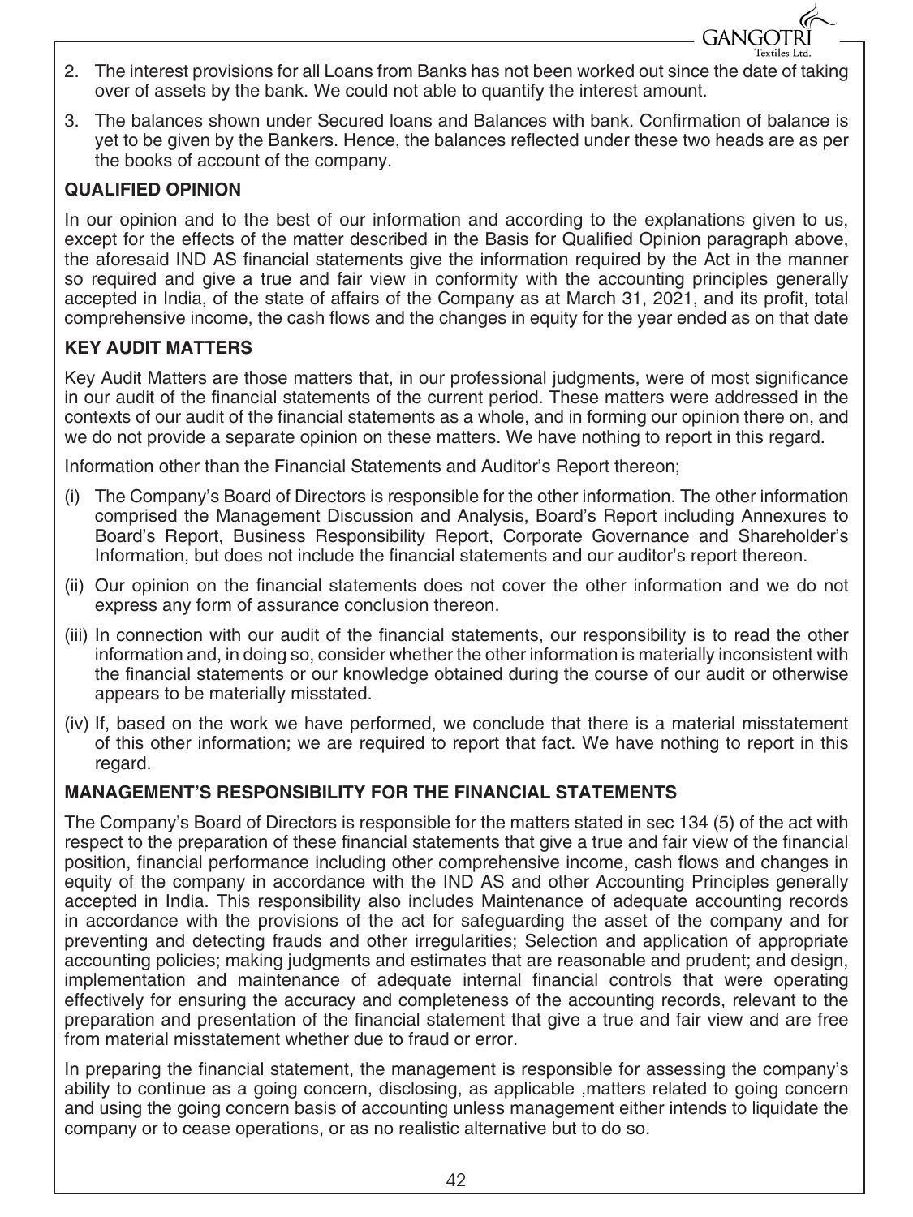2. The interest provisions for all Loans from Banks has not been worked out since the date of taking over of assets by the bank. We could not able to quantify the interest amount.

3. The balances shown under Secured loans and Balances with bank. Confirmation of balance is yet to be given by the Bankers. Hence, the balances reflected under these two heads are as per the books of account of the company.

### QUALIFIED OPINION

In our opinion and to the best of our information and according to the explanations given to us, except for the effects of the matter described in the Basis for Qualified Opinion paragraph above, the aforesaid IND AS financial statements give the information required by the Act in the manner so required and give a true and fair view in conformity with the accounting principles generally accepted in India, of the state of affairs of the Company as at March 31, 2021, and its profit, total comprehensive income, the cash flows and the changes in equity for the year ended as on that date

### KEY AUDIT MATTERS

Key Audit Matters are those matters that, in our professional judgments, were of most significance in our audit of the financial statements of the current period. These matters were addressed in the contexts of our audit of the financial statements as a whole, and in forming our opinion there on, and we do not provide a separate opinion on these matters. We have nothing to report in this regard.

Information other than the Financial Statements and Auditor's Report thereon;

(i) The Company's Board of Directors is responsible for the other information. The other information comprised the Management Discussion and Analysis, Board's Report including Annexures to Board's Report, Business Responsibility Report, Corporate Governance and Shareholder's Information, but does not include the financial statements and our auditor's report thereon.

(ii) Our opinion on the financial statements does not cover the other information and we do not express any form of assurance conclusion thereon.

(iii) In connection with our audit of the financial statements, our responsibility is to read the other information and, in doing so, consider whether the other information is materially inconsistent with the financial statements or our knowledge obtained during the course of our audit or otherwise appears to be materially misstated.

(iv) If, based on the work we have performed, we conclude that there is a material misstatement of this other information; we are required to report that fact. We have nothing to report in this regard.

### MANAGEMENT'S RESPONSIBILITY FOR THE FINANCIAL STATEMENTS

The Company's Board of Directors is responsible for the matters stated in sec 134 (5) of the act with respect to the preparation of these financial statements that give a true and fair view of the financial position, financial performance including other comprehensive income, cash flows and changes in equity of the company in accordance with the IND AS and other Accounting Principles generally accepted in India. This responsibility also includes Maintenance of adequate accounting records in accordance with the provisions of the act for safeguarding the asset of the company and for preventing and detecting frauds and other irregularities; Selection and application of appropriate accounting policies; making judgments and estimates that are reasonable and prudent; and design, implementation and maintenance of adequate internal financial controls that were operating effectively for ensuring the accuracy and completeness of the accounting records, relevant to the preparation and presentation of the financial statement that give a true and fair view and are free from material misstatement whether due to fraud or error.

In preparing the financial statement, the management is responsible for assessing the company's ability to continue as a going concern, disclosing, as applicable ,matters related to going concern and using the going concern basis of accounting unless management either intends to liquidate the company or to cease operations, or as no realistic alternative but to do so.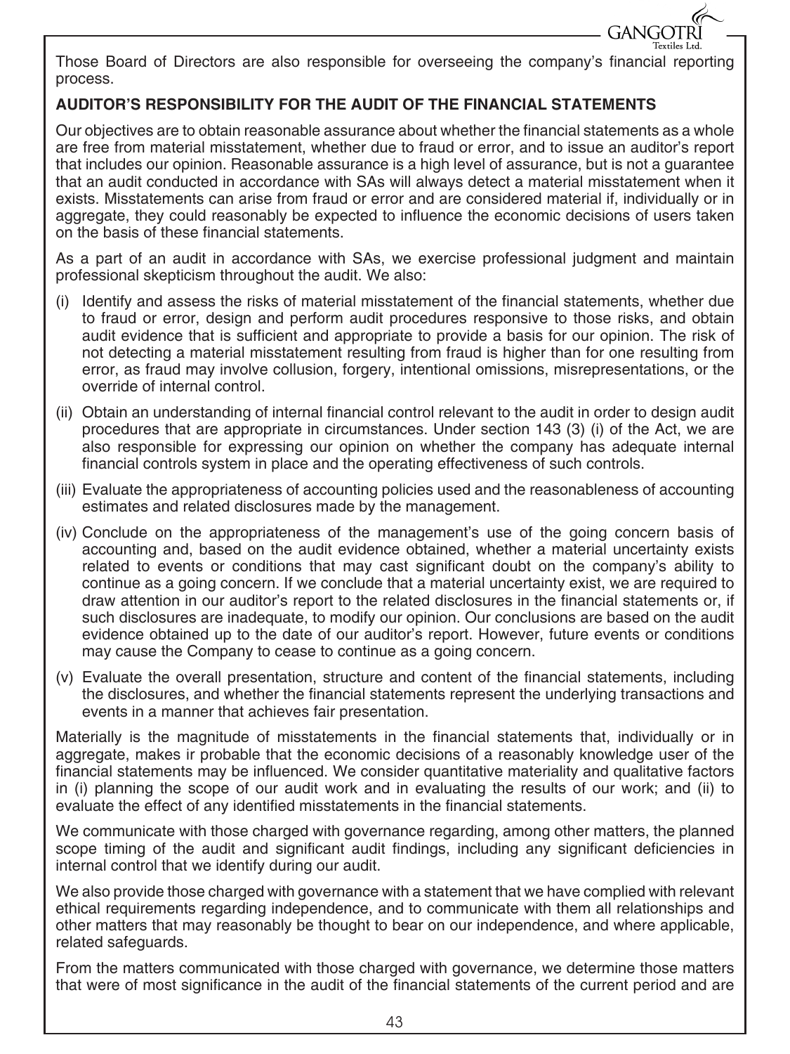Those Board of Directors are also responsible for overseeing the company's financial reporting process.

**AUDITOR'S RESPONSIBILITY FOR THE AUDIT OF THE FINANCIAL STATEMENTS**

Our objectives are to obtain reasonable assurance about whether the financial statements as a whole are free from material misstatement, whether due to fraud or error, and to issue an auditor's report that includes our opinion. Reasonable assurance is a high level of assurance, but is not a guarantee that an audit conducted in accordance with SAs will always detect a material misstatement when it exists. Misstatements can arise from fraud or error and are considered material if, individually or in aggregate, they could reasonably be expected to influence the economic decisions of users taken on the basis of these financial statements.

As a part of an audit in accordance with SAs, we exercise professional judgment and maintain professional skepticism throughout the audit. We also:

(i) Identify and assess the risks of material misstatement of the financial statements, whether due to fraud or error, design and perform audit procedures responsive to those risks, and obtain audit evidence that is sufficient and appropriate to provide a basis for our opinion. The risk of not detecting a material misstatement resulting from fraud is higher than for one resulting from error, as fraud may involve collusion, forgery, intentional omissions, misrepresentations, or the override of internal control.

(ii) Obtain an understanding of internal financial control relevant to the audit in order to design audit procedures that are appropriate in circumstances. Under section 143 (3) (i) of the Act, we are also responsible for expressing our opinion on whether the company has adequate internal financial controls system in place and the operating effectiveness of such controls.

(iii) Evaluate the appropriateness of accounting policies used and the reasonableness of accounting estimates and related disclosures made by the management.

(iv) Conclude on the appropriateness of the management's use of the going concern basis of accounting and, based on the audit evidence obtained, whether a material uncertainty exists related to events or conditions that may cast significant doubt on the company's ability to continue as a going concern. If we conclude that a material uncertainty exist, we are required to draw attention in our auditor's report to the related disclosures in the financial statements or, if such disclosures are inadequate, to modify our opinion. Our conclusions are based on the audit evidence obtained up to the date of our auditor's report. However, future events or conditions may cause the Company to cease to continue as a going concern.

(v) Evaluate the overall presentation, structure and content of the financial statements, including the disclosures, and whether the financial statements represent the underlying transactions and events in a manner that achieves fair presentation.

Materially is the magnitude of misstatements in the financial statements that, individually or in aggregate, makes ir probable that the economic decisions of a reasonably knowledge user of the financial statements may be influenced. We consider quantitative materiality and qualitative factors in (i) planning the scope of our audit work and in evaluating the results of our work; and (ii) to evaluate the effect of any identified misstatements in the financial statements.

We communicate with those charged with governance regarding, among other matters, the planned scope timing of the audit and significant audit findings, including any significant deficiencies in internal control that we identify during our audit.

We also provide those charged with governance with a statement that we have complied with relevant ethical requirements regarding independence, and to communicate with them all relationships and other matters that may reasonably be thought to bear on our independence, and where applicable, related safeguards.

From the matters communicated with those charged with governance, we determine those matters that were of most significance in the audit of the financial statements of the current period and are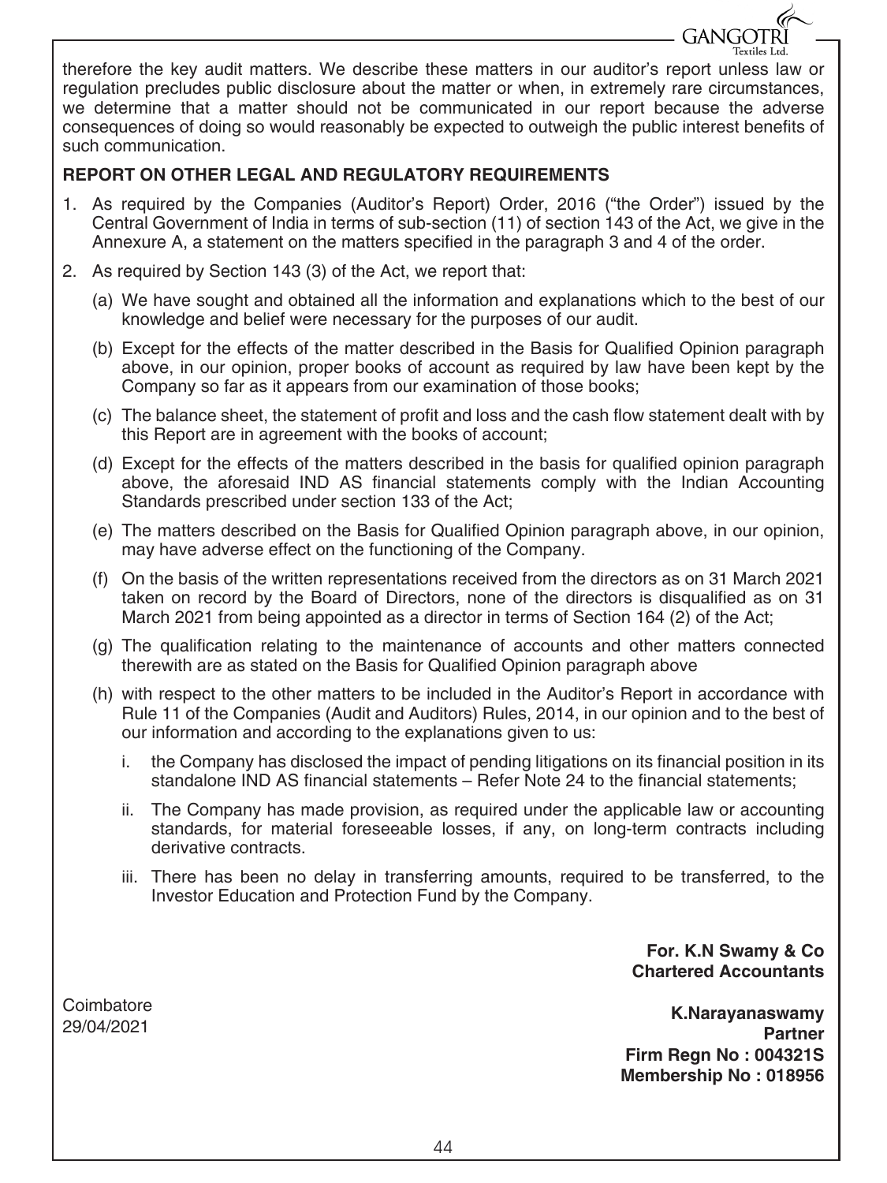therefore the key audit matters. We describe these matters in our auditor's report unless law or regulation precludes public disclosure about the matter or when, in extremely rare circumstances, we determine that a matter should not be communicated in our report because the adverse consequences of doing so would reasonably be expected to outweigh the public interest benefits of such communication.

**REPORT ON OTHER LEGAL AND REGULATORY REQUIREMENTS**

1. As required by the Companies (Auditor's Report) Order, 2016 ("the Order") issued by the Central Government of India in terms of sub-section (11) of section 143 of the Act, we give in the Annexure A, a statement on the matters specified in the paragraph 3 and 4 of the order.

2. As required by Section 143 (3) of the Act, we report that:

   (a) We have sought and obtained all the information and explanations which to the best of our knowledge and belief were necessary for the purposes of our audit.

   (b) Except for the effects of the matter described in the Basis for Qualified Opinion paragraph above, in our opinion, proper books of account as required by law have been kept by the Company so far as it appears from our examination of those books;

   (c) The balance sheet, the statement of profit and loss and the cash flow statement dealt with by this Report are in agreement with the books of account;

   (d) Except for the effects of the matters described in the basis for qualified opinion paragraph above, the aforesaid IND AS financial statements comply with the Indian Accounting Standards prescribed under section 133 of the Act;

   (e) The matters described on the Basis for Qualified Opinion paragraph above, in our opinion, may have adverse effect on the functioning of the Company.

   (f) On the basis of the written representations received from the directors as on 31 March 2021 taken on record by the Board of Directors, none of the directors is disqualified as on 31 March 2021 from being appointed as a director in terms of Section 164 (2) of the Act;

   (g) The qualification relating to the maintenance of accounts and other matters connected therewith are as stated on the Basis for Qualified Opinion paragraph above

   (h) with respect to the other matters to be included in the Auditor's Report in accordance with Rule 11 of the Companies (Audit and Auditors) Rules, 2014, in our opinion and to the best of our information and according to the explanations given to us:

      i. the Company has disclosed the impact of pending litigations on its financial position in its standalone IND AS financial statements – Refer Note 24 to the financial statements;

      ii. The Company has made provision, as required under the applicable law or accounting standards, for material foreseeable losses, if any, on long-term contracts including derivative contracts.

      iii. There has been no delay in transferring amounts, required to be transferred, to the Investor Education and Protection Fund by the Company.

**For. K.N Swamy & Co**
**Chartered Accountants**

Coimbatore
29/04/2021

**K.Narayanaswamy**
**Partner**
**Firm Regn No : 004321S**
**Membership No : 018956**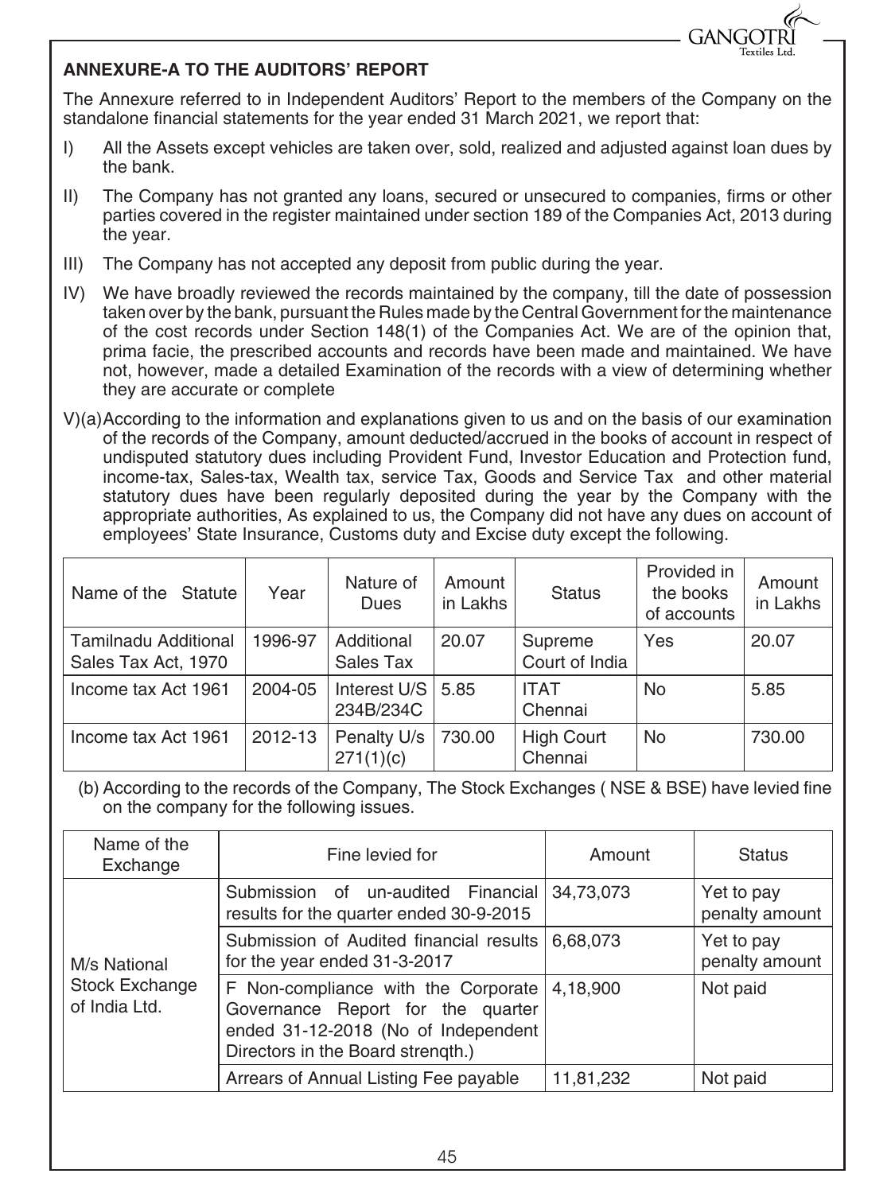## ANNEXURE-A TO THE AUDITORS' REPORT

The Annexure referred to in Independent Auditors' Report to the members of the Company on the standalone financial statements for the year ended 31 March 2021, we report that:

I) All the Assets except vehicles are taken over, sold, realized and adjusted against loan dues by the bank.

II) The Company has not granted any loans, secured or unsecured to companies, firms or other parties covered in the register maintained under section 189 of the Companies Act, 2013 during the year.

III) The Company has not accepted any deposit from public during the year.

IV) We have broadly reviewed the records maintained by the company, till the date of possession taken over by the bank, pursuant the Rules made by the Central Government for the maintenance of the cost records under Section 148(1) of the Companies Act. We are of the opinion that, prima facie, the prescribed accounts and records have been made and maintained. We have not, however, made a detailed Examination of the records with a view of determining whether they are accurate or complete

V)(a) According to the information and explanations given to us and on the basis of our examination of the records of the Company, amount deducted/accrued in the books of account in respect of undisputed statutory dues including Provident Fund, Investor Education and Protection fund, income-tax, Sales-tax, Wealth tax, service Tax, Goods and Service Tax and other material statutory dues have been regularly deposited during the year by the Company with the appropriate authorities, As explained to us, the Company did not have any dues on account of employees' State Insurance, Customs duty and Excise duty except the following.

| Name of the Statute | Year | Nature of Dues | Amount in Lakhs | Status | Provided in the books of accounts | Amount in Lakhs |
|---|---|---|---|---|---|---|
| Tamilnadu Additional Sales Tax Act, 1970 | 1996-97 | Additional Sales Tax | 20.07 | Supreme Court of India | Yes | 20.07 |
| Income tax Act 1961 | 2004-05 | Interest U/S 234B/234C | 5.85 | ITAT Chennai | No | 5.85 |
| Income tax Act 1961 | 2012-13 | Penalty U/s 271(1)(c) | 730.00 | High Court Chennai | No | 730.00 |

(b) According to the records of the Company, The Stock Exchanges ( NSE & BSE) have levied fine on the company for the following issues.

| Name of the Exchange | Fine levied for | Amount | Status |
|---|---|---|---|
| M/s National Stock Exchange of India Ltd. | Submission of un-audited Financial results for the quarter ended 30-9-2015 | 34,73,073 | Yet to pay penalty amount |
| | Submission of Audited financial results for the year ended 31-3-2017 | 6,68,073 | Yet to pay penalty amount |
| | F Non-compliance with the Corporate Governance Report for the quarter ended 31-12-2018 (No of Independent Directors in the Board strenqth.) | 4,18,900 | Not paid |
| | Arrears of Annual Listing Fee payable | 11,81,232 | Not paid |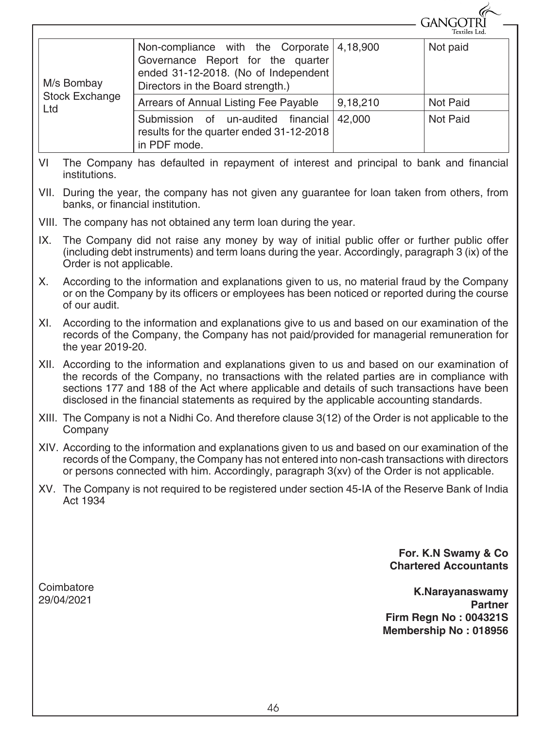| | | | |
|---|---|---|---|
| M/s Bombay Stock Exchange Ltd | Non-compliance with the Corporate Governance Report for the quarter ended 31-12-2018. (No of Independent Directors in the Board strength.) | 4,18,900 | Not paid |
| | Arrears of Annual Listing Fee Payable | 9,18,210 | Not Paid |
| | Submission of un-audited financial results for the quarter ended 31-12-2018 in PDF mode. | 42,000 | Not Paid |

VI The Company has defaulted in repayment of interest and principal to bank and financial institutions.

VII. During the year, the company has not given any guarantee for loan taken from others, from banks, or financial institution.

VIII. The company has not obtained any term loan during the year.

IX. The Company did not raise any money by way of initial public offer or further public offer (including debt instruments) and term loans during the year. Accordingly, paragraph 3 (ix) of the Order is not applicable.

X. According to the information and explanations given to us, no material fraud by the Company or on the Company by its officers or employees has been noticed or reported during the course of our audit.

XI. According to the information and explanations give to us and based on our examination of the records of the Company, the Company has not paid/provided for managerial remuneration for the year 2019-20.

XII. According to the information and explanations given to us and based on our examination of the records of the Company, no transactions with the related parties are in compliance with sections 177 and 188 of the Act where applicable and details of such transactions have been disclosed in the financial statements as required by the applicable accounting standards.

XIII. The Company is not a Nidhi Co. And therefore clause 3(12) of the Order is not applicable to the Company

XIV. According to the information and explanations given to us and based on our examination of the records of the Company, the Company has not entered into non-cash transactions with directors or persons connected with him. Accordingly, paragraph 3(xv) of the Order is not applicable.

XV. The Company is not required to be registered under section 45-IA of the Reserve Bank of India Act 1934

**For. K.N Swamy & Co**
**Chartered Accountants**

Coimbatore
29/04/2021

**K.Narayanaswamy**
**Partner**
**Firm Regn No : 004321S**
**Membership No : 018956**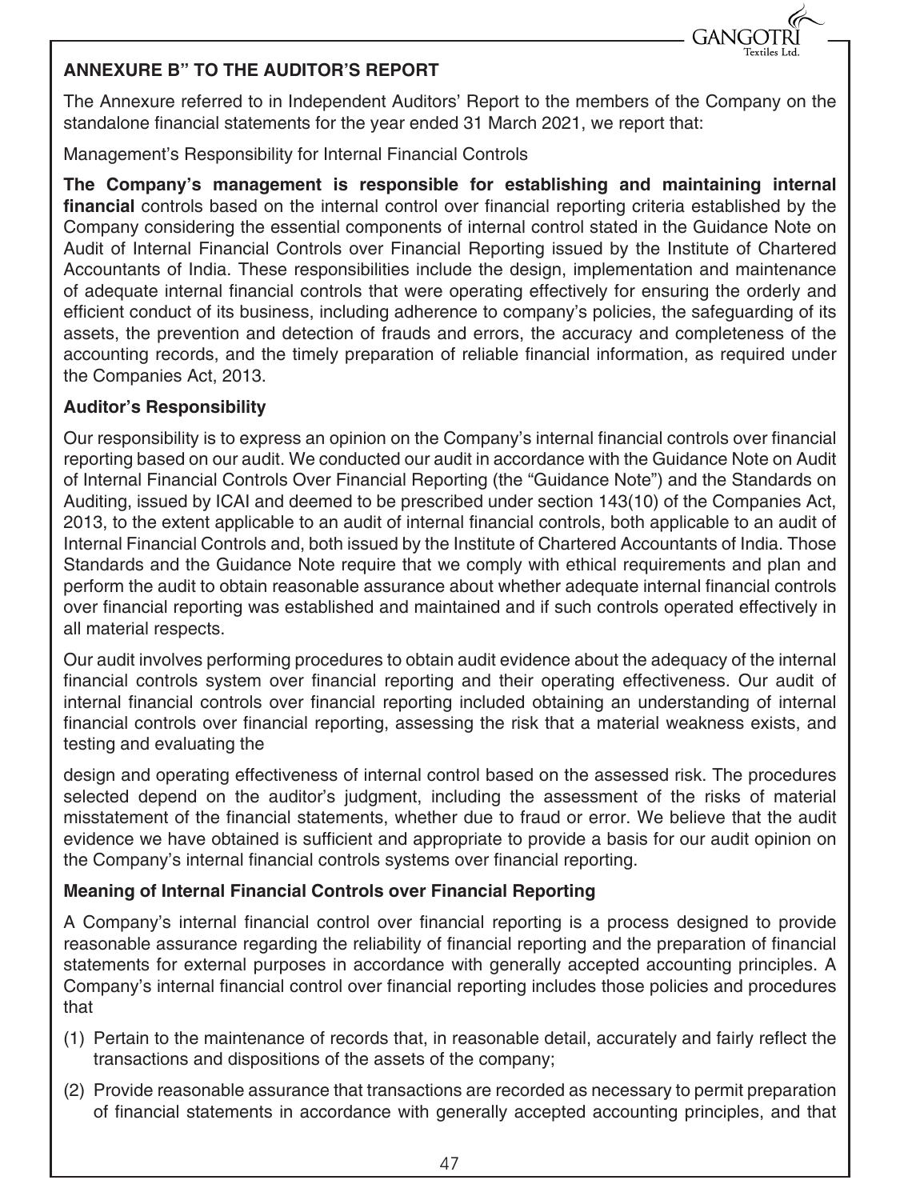## ANNEXURE B" TO THE AUDITOR'S REPORT

The Annexure referred to in Independent Auditors' Report to the members of the Company on the standalone financial statements for the year ended 31 March 2021, we report that:

Management's Responsibility for Internal Financial Controls

**The Company's management is responsible for establishing and maintaining internal financial** controls based on the internal control over financial reporting criteria established by the Company considering the essential components of internal control stated in the Guidance Note on Audit of Internal Financial Controls over Financial Reporting issued by the Institute of Chartered Accountants of India. These responsibilities include the design, implementation and maintenance of adequate internal financial controls that were operating effectively for ensuring the orderly and efficient conduct of its business, including adherence to company's policies, the safeguarding of its assets, the prevention and detection of frauds and errors, the accuracy and completeness of the accounting records, and the timely preparation of reliable financial information, as required under the Companies Act, 2013.

### Auditor's Responsibility

Our responsibility is to express an opinion on the Company's internal financial controls over financial reporting based on our audit. We conducted our audit in accordance with the Guidance Note on Audit of Internal Financial Controls Over Financial Reporting (the "Guidance Note") and the Standards on Auditing, issued by ICAI and deemed to be prescribed under section 143(10) of the Companies Act, 2013, to the extent applicable to an audit of internal financial controls, both applicable to an audit of Internal Financial Controls and, both issued by the Institute of Chartered Accountants of India. Those Standards and the Guidance Note require that we comply with ethical requirements and plan and perform the audit to obtain reasonable assurance about whether adequate internal financial controls over financial reporting was established and maintained and if such controls operated effectively in all material respects.

Our audit involves performing procedures to obtain audit evidence about the adequacy of the internal financial controls system over financial reporting and their operating effectiveness. Our audit of internal financial controls over financial reporting included obtaining an understanding of internal financial controls over financial reporting, assessing the risk that a material weakness exists, and testing and evaluating the

design and operating effectiveness of internal control based on the assessed risk. The procedures selected depend on the auditor's judgment, including the assessment of the risks of material misstatement of the financial statements, whether due to fraud or error. We believe that the audit evidence we have obtained is sufficient and appropriate to provide a basis for our audit opinion on the Company's internal financial controls systems over financial reporting.

### Meaning of Internal Financial Controls over Financial Reporting

A Company's internal financial control over financial reporting is a process designed to provide reasonable assurance regarding the reliability of financial reporting and the preparation of financial statements for external purposes in accordance with generally accepted accounting principles. A Company's internal financial control over financial reporting includes those policies and procedures that

(1) Pertain to the maintenance of records that, in reasonable detail, accurately and fairly reflect the transactions and dispositions of the assets of the company;

(2) Provide reasonable assurance that transactions are recorded as necessary to permit preparation of financial statements in accordance with generally accepted accounting principles, and that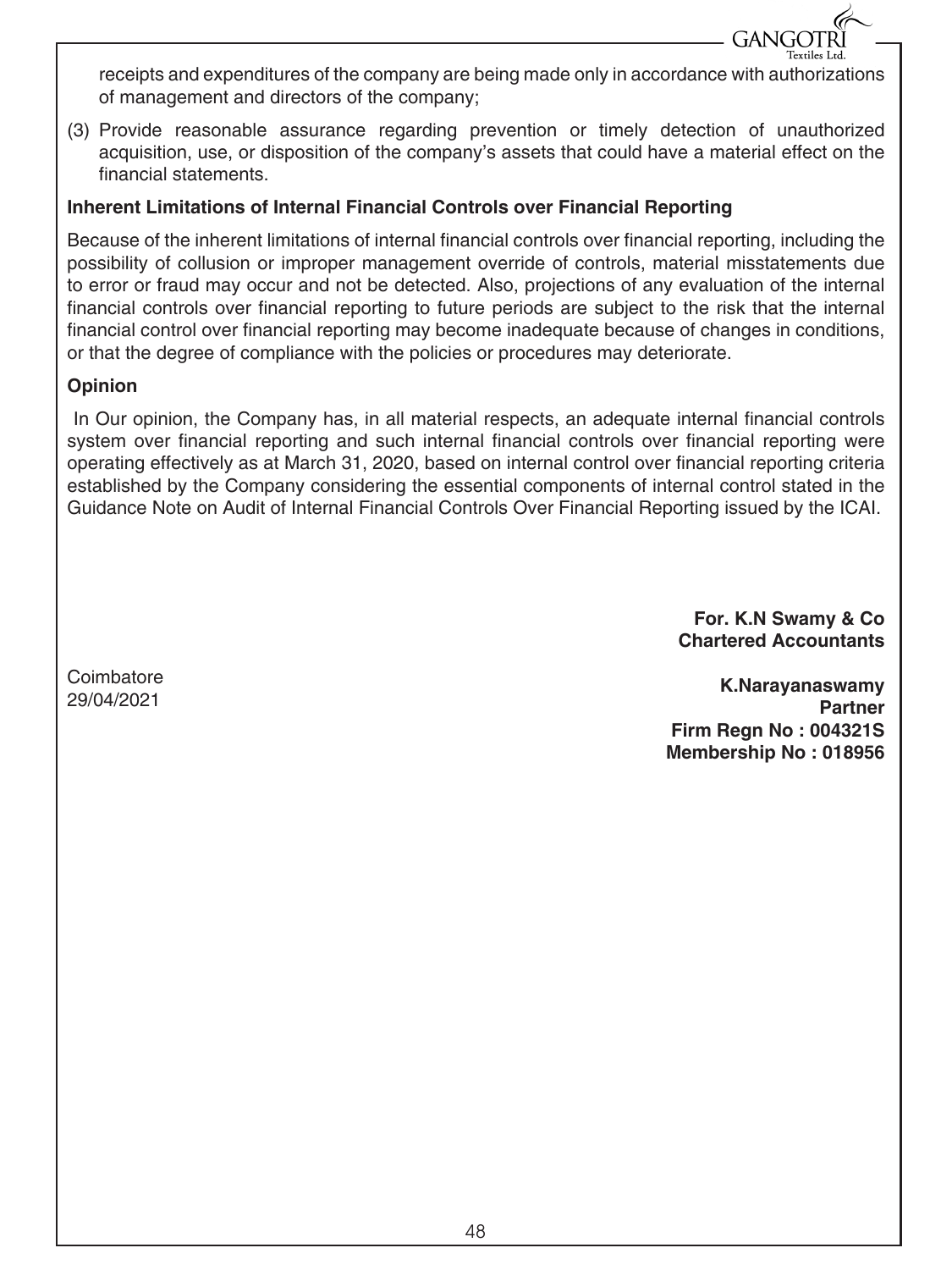receipts and expenditures of the company are being made only in accordance with authorizations of management and directors of the company;

(3) Provide reasonable assurance regarding prevention or timely detection of unauthorized acquisition, use, or disposition of the company's assets that could have a material effect on the financial statements.

**Inherent Limitations of Internal Financial Controls over Financial Reporting**

Because of the inherent limitations of internal financial controls over financial reporting, including the possibility of collusion or improper management override of controls, material misstatements due to error or fraud may occur and not be detected. Also, projections of any evaluation of the internal financial controls over financial reporting to future periods are subject to the risk that the internal financial control over financial reporting may become inadequate because of changes in conditions, or that the degree of compliance with the policies or procedures may deteriorate.

**Opinion**

In Our opinion, the Company has, in all material respects, an adequate internal financial controls system over financial reporting and such internal financial controls over financial reporting were operating effectively as at March 31, 2020, based on internal control over financial reporting criteria established by the Company considering the essential components of internal control stated in the Guidance Note on Audit of Internal Financial Controls Over Financial Reporting issued by the ICAI.

**For. K.N Swamy & Co**
**Chartered Accountants**

Coimbatore
29/04/2021

**K.Narayanaswamy**
**Partner**
**Firm Regn No : 004321S**
**Membership No : 018956**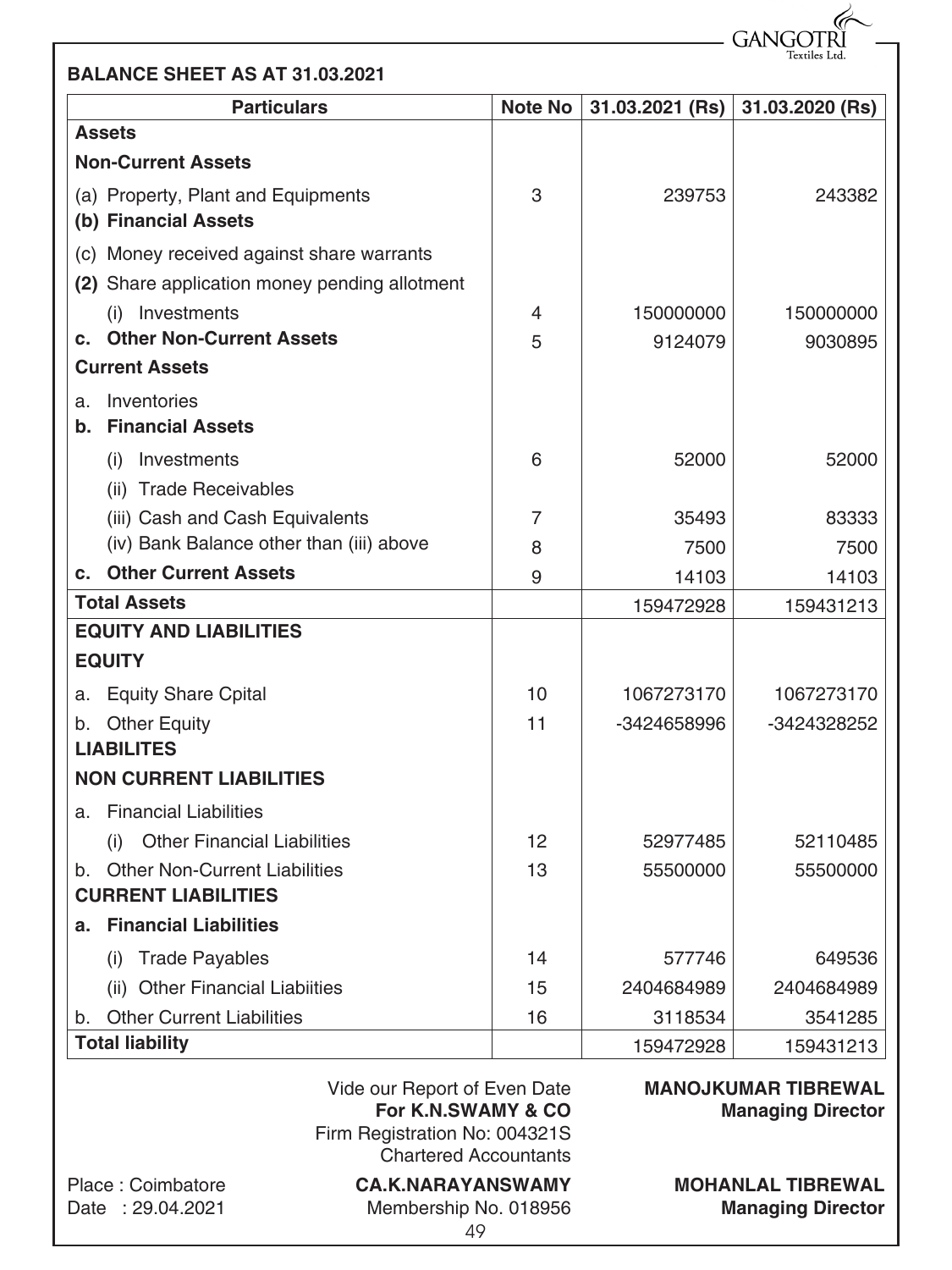## BALANCE SHEET AS AT 31.03.2021

| Particulars | Note No | 31.03.2021 (Rs) | 31.03.2020 (Rs) |
|---|---|---|---|
| **Assets** | | | |
| **Non-Current Assets** | | | |
| (a) Property, Plant and Equipments | 3 | 239753 | 243382 |
| **(b) Financial Assets** | | | |
| (c) Money received against share warrants | | | |
| **(2)** Share application money pending allotment | | | |
| (i) Investments | 4 | 150000000 | 150000000 |
| **c. Other Non-Current Assets** | 5 | 9124079 | 9030895 |
| **Current Assets** | | | |
| a. Inventories | | | |
| **b. Financial Assets** | | | |
| (i) Investments | 6 | 52000 | 52000 |
| (ii) Trade Receivables | | | |
| (iii) Cash and Cash Equivalents | 7 | 35493 | 83333 |
| (iv) Bank Balance other than (iii) above | 8 | 7500 | 7500 |
| **c. Other Current Assets** | 9 | 14103 | 14103 |
| **Total Assets** | | 159472928 | 159431213 |
| **EQUITY AND LIABILITIES** | | | |
| **EQUITY** | | | |
| a. Equity Share Cpital | 10 | 1067273170 | 1067273170 |
| b. Other Equity | 11 | -3424658996 | -3424328252 |
| **LIABILITES** | | | |
| **NON CURRENT LIABILITIES** | | | |
| a. Financial Liabilities | | | |
| (i) Other Financial Liabilities | 12 | 52977485 | 52110485 |
| b. Other Non-Current Liabilities | 13 | 55500000 | 55500000 |
| **CURRENT LIABILITIES** | | | |
| **a. Financial Liabilities** | | | |
| (i) Trade Payables | 14 | 577746 | 649536 |
| (ii) Other Financial Liabiities | 15 | 2404684989 | 2404684989 |
| b. Other Current Liabilities | 16 | 3118534 | 3541285 |
| **Total liability** | | 159472928 | 159431213 |

Vide our Report of Even Date
**For K.N.SWAMY & CO**
Firm Registration No: 004321S
Chartered Accountants

**CA.K.NARAYANSWAMY**
Membership No. 018956

Place : Coimbatore
Date : 29.04.2021

**MANOJKUMAR TIBREWAL**
**Managing Director**

**MOHANLAL TIBREWAL**
**Managing Director**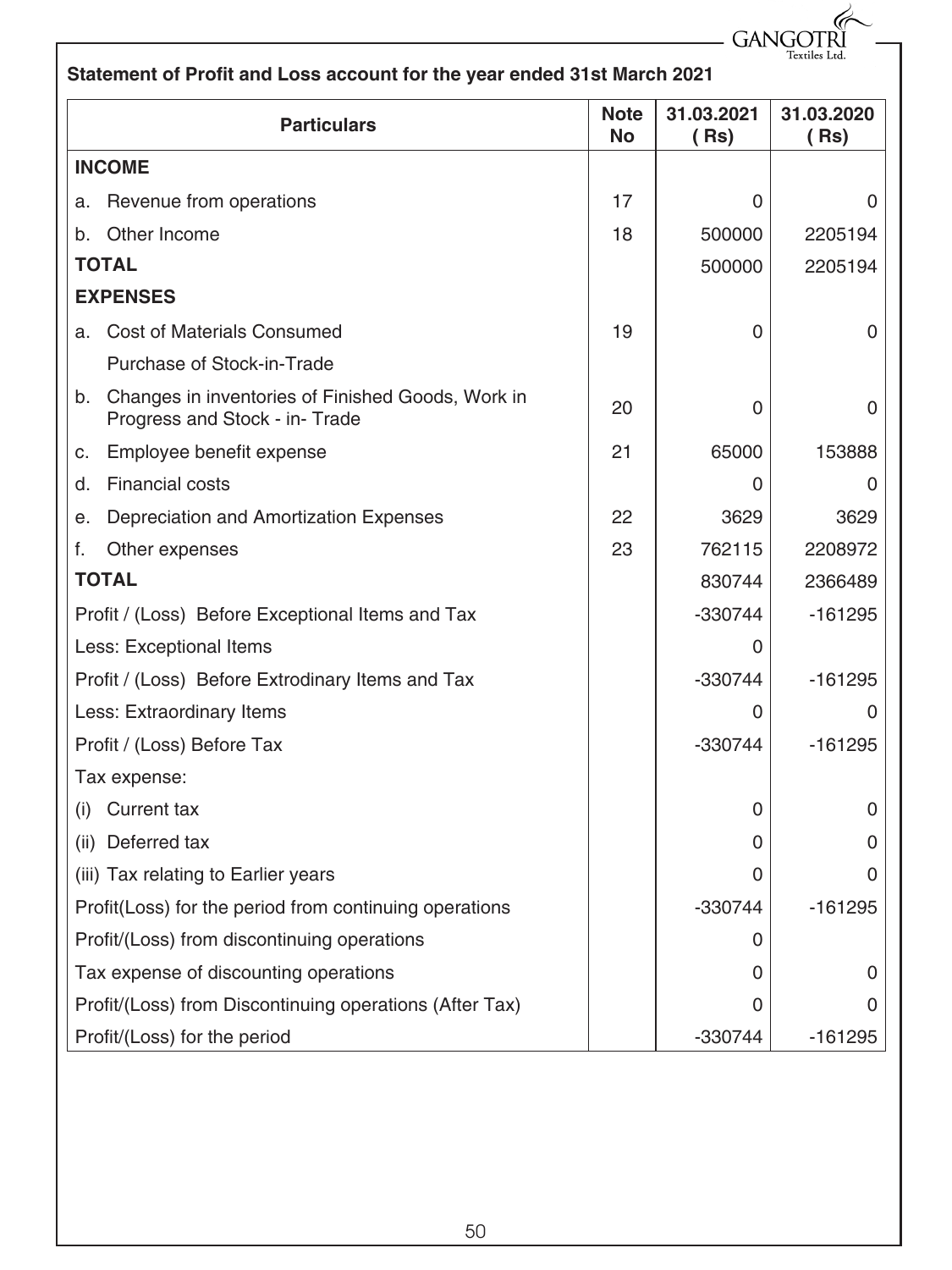## Statement of Profit and Loss account for the year ended 31st March 2021

| Particulars | Note No | 31.03.2021 ( Rs) | 31.03.2020 ( Rs) |
|---|---|---|---|
| **INCOME** | | | |
| a. Revenue from operations | 17 | 0 | 0 |
| b. Other Income | 18 | 500000 | 2205194 |
| **TOTAL** | | 500000 | 2205194 |
| **EXPENSES** | | | |
| a. Cost of Materials Consumed | 19 | 0 | 0 |
| Purchase of Stock-in-Trade | | | |
| b. Changes in inventories of Finished Goods, Work in Progress and Stock - in- Trade | 20 | 0 | 0 |
| c. Employee benefit expense | 21 | 65000 | 153888 |
| d. Financial costs | | 0 | 0 |
| e. Depreciation and Amortization Expenses | 22 | 3629 | 3629 |
| f. Other expenses | 23 | 762115 | 2208972 |
| **TOTAL** | | 830744 | 2366489 |
| Profit / (Loss) Before Exceptional Items and Tax | | -330744 | -161295 |
| Less: Exceptional Items | | 0 | |
| Profit / (Loss) Before Extrodinary Items and Tax | | -330744 | -161295 |
| Less: Extraordinary Items | | 0 | 0 |
| Profit / (Loss) Before Tax | | -330744 | -161295 |
| Tax expense: | | | |
| (i) Current tax | | 0 | 0 |
| (ii) Deferred tax | | 0 | 0 |
| (iii) Tax relating to Earlier years | | 0 | 0 |
| Profit(Loss) for the period from continuing operations | | -330744 | -161295 |
| Profit/(Loss) from discontinuing operations | | 0 | |
| Tax expense of discounting operations | | 0 | 0 |
| Profit/(Loss) from Discontinuing operations (After Tax) | | 0 | 0 |
| Profit/(Loss) for the period | | -330744 | -161295 |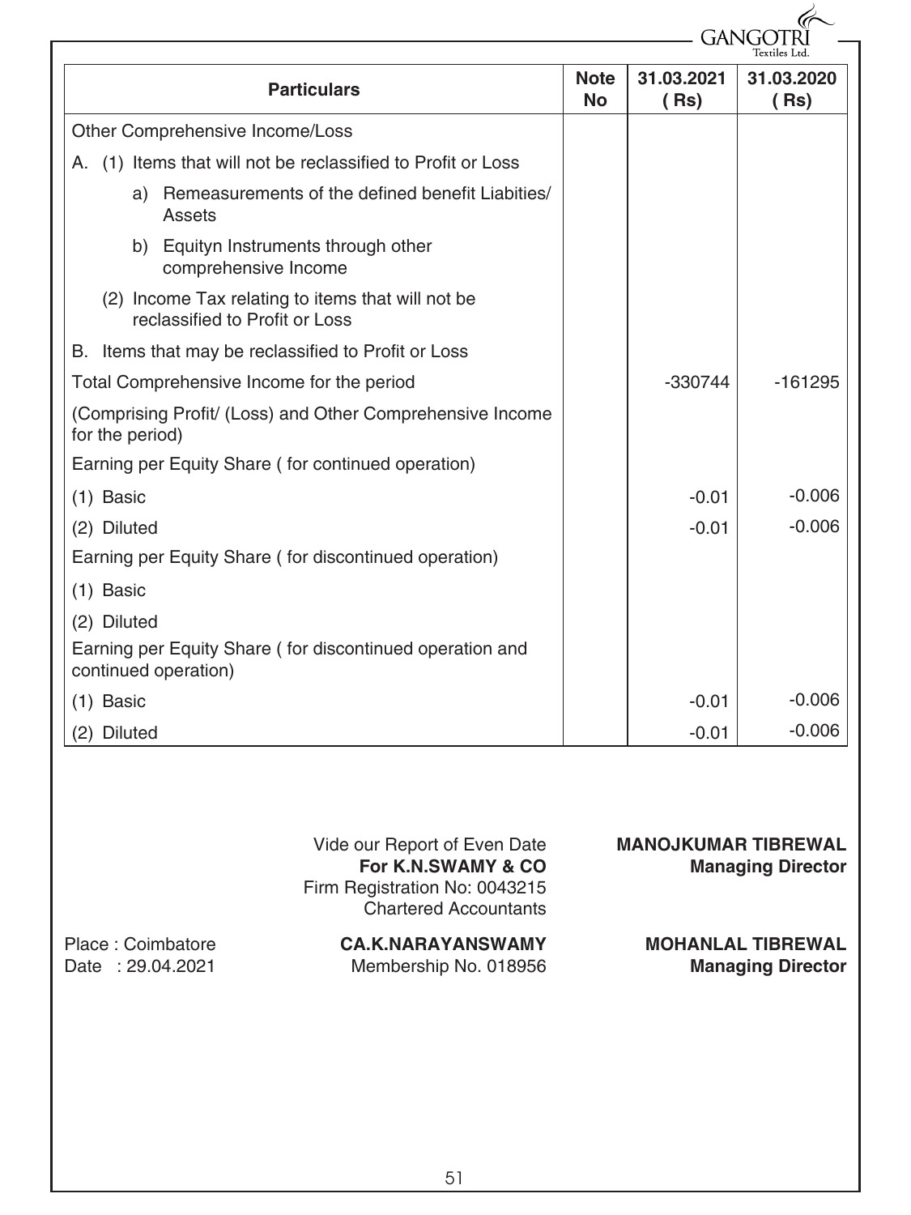| Particulars | Note No | 31.03.2021 ( Rs) | 31.03.2020 ( Rs) |
|---|---|---|---|
| Other Comprehensive Income/Loss | | | |
| A. (1) Items that will not be reclassified to Profit or Loss | | | |
| a) Remeasurements of the defined benefit Liabities/ Assets | | | |
| b) Equityn Instruments through other comprehensive Income | | | |
| (2) Income Tax relating to items that will not be reclassified to Profit or Loss | | | |
| B. Items that may be reclassified to Profit or Loss | | | |
| Total Comprehensive Income for the period | | -330744 | -161295 |
| (Comprising Profit/ (Loss) and Other Comprehensive Income for the period) | | | |
| Earning per Equity Share ( for continued operation) | | | |
| (1) Basic | | -0.01 | -0.006 |
| (2) Diluted | | -0.01 | -0.006 |
| Earning per Equity Share ( for discontinued operation) | | | |
| (1) Basic | | | |
| (2) Diluted | | | |
| Earning per Equity Share ( for discontinued operation and continued operation) | | | |
| (1) Basic | | -0.01 | -0.006 |
| (2) Diluted | | -0.01 | -0.006 |

Vide our Report of Even Date
**For K.N.SWAMY & CO**
Firm Registration No: 0043215
Chartered Accountants

**CA.K.NARAYANSWAMY**
Membership No. 018956

**MANOJKUMAR TIBREWAL**
**Managing Director**

**MOHANLAL TIBREWAL**
**Managing Director**

Place : Coimbatore
Date : 29.04.2021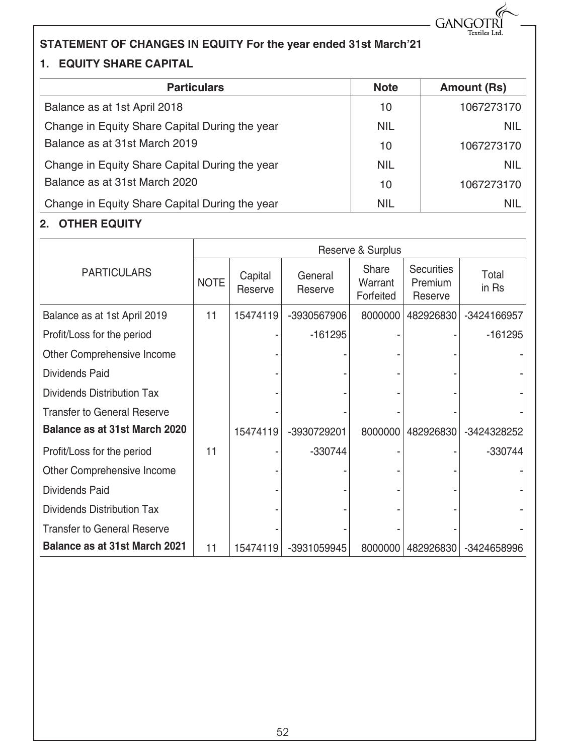## STATEMENT OF CHANGES IN EQUITY For the year ended 31st March'21

### 1. EQUITY SHARE CAPITAL

| Particulars | Note | Amount (Rs) |
|---|---|---|
| Balance as at 1st April 2018 | 10 | 1067273170 |
| Change in Equity Share Capital During the year | NIL | NIL |
| Balance as at 31st March 2019 | 10 | 1067273170 |
| Change in Equity Share Capital During the year | NIL | NIL |
| Balance as at 31st March 2020 | 10 | 1067273170 |
| Change in Equity Share Capital During the year | NIL | NIL |

### 2. OTHER EQUITY

| PARTICULARS | Reserve & Surplus | | | | | |
|---|---|---|---|---|---|---|
| | NOTE | Capital Reserve | General Reserve | Share Warrant Forfeited | Securities Premium Reserve | Total in Rs |
| Balance as at 1st April 2019 | 11 | 15474119 | -3930567906 | 8000000 | 482926830 | -3424166957 |
| Profit/Loss for the period | | - | -161295 | - | - | -161295 |
| Other Comprehensive Income | | - | - | - | - | - |
| Dividends Paid | | - | - | - | - | - |
| Dividends Distribution Tax | | - | - | - | - | - |
| Transfer to General Reserve | | - | - | - | - | - |
| **Balance as at 31st March 2020** | | 15474119 | -3930729201 | 8000000 | 482926830 | -3424328252 |
| Profit/Loss for the period | 11 | - | -330744 | - | - | -330744 |
| Other Comprehensive Income | | - | - | - | - | - |
| Dividends Paid | | - | - | - | - | - |
| Dividends Distribution Tax | | - | - | - | - | - |
| Transfer to General Reserve | | - | - | - | - | - |
| **Balance as at 31st March 2021** | 11 | 15474119 | -3931059945 | 8000000 | 482926830 | -3424658996 |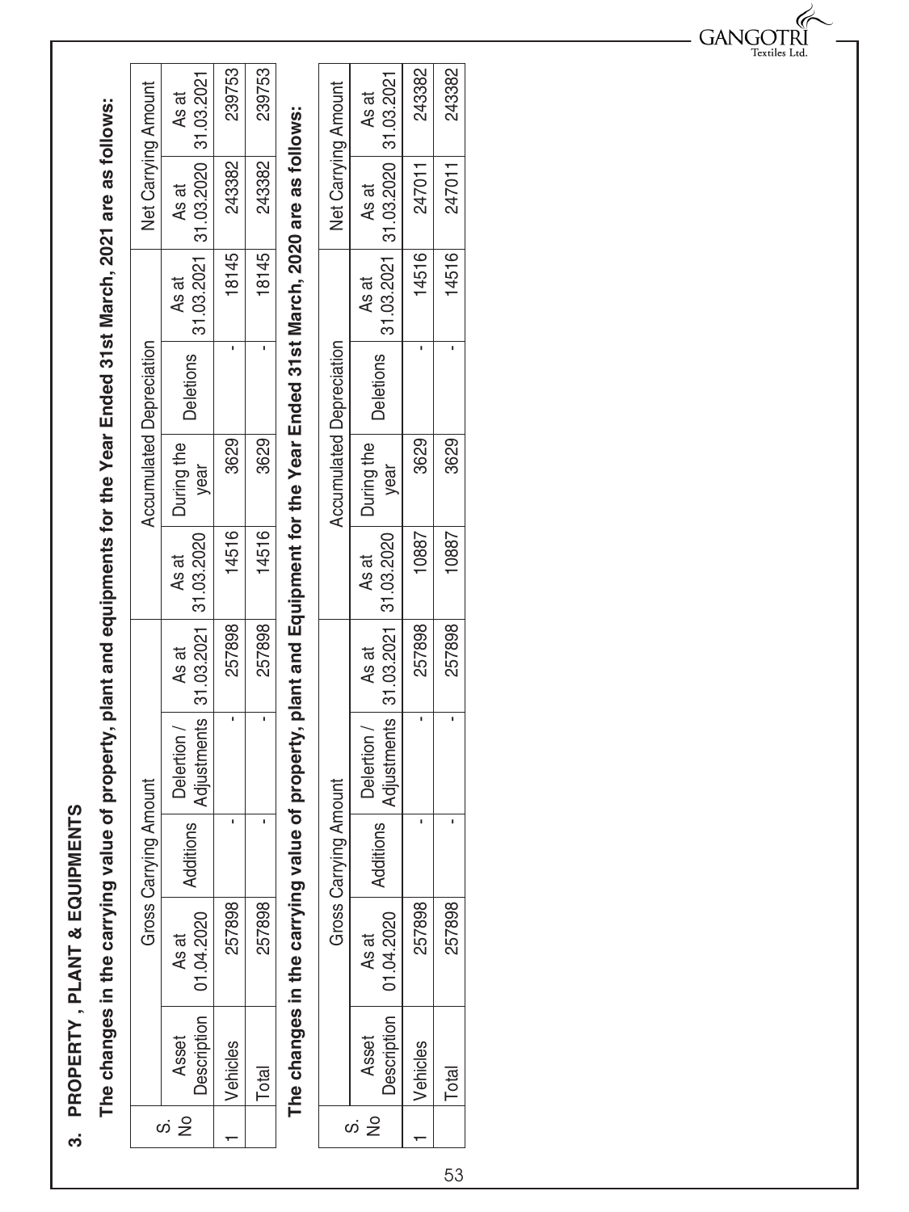## 3. PROPERTY , PLANT & EQUIPMENTS

**The changes in the carrying value of property, plant and equipments for the Year Ended 31st March, 2021 are as follows:**

| S. No | Asset Description | Gross Carrying Amount | | | | Accumulated Depreciation | | | | Net Carrying Amount | |
|---|---|---|---|---|---|---|---|---|---|---|---|
| | | As at 01.04.2020 | Additions | Delertion / Adjustments | As at 31.03.2021 | As at 31.03.2020 | During the year | Deletions | As at 31.03.2021 | As at 31.03.2020 | As at 31.03.2021 |
| 1 | Vehicles | 257898 | - | | 257898 | 14516 | 3629 | - | 18145 | 243382 | 239753 |
| | Total | 257898 | - | - | 257898 | 14516 | 3629 | - | 18145 | 243382 | 239753 |

**The changes in the carrying value of property, plant and Equipment for the Year Ended 31st March, 2020 are as follows:**

| S. No | Asset Description | Gross Carrying Amount | | | | Accumulated Depreciation | | | | Net Carrying Amount | |
|---|---|---|---|---|---|---|---|---|---|---|---|
| | | As at 01.04.2020 | Additions | Delertion / Adjustments | As at 31.03.2021 | As at 31.03.2020 | During the year | Deletions | As at 31.03.2021 | As at 31.03.2020 | As at 31.03.2021 |
| 1 | Vehicles | 257898 | - | | 257898 | 10887 | 3629 | - | 14516 | 247011 | 243382 |
| | Total | 257898 | - | - | 257898 | 10887 | 3629 | - | 14516 | 247011 | 243382 |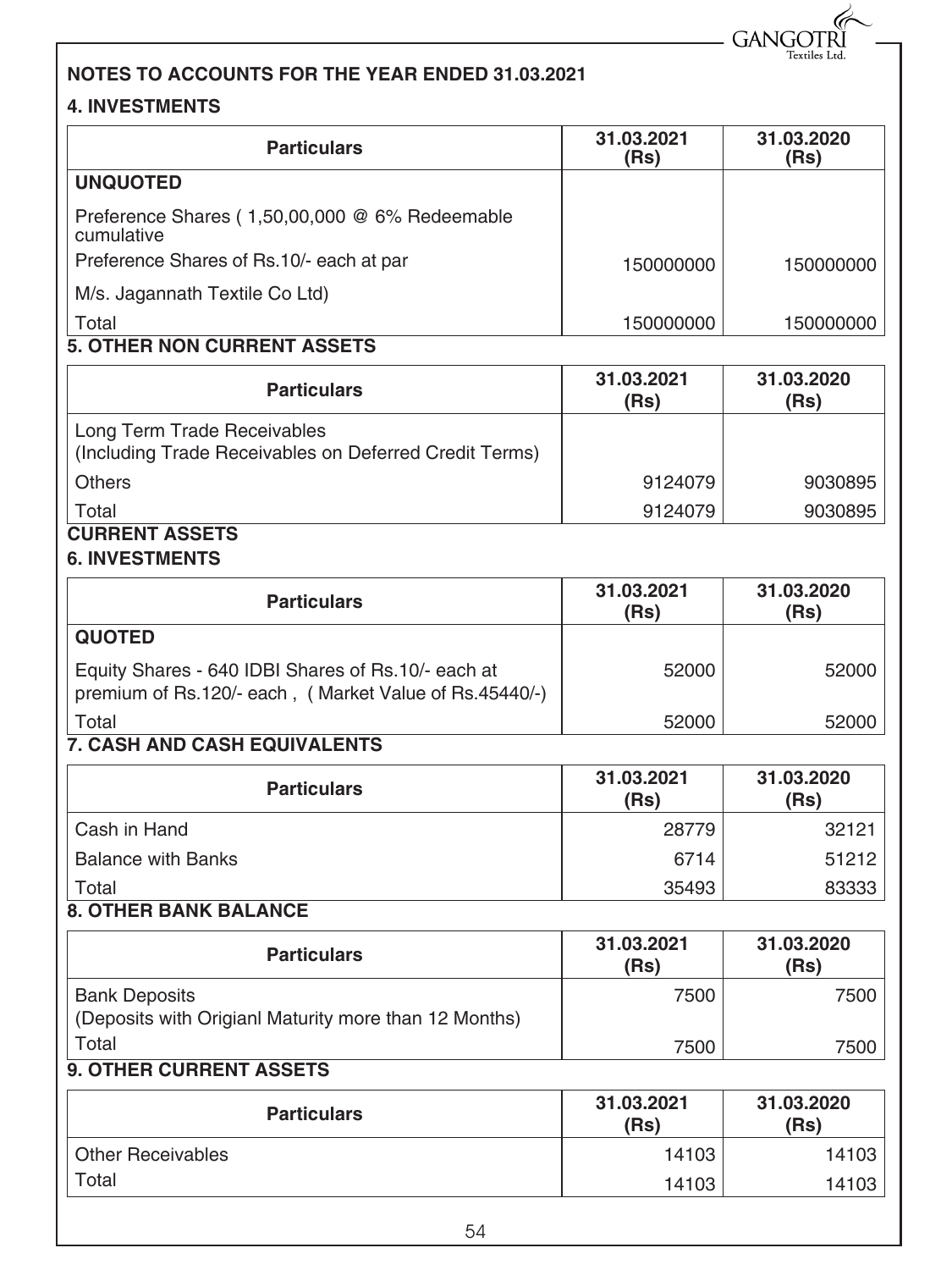## NOTES TO ACCOUNTS FOR THE YEAR ENDED 31.03.2021

### 4. INVESTMENTS

| Particulars | 31.03.2021 (Rs) | 31.03.2020 (Rs) |
|---|---|---|
| **UNQUOTED** | | |
| Preference Shares ( 1,50,00,000 @ 6% Redeemable cumulative | | |
| Preference Shares of Rs.10/- each at par | 150000000 | 150000000 |
| M/s. Jagannath Textile Co Ltd) | | |
| Total | 150000000 | 150000000 |

### 5. OTHER NON CURRENT ASSETS

| Particulars | 31.03.2021 (Rs) | 31.03.2020 (Rs) |
|---|---|---|
| Long Term Trade Receivables (Including Trade Receivables on Deferred Credit Terms) | | |
| Others | 9124079 | 9030895 |
| Total | 9124079 | 9030895 |

### CURRENT ASSETS

### 6. INVESTMENTS

| Particulars | 31.03.2021 (Rs) | 31.03.2020 (Rs) |
|---|---|---|
| **QUOTED** | | |
| Equity Shares - 640 IDBI Shares of Rs.10/- each at premium of Rs.120/- each , ( Market Value of Rs.45440/-) | 52000 | 52000 |
| Total | 52000 | 52000 |

### 7. CASH AND CASH EQUIVALENTS

| Particulars | 31.03.2021 (Rs) | 31.03.2020 (Rs) |
|---|---|---|
| Cash in Hand | 28779 | 32121 |
| Balance with Banks | 6714 | 51212 |
| Total | 35493 | 83333 |

### 8. OTHER BANK BALANCE

| Particulars | 31.03.2021 (Rs) | 31.03.2020 (Rs) |
|---|---|---|
| Bank Deposits (Deposits with Origianl Maturity more than 12 Months) | 7500 | 7500 |
| Total | 7500 | 7500 |

### 9. OTHER CURRENT ASSETS

| Particulars | 31.03.2021 (Rs) | 31.03.2020 (Rs) |
|---|---|---|
| Other Receivables | 14103 | 14103 |
| Total | 14103 | 14103 |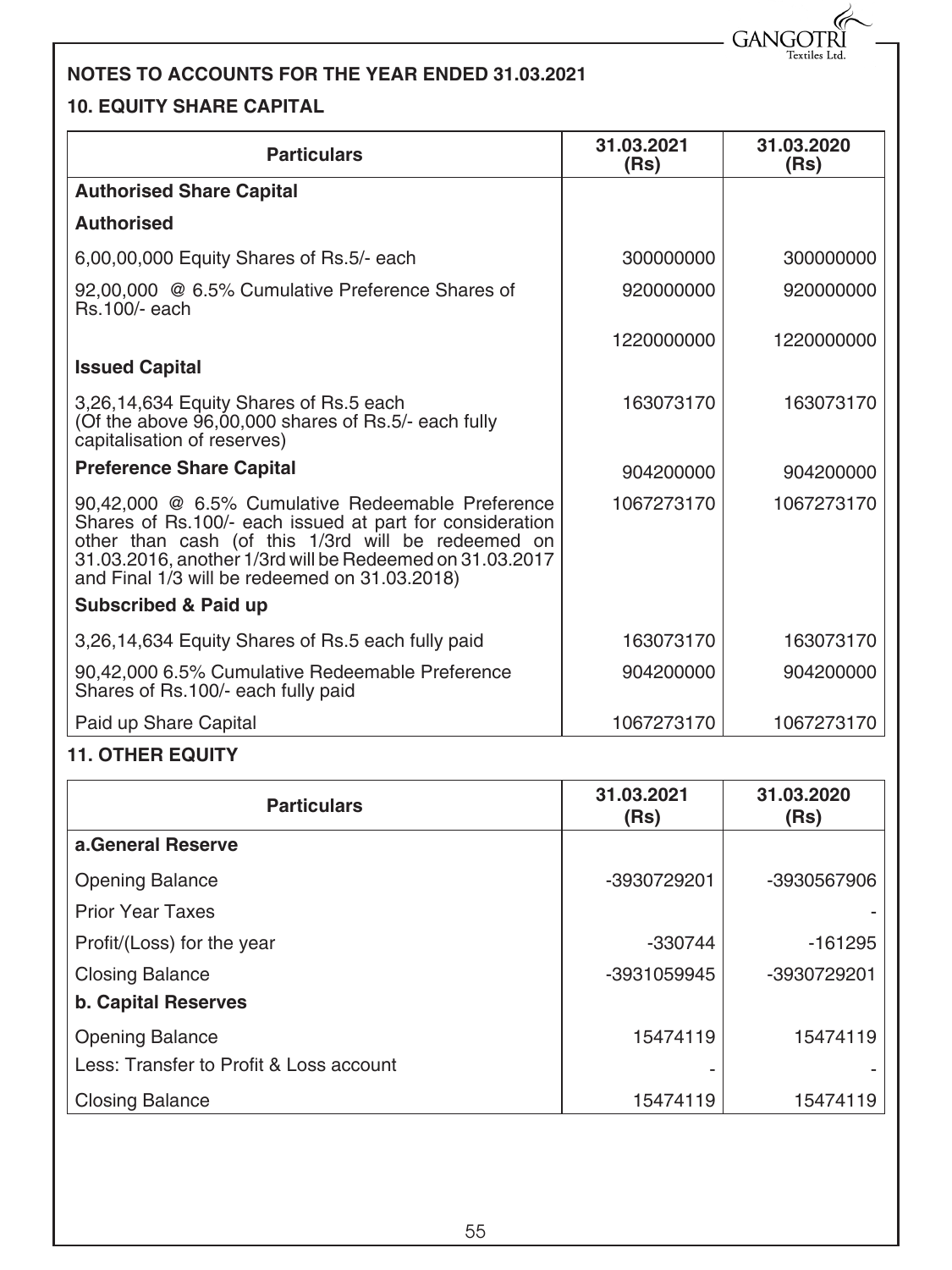## NOTES TO ACCOUNTS FOR THE YEAR ENDED 31.03.2021

### 10. EQUITY SHARE CAPITAL

| Particulars | 31.03.2021 (Rs) | 31.03.2020 (Rs) |
|---|---|---|
| **Authorised Share Capital** | | |
| **Authorised** | | |
| 6,00,00,000 Equity Shares of Rs.5/- each | 300000000 | 300000000 |
| 92,00,000 @ 6.5% Cumulative Preference Shares of Rs.100/- each | 920000000 | 920000000 |
| | 1220000000 | 1220000000 |
| **Issued Capital** | | |
| 3,26,14,634 Equity Shares of Rs.5 each (Of the above 96,00,000 shares of Rs.5/- each fully capitalisation of reserves) | 163073170 | 163073170 |
| **Preference Share Capital** | 904200000 | 904200000 |
| 90,42,000 @ 6.5% Cumulative Redeemable Preference Shares of Rs.100/- each issued at part for consideration other than cash (of this 1/3rd will be redeemed on 31.03.2016, another 1/3rd will be Redeemed on 31.03.2017 and Final 1/3 will be redeemed on 31.03.2018) | 1067273170 | 1067273170 |
| **Subscribed & Paid up** | | |
| 3,26,14,634 Equity Shares of Rs.5 each fully paid | 163073170 | 163073170 |
| 90,42,000 6.5% Cumulative Redeemable Preference Shares of Rs.100/- each fully paid | 904200000 | 904200000 |
| Paid up Share Capital | 1067273170 | 1067273170 |

### 11. OTHER EQUITY

| Particulars | 31.03.2021 (Rs) | 31.03.2020 (Rs) |
|---|---|---|
| **a.General Reserve** | | |
| Opening Balance | -3930729201 | -3930567906 |
| Prior Year Taxes | | - |
| Profit/(Loss) for the year | -330744 | -161295 |
| Closing Balance | -3931059945 | -3930729201 |
| **b. Capital Reserves** | | |
| Opening Balance | 15474119 | 15474119 |
| Less: Transfer to Profit & Loss account | - | - |
| Closing Balance | 15474119 | 15474119 |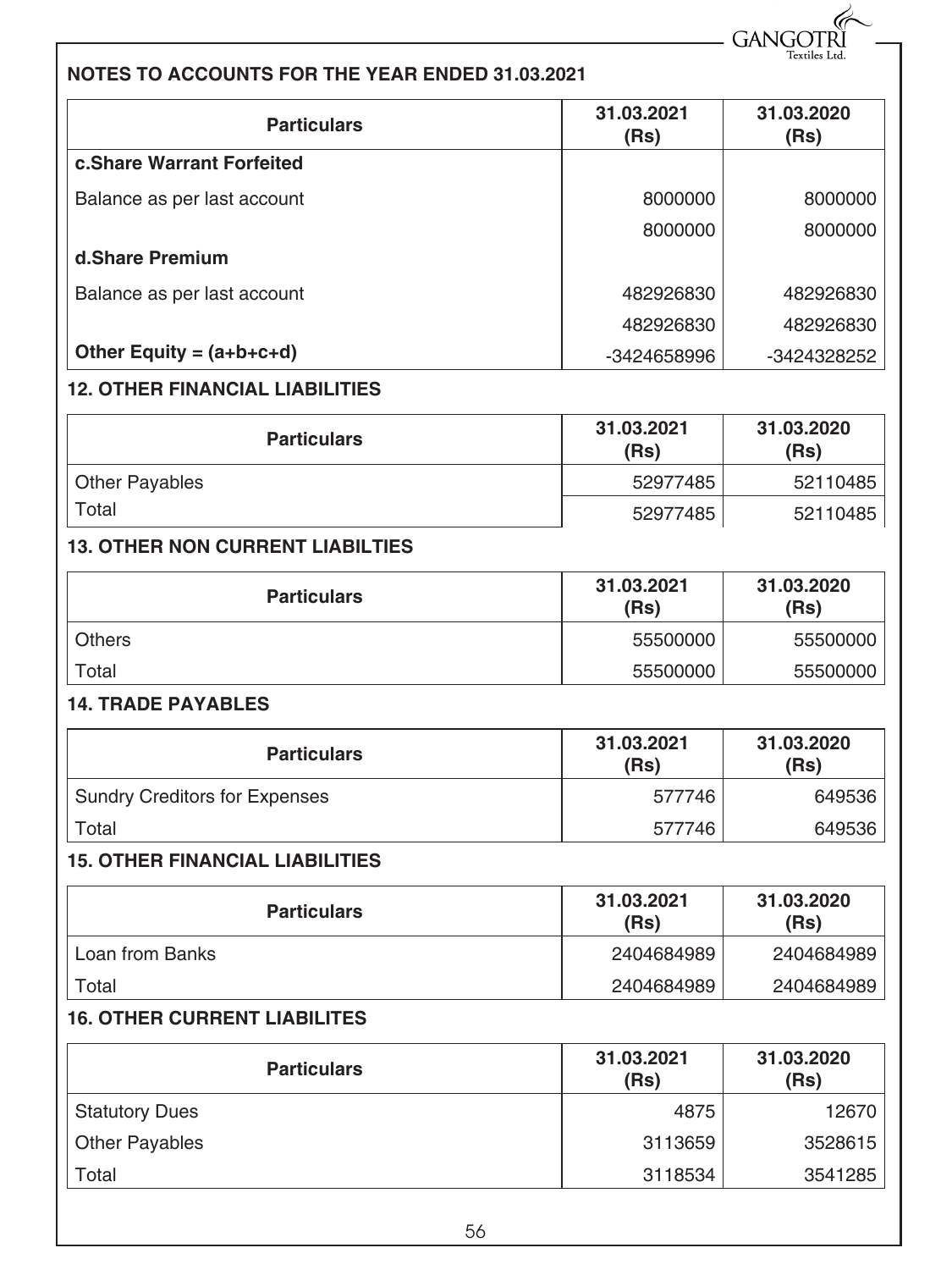## NOTES TO ACCOUNTS FOR THE YEAR ENDED 31.03.2021

| Particulars | 31.03.2021 (Rs) | 31.03.2020 (Rs) |
|---|---|---|
| **c.Share Warrant Forfeited** | | |
| Balance as per last account | 8000000 | 8000000 |
| | 8000000 | 8000000 |
| **d.Share Premium** | | |
| Balance as per last account | 482926830 | 482926830 |
| | 482926830 | 482926830 |
| **Other Equity = (a+b+c+d)** | -3424658996 | -3424328252 |

### 12. OTHER FINANCIAL LIABILITIES

| Particulars | 31.03.2021 (Rs) | 31.03.2020 (Rs) |
|---|---|---|
| Other Payables | 52977485 | 52110485 |
| Total | 52977485 | 52110485 |

### 13. OTHER NON CURRENT LIABILTIES

| Particulars | 31.03.2021 (Rs) | 31.03.2020 (Rs) |
|---|---|---|
| Others | 55500000 | 55500000 |
| Total | 55500000 | 55500000 |

### 14. TRADE PAYABLES

| Particulars | 31.03.2021 (Rs) | 31.03.2020 (Rs) |
|---|---|---|
| Sundry Creditors for Expenses | 577746 | 649536 |
| Total | 577746 | 649536 |

### 15. OTHER FINANCIAL LIABILITIES

| Particulars | 31.03.2021 (Rs) | 31.03.2020 (Rs) |
|---|---|---|
| Loan from Banks | 2404684989 | 2404684989 |
| Total | 2404684989 | 2404684989 |

### 16. OTHER CURRENT LIABILITES

| Particulars | 31.03.2021 (Rs) | 31.03.2020 (Rs) |
|---|---|---|
| Statutory Dues | 4875 | 12670 |
| Other Payables | 3113659 | 3528615 |
| Total | 3118534 | 3541285 |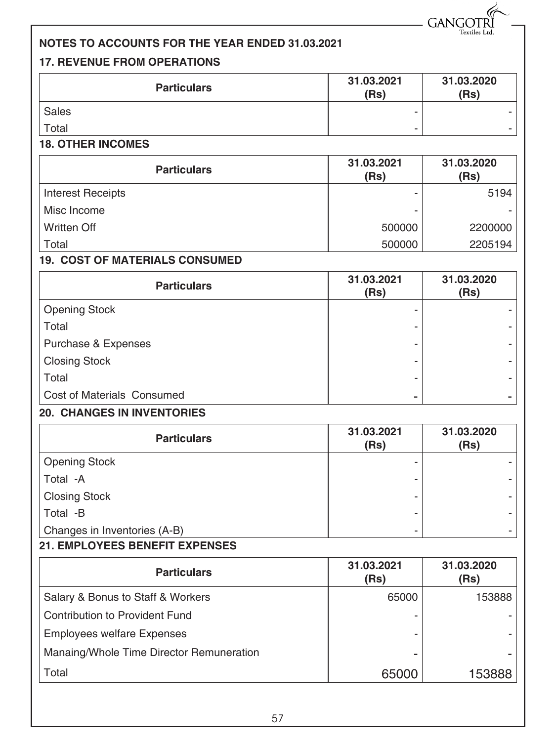## NOTES TO ACCOUNTS FOR THE YEAR ENDED 31.03.2021

### 17. REVENUE FROM OPERATIONS

| Particulars | 31.03.2021 (Rs) | 31.03.2020 (Rs) |
|---|---|---|
| Sales | - | - |
| Total | - | - |

### 18. OTHER INCOMES

| Particulars | 31.03.2021 (Rs) | 31.03.2020 (Rs) |
|---|---|---|
| Interest Receipts | - | 5194 |
| Misc Income | - | - |
| Written Off | 500000 | 2200000 |
| Total | 500000 | 2205194 |

### 19. COST OF MATERIALS CONSUMED

| Particulars | 31.03.2021 (Rs) | 31.03.2020 (Rs) |
|---|---|---|
| Opening Stock | - | - |
| Total | - | - |
| Purchase & Expenses | - | - |
| Closing Stock | - | - |
| Total | - | - |
| Cost of Materials Consumed | - | - |

### 20. CHANGES IN INVENTORIES

| Particulars | 31.03.2021 (Rs) | 31.03.2020 (Rs) |
|---|---|---|
| Opening Stock | - | - |
| Total -A | - | - |
| Closing Stock | - | - |
| Total -B | - | - |
| Changes in Inventories (A-B) | - | - |

### 21. EMPLOYEES BENEFIT EXPENSES

| Particulars | 31.03.2021 (Rs) | 31.03.2020 (Rs) |
|---|---|---|
| Salary & Bonus to Staff & Workers | 65000 | 153888 |
| Contribution to Provident Fund | - | - |
| Employees welfare Expenses | - | - |
| Manaing/Whole Time Director Remuneration | - | - |
| Total | 65000 | 153888 |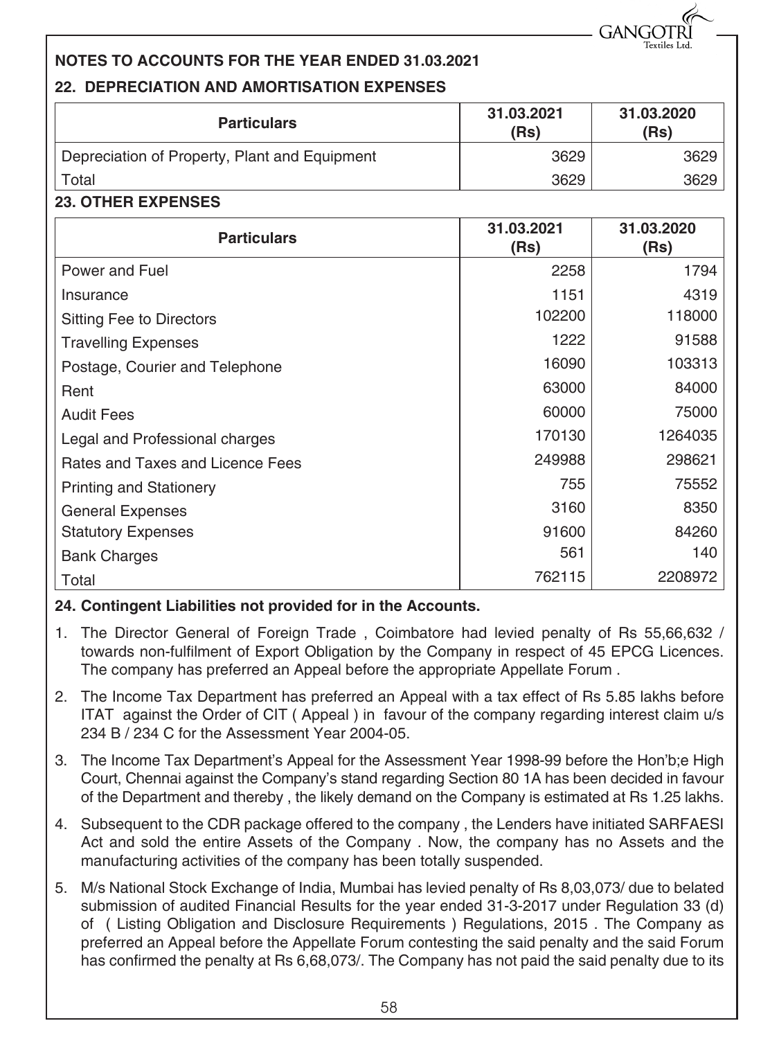## NOTES TO ACCOUNTS FOR THE YEAR ENDED 31.03.2021

### 22. DEPRECIATION AND AMORTISATION EXPENSES

| Particulars | 31.03.2021 (Rs) | 31.03.2020 (Rs) |
|---|---|---|
| Depreciation of Property, Plant and Equipment | 3629 | 3629 |
| Total | 3629 | 3629 |

### 23. OTHER EXPENSES

| Particulars | 31.03.2021 (Rs) | 31.03.2020 (Rs) |
|---|---|---|
| Power and Fuel | 2258 | 1794 |
| Insurance | 1151 | 4319 |
| Sitting Fee to Directors | 102200 | 118000 |
| Travelling Expenses | 1222 | 91588 |
| Postage, Courier and Telephone | 16090 | 103313 |
| Rent | 63000 | 84000 |
| Audit Fees | 60000 | 75000 |
| Legal and Professional charges | 170130 | 1264035 |
| Rates and Taxes and Licence Fees | 249988 | 298621 |
| Printing and Stationery | 755 | 75552 |
| General Expenses | 3160 | 8350 |
| Statutory Expenses | 91600 | 84260 |
| Bank Charges | 561 | 140 |
| Total | 762115 | 2208972 |

### 24. Contingent Liabilities not provided for in the Accounts.

1. The Director General of Foreign Trade , Coimbatore had levied penalty of Rs 55,66,632 / towards non-fulfilment of Export Obligation by the Company in respect of 45 EPCG Licences. The company has preferred an Appeal before the appropriate Appellate Forum .
2. The Income Tax Department has preferred an Appeal with a tax effect of Rs 5.85 lakhs before ITAT against the Order of CIT ( Appeal ) in favour of the company regarding interest claim u/s 234 B / 234 C for the Assessment Year 2004-05.
3. The Income Tax Department's Appeal for the Assessment Year 1998-99 before the Hon'b;e High Court, Chennai against the Company's stand regarding Section 80 1A has been decided in favour of the Department and thereby , the likely demand on the Company is estimated at Rs 1.25 lakhs.
4. Subsequent to the CDR package offered to the company , the Lenders have initiated SARFAESI Act and sold the entire Assets of the Company . Now, the company has no Assets and the manufacturing activities of the company has been totally suspended.
5. M/s National Stock Exchange of India, Mumbai has levied penalty of Rs 8,03,073/ due to belated submission of audited Financial Results for the year ended 31-3-2017 under Regulation 33 (d) of ( Listing Obligation and Disclosure Requirements ) Regulations, 2015 . The Company as preferred an Appeal before the Appellate Forum contesting the said penalty and the said Forum has confirmed the penalty at Rs 6,68,073/. The Company has not paid the said penalty due to its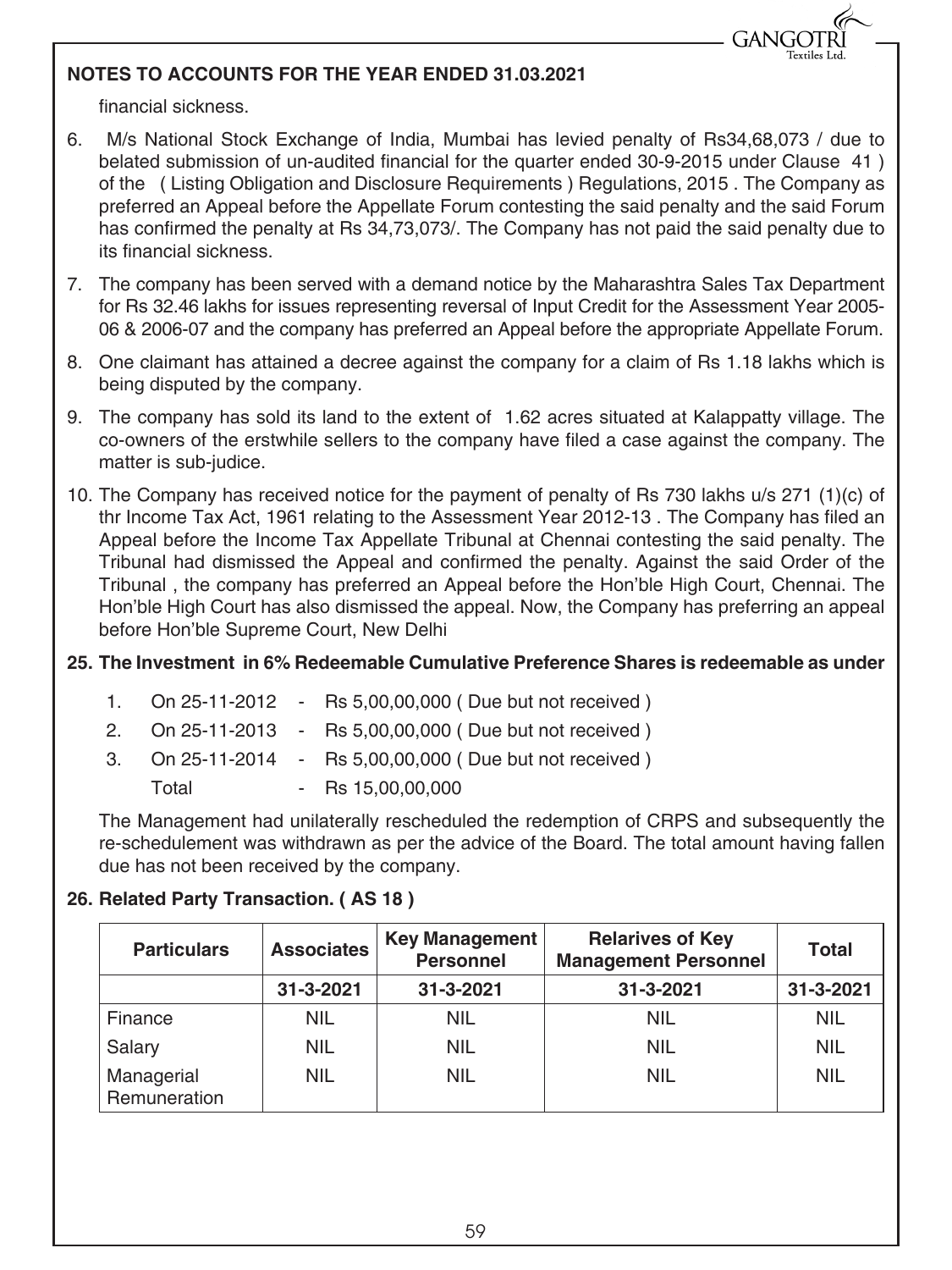**NOTES TO ACCOUNTS FOR THE YEAR ENDED 31.03.2021**

financial sickness.

6. M/s National Stock Exchange of India, Mumbai has levied penalty of Rs34,68,073 / due to belated submission of un-audited financial for the quarter ended 30-9-2015 under Clause 41 ) of the ( Listing Obligation and Disclosure Requirements ) Regulations, 2015 . The Company as preferred an Appeal before the Appellate Forum contesting the said penalty and the said Forum has confirmed the penalty at Rs 34,73,073/. The Company has not paid the said penalty due to its financial sickness.

7. The company has been served with a demand notice by the Maharashtra Sales Tax Department for Rs 32.46 lakhs for issues representing reversal of Input Credit for the Assessment Year 2005-06 & 2006-07 and the company has preferred an Appeal before the appropriate Appellate Forum.

8. One claimant has attained a decree against the company for a claim of Rs 1.18 lakhs which is being disputed by the company.

9. The company has sold its land to the extent of 1.62 acres situated at Kalappatty village. The co-owners of the erstwhile sellers to the company have filed a case against the company. The matter is sub-judice.

10. The Company has received notice for the payment of penalty of Rs 730 lakhs u/s 271 (1)(c) of thr Income Tax Act, 1961 relating to the Assessment Year 2012-13 . The Company has filed an Appeal before the Income Tax Appellate Tribunal at Chennai contesting the said penalty. The Tribunal had dismissed the Appeal and confirmed the penalty. Against the said Order of the Tribunal , the company has preferred an Appeal before the Hon'ble High Court, Chennai. The Hon'ble High Court has also dismissed the appeal. Now, the Company has preferring an appeal before Hon'ble Supreme Court, New Delhi

**25. The Investment in 6% Redeemable Cumulative Preference Shares is redeemable as under**

1. On 25-11-2012 - Rs 5,00,00,000 ( Due but not received )
2. On 25-11-2013 - Rs 5,00,00,000 ( Due but not received )
3. On 25-11-2014 - Rs 5,00,00,000 ( Due but not received )

Total - Rs 15,00,00,000

The Management had unilaterally rescheduled the redemption of CRPS and subsequently the re-schedulement was withdrawn as per the advice of the Board. The total amount having fallen due has not been received by the company.

**26. Related Party Transaction. ( AS 18 )**

| Particulars | Associates | Key Management Personnel | Relarives of Key Management Personnel | Total |
|---|---|---|---|---|
| | 31-3-2021 | 31-3-2021 | 31-3-2021 | 31-3-2021 |
| Finance | NIL | NIL | NIL | NIL |
| Salary | NIL | NIL | NIL | NIL |
| Managerial Remuneration | NIL | NIL | NIL | NIL |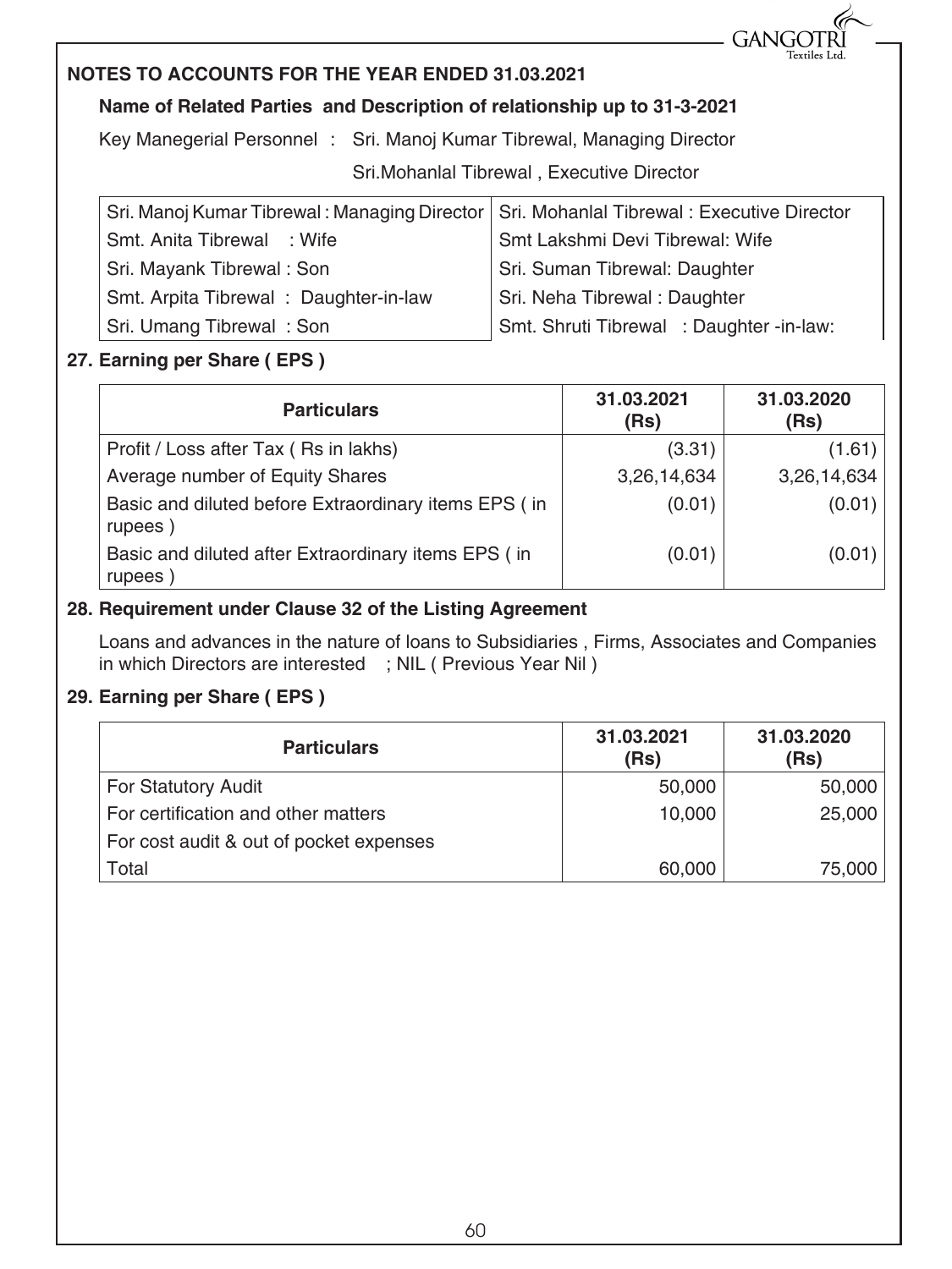## NOTES TO ACCOUNTS FOR THE YEAR ENDED 31.03.2021

### Name of Related Parties and Description of relationship up to 31-3-2021

Key Manegerial Personnel : Sri. Manoj Kumar Tibrewal, Managing Director

Sri.Mohanlal Tibrewal , Executive Director

| Sri. Manoj Kumar Tibrewal : Managing Director | Sri. Mohanlal Tibrewal : Executive Director |
|---|---|
| Smt. Anita Tibrewal : Wife | Smt Lakshmi Devi Tibrewal: Wife |
| Sri. Mayank Tibrewal : Son | Sri. Suman Tibrewal: Daughter |
| Smt. Arpita Tibrewal : Daughter-in-law | Sri. Neha Tibrewal : Daughter |
| Sri. Umang Tibrewal : Son | Smt. Shruti Tibrewal : Daughter -in-law: |

### 27. Earning per Share ( EPS )

| Particulars | 31.03.2021 (Rs) | 31.03.2020 (Rs) |
|---|---|---|
| Profit / Loss after Tax ( Rs in lakhs) | (3.31) | (1.61) |
| Average number of Equity Shares | 3,26,14,634 | 3,26,14,634 |
| Basic and diluted before Extraordinary items EPS ( in rupees ) | (0.01) | (0.01) |
| Basic and diluted after Extraordinary items EPS ( in rupees ) | (0.01) | (0.01) |

### 28. Requirement under Clause 32 of the Listing Agreement

Loans and advances in the nature of loans to Subsidiaries , Firms, Associates and Companies in which Directors are interested ; NIL ( Previous Year Nil )

### 29. Earning per Share ( EPS )

| Particulars | 31.03.2021 (Rs) | 31.03.2020 (Rs) |
|---|---|---|
| For Statutory Audit | 50,000 | 50,000 |
| For certification and other matters | 10,000 | 25,000 |
| For cost audit & out of pocket expenses | | |
| Total | 60,000 | 75,000 |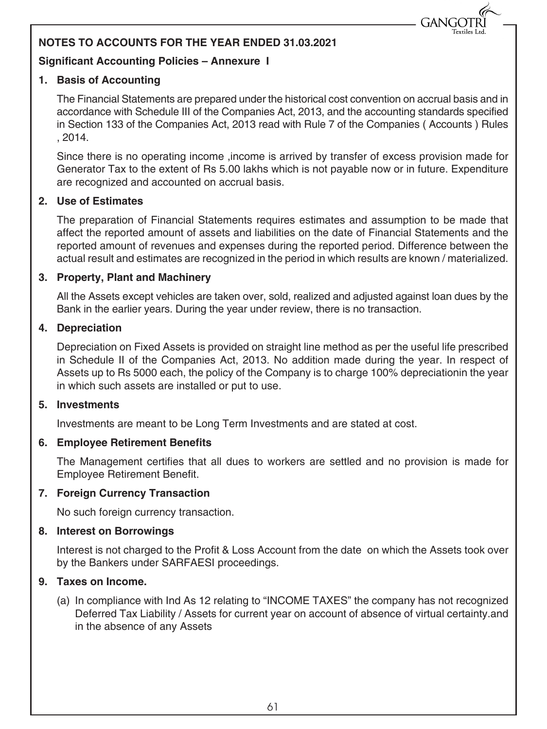## NOTES TO ACCOUNTS FOR THE YEAR ENDED 31.03.2021

### Significant Accounting Policies – Annexure I

**1. Basis of Accounting**

The Financial Statements are prepared under the historical cost convention on accrual basis and in accordance with Schedule III of the Companies Act, 2013, and the accounting standards specified in Section 133 of the Companies Act, 2013 read with Rule 7 of the Companies ( Accounts ) Rules , 2014.

Since there is no operating income ,income is arrived by transfer of excess provision made for Generator Tax to the extent of Rs 5.00 lakhs which is not payable now or in future. Expenditure are recognized and accounted on accrual basis.

**2. Use of Estimates**

The preparation of Financial Statements requires estimates and assumption to be made that affect the reported amount of assets and liabilities on the date of Financial Statements and the reported amount of revenues and expenses during the reported period. Difference between the actual result and estimates are recognized in the period in which results are known / materialized.

**3. Property, Plant and Machinery**

All the Assets except vehicles are taken over, sold, realized and adjusted against loan dues by the Bank in the earlier years. During the year under review, there is no transaction.

**4. Depreciation**

Depreciation on Fixed Assets is provided on straight line method as per the useful life prescribed in Schedule II of the Companies Act, 2013. No addition made during the year. In respect of Assets up to Rs 5000 each, the policy of the Company is to charge 100% depreciationin the year in which such assets are installed or put to use.

**5. Investments**

Investments are meant to be Long Term Investments and are stated at cost.

**6. Employee Retirement Benefits**

The Management certifies that all dues to workers are settled and no provision is made for Employee Retirement Benefit.

**7. Foreign Currency Transaction**

No such foreign currency transaction.

**8. Interest on Borrowings**

Interest is not charged to the Profit & Loss Account from the date on which the Assets took over by the Bankers under SARFAESI proceedings.

**9. Taxes on Income.**

(a) In compliance with Ind As 12 relating to "INCOME TAXES" the company has not recognized Deferred Tax Liability / Assets for current year on account of absence of virtual certainty.and in the absence of any Assets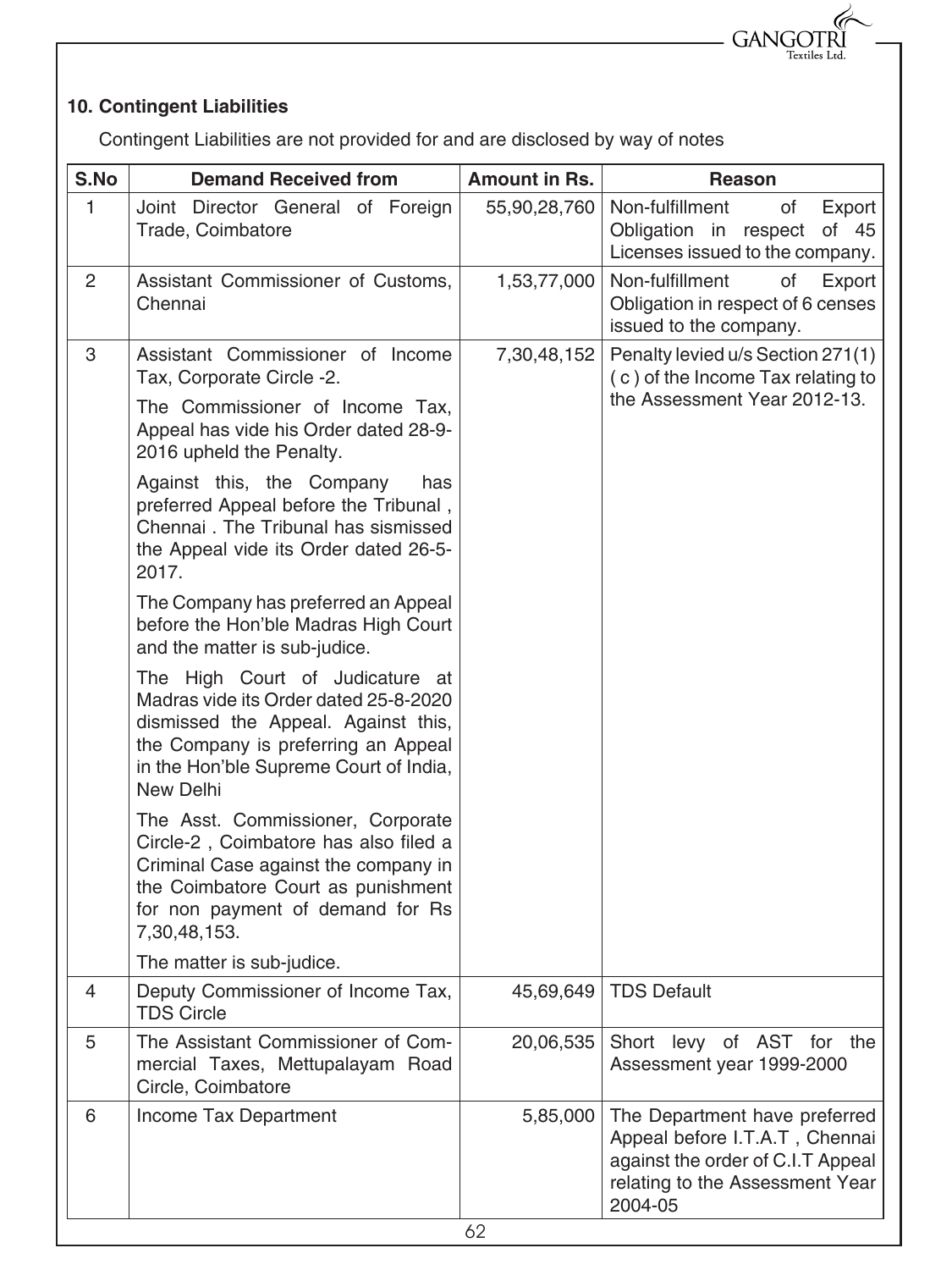## 10. Contingent Liabilities

Contingent Liabilities are not provided for and are disclosed by way of notes

| S.No | Demand Received from | Amount in Rs. | Reason |
|---|---|---|---|
| 1 | Joint Director General of Foreign Trade, Coimbatore | 55,90,28,760 | Non-fulfillment of Export Obligation in respect of 45 Licenses issued to the company. |
| 2 | Assistant Commissioner of Customs, Chennai | 1,53,77,000 | Non-fulfillment of Export Obligation in respect of 6 censes issued to the company. |
| 3 | Assistant Commissioner of Income Tax, Corporate Circle -2.<br><br>The Commissioner of Income Tax, Appeal has vide his Order dated 28-9-2016 upheld the Penalty.<br><br>Against this, the Company has preferred Appeal before the Tribunal , Chennai . The Tribunal has sismissed the Appeal vide its Order dated 26-5-2017.<br><br>The Company has preferred an Appeal before the Hon'ble Madras High Court and the matter is sub-judice.<br><br>The High Court of Judicature at Madras vide its Order dated 25-8-2020 dismissed the Appeal. Against this, the Company is preferring an Appeal in the Hon'ble Supreme Court of India, New Delhi<br><br>The Asst. Commissioner, Corporate Circle-2 , Coimbatore has also filed a Criminal Case against the company in the Coimbatore Court as punishment for non payment of demand for Rs 7,30,48,153.<br><br>The matter is sub-judice. | 7,30,48,152 | Penalty levied u/s Section 271(1) ( c ) of the Income Tax relating to the Assessment Year 2012-13. |
| 4 | Deputy Commissioner of Income Tax, TDS Circle | 45,69,649 | TDS Default |
| 5 | The Assistant Commissioner of Commercial Taxes, Mettupalayam Road Circle, Coimbatore | 20,06,535 | Short levy of AST for the Assessment year 1999-2000 |
| 6 | Income Tax Department | 5,85,000 | The Department have preferred Appeal before I.T.A.T , Chennai against the order of C.I.T Appeal relating to the Assessment Year 2004-05 |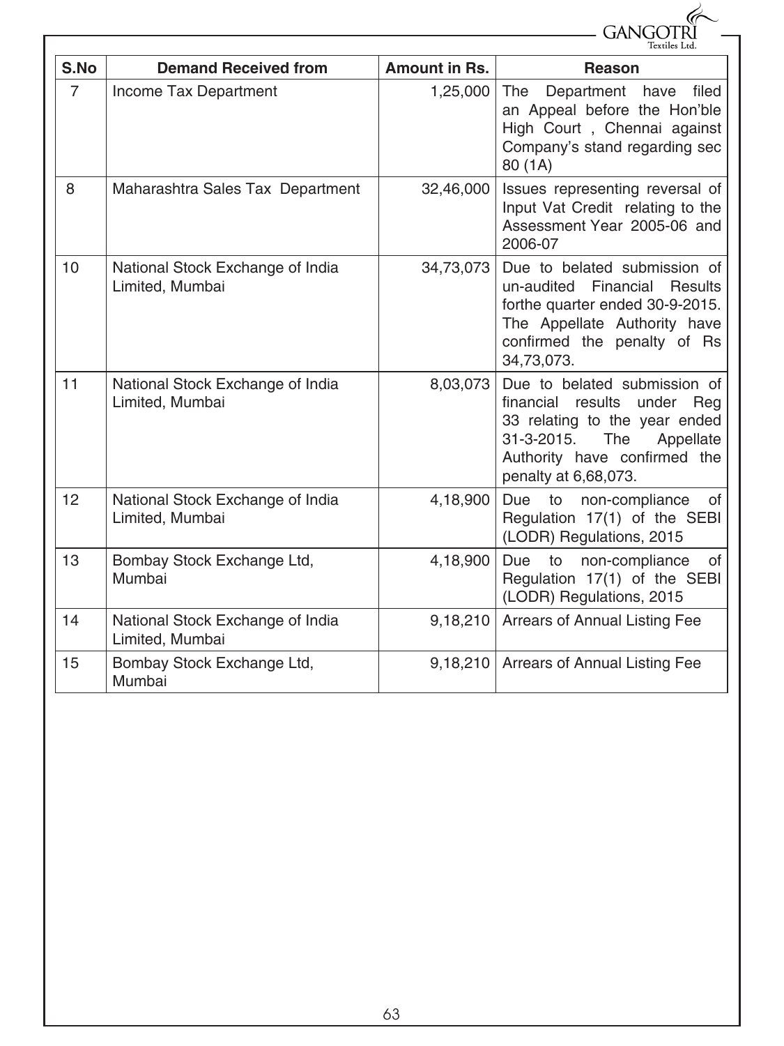| S.No | Demand Received from | Amount in Rs. | Reason |
|---|---|---|---|
| 7 | Income Tax Department | 1,25,000 | The Department have filed an Appeal before the Hon'ble High Court , Chennai against Company's stand regarding sec 80 (1A) |
| 8 | Maharashtra Sales Tax Department | 32,46,000 | Issues representing reversal of Input Vat Credit relating to the Assessment Year 2005-06 and 2006-07 |
| 10 | National Stock Exchange of India Limited, Mumbai | 34,73,073 | Due to belated submission of un-audited Financial Results forthe quarter ended 30-9-2015. The Appellate Authority have confirmed the penalty of Rs 34,73,073. |
| 11 | National Stock Exchange of India Limited, Mumbai | 8,03,073 | Due to belated submission of financial results under Reg 33 relating to the year ended 31-3-2015. The Appellate Authority have confirmed the penalty at 6,68,073. |
| 12 | National Stock Exchange of India Limited, Mumbai | 4,18,900 | Due to non-compliance of Regulation 17(1) of the SEBI (LODR) Regulations, 2015 |
| 13 | Bombay Stock Exchange Ltd, Mumbai | 4,18,900 | Due to non-compliance of Regulation 17(1) of the SEBI (LODR) Regulations, 2015 |
| 14 | National Stock Exchange of India Limited, Mumbai | 9,18,210 | Arrears of Annual Listing Fee |
| 15 | Bombay Stock Exchange Ltd, Mumbai | 9,18,210 | Arrears of Annual Listing Fee |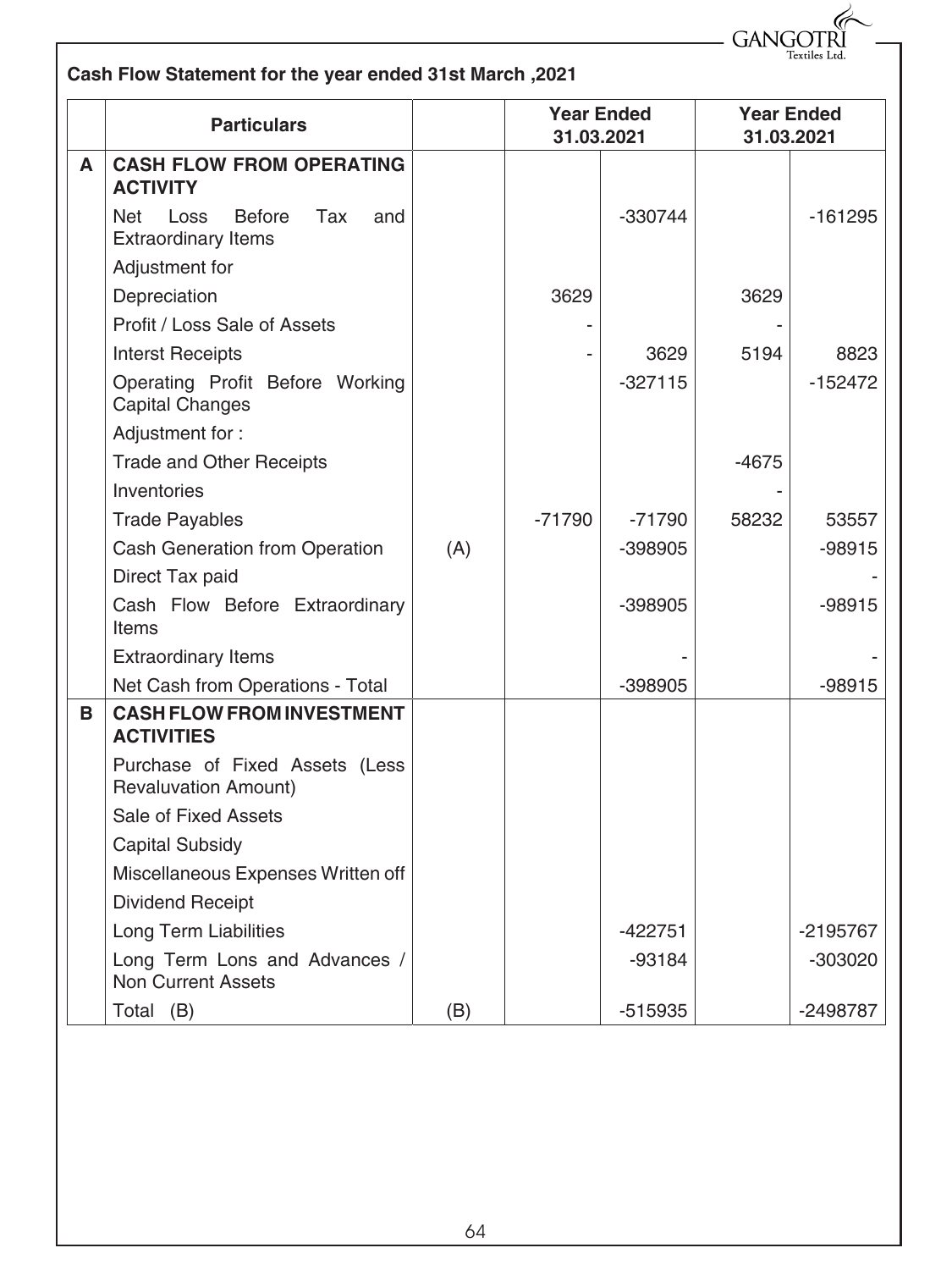**Cash Flow Statement for the year ended 31st March ,2021**

| | Particulars | | Year Ended 31.03.2021 | | Year Ended 31.03.2021 | |
|---|---|---|---|---|---|---|
| **A** | **CASH FLOW FROM OPERATING ACTIVITY** | | | | | |
| | Net Loss Before Tax and Extraordinary Items | | | -330744 | | -161295 |
| | Adjustment for | | | | | |
| | Depreciation | | 3629 | | 3629 | |
| | Profit / Loss Sale of Assets | | - | | - | |
| | Interst Receipts | | - | 3629 | 5194 | 8823 |
| | Operating Profit Before Working Capital Changes | | | -327115 | | -152472 |
| | Adjustment for : | | | | | |
| | Trade and Other Receipts | | | | -4675 | |
| | Inventories | | | | - | |
| | Trade Payables | | -71790 | -71790 | 58232 | 53557 |
| | Cash Generation from Operation | (A) | | -398905 | | -98915 |
| | Direct Tax paid | | | | | - |
| | Cash Flow Before Extraordinary Items | | | -398905 | | -98915 |
| | Extraordinary Items | | | - | | - |
| | Net Cash from Operations - Total | | | -398905 | | -98915 |
| **B** | **CASH FLOW FROM INVESTMENT ACTIVITIES** | | | | | |
| | Purchase of Fixed Assets (Less Revaluvation Amount) | | | | | |
| | Sale of Fixed Assets | | | | | |
| | Capital Subsidy | | | | | |
| | Miscellaneous Expenses Written off | | | | | |
| | Dividend Receipt | | | | | |
| | Long Term Liabilities | | | -422751 | | -2195767 |
| | Long Term Lons and Advances / Non Current Assets | | | -93184 | | -303020 |
| | Total (B) | (B) | | -515935 | | -2498787 |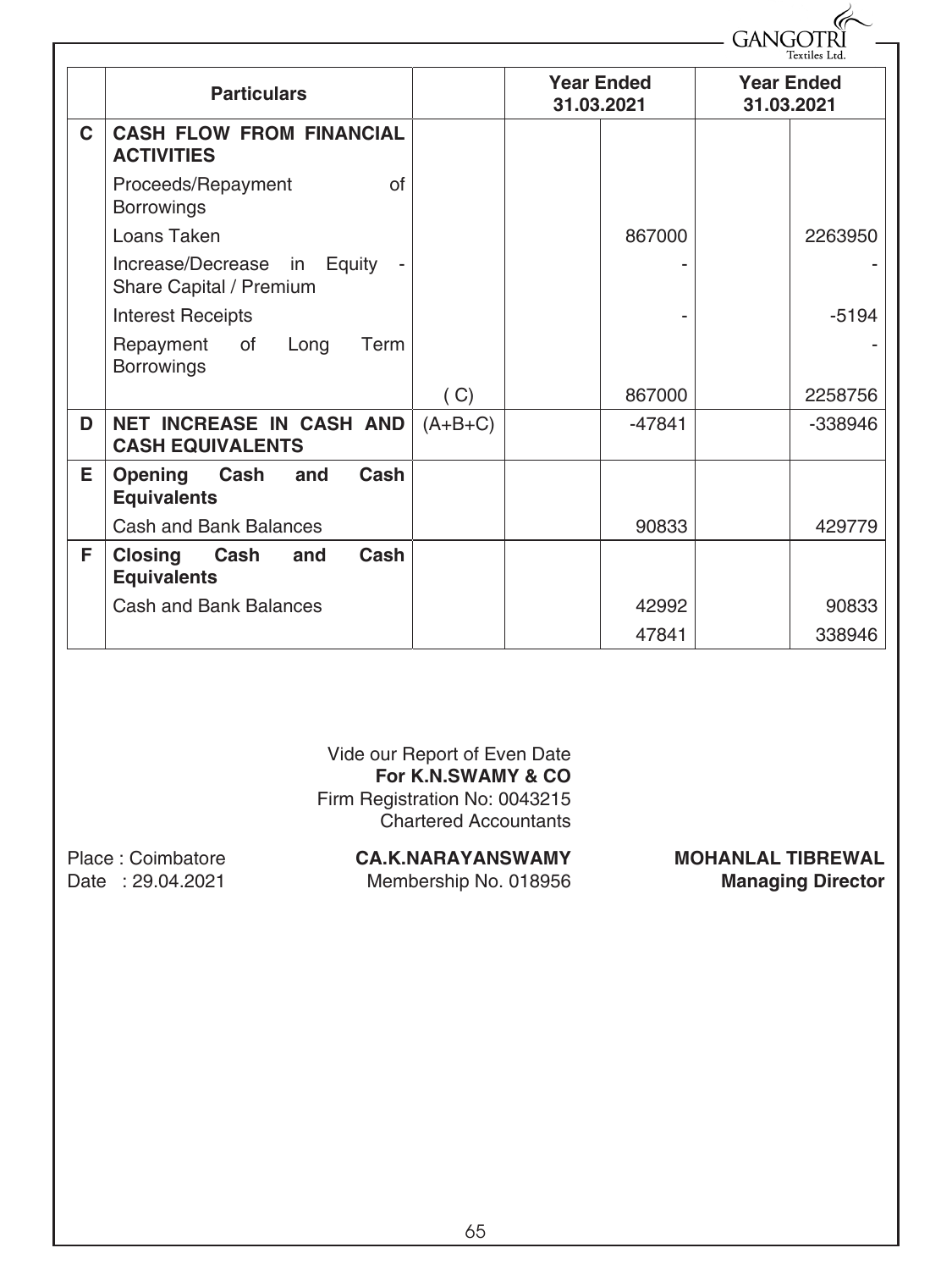| | Particulars | | Year Ended 31.03.2021 | | Year Ended 31.03.2021 | |
|---|---|---|---|---|---|---|
| C | **CASH FLOW FROM FINANCIAL ACTIVITIES** | | | | | |
| | Proceeds/Repayment of Borrowings | | | | | |
| | Loans Taken | | | 867000 | | 2263950 |
| | Increase/Decrease in Equity - Share Capital / Premium | | | - | | - |
| | Interest Receipts | | | - | | -5194 |
| | Repayment of Long Term Borrowings | | | | | - |
| | | ( C) | | 867000 | | 2258756 |
| D | **NET INCREASE IN CASH AND CASH EQUIVALENTS** | (A+B+C) | | -47841 | | -338946 |
| E | **Opening Cash and Cash Equivalents** | | | | | |
| | Cash and Bank Balances | | | 90833 | | 429779 |
| F | **Closing Cash and Cash Equivalents** | | | | | |
| | Cash and Bank Balances | | | 42992 | | 90833 |
| | | | | 47841 | | 338946 |

Vide our Report of Even Date
**For K.N.SWAMY & CO**
Firm Registration No: 0043215
Chartered Accountants

Place : Coimbatore
Date : 29.04.2021

**CA.K.NARAYANSWAMY**
Membership No. 018956

**MOHANLAL TIBREWAL**
**Managing Director**